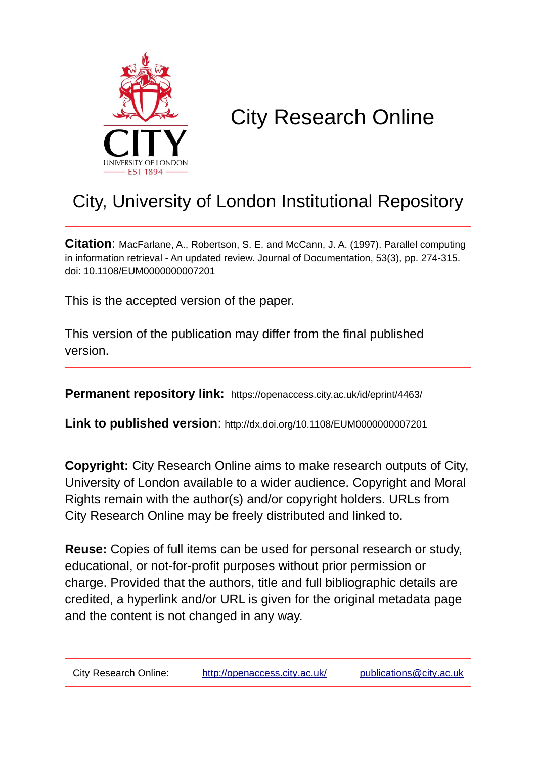CITY
UNIVERSITY OF LONDON
EST 1894

# City Research Online

## City, University of London Institutional Repository

**Citation**: MacFarlane, A., Robertson, S. E. and McCann, J. A. (1997). Parallel computing in information retrieval - An updated review. Journal of Documentation, 53(3), pp. 274-315. doi: 10.1108/EUM0000000007201

This is the accepted version of the paper.

This version of the publication may differ from the final published version.

**Permanent repository link:** https://openaccess.city.ac.uk/id/eprint/4463/

**Link to published version**: http://dx.doi.org/10.1108/EUM0000000007201

**Copyright:** City Research Online aims to make research outputs of City, University of London available to a wider audience. Copyright and Moral Rights remain with the author(s) and/or copyright holders. URLs from City Research Online may be freely distributed and linked to.

**Reuse:** Copies of full items can be used for personal research or study, educational, or not-for-profit purposes without prior permission or charge. Provided that the authors, title and full bibliographic details are credited, a hyperlink and/or URL is given for the original metadata page and the content is not changed in any way.

City Research Online: http://openaccess.city.ac.uk/ publications@city.ac.uk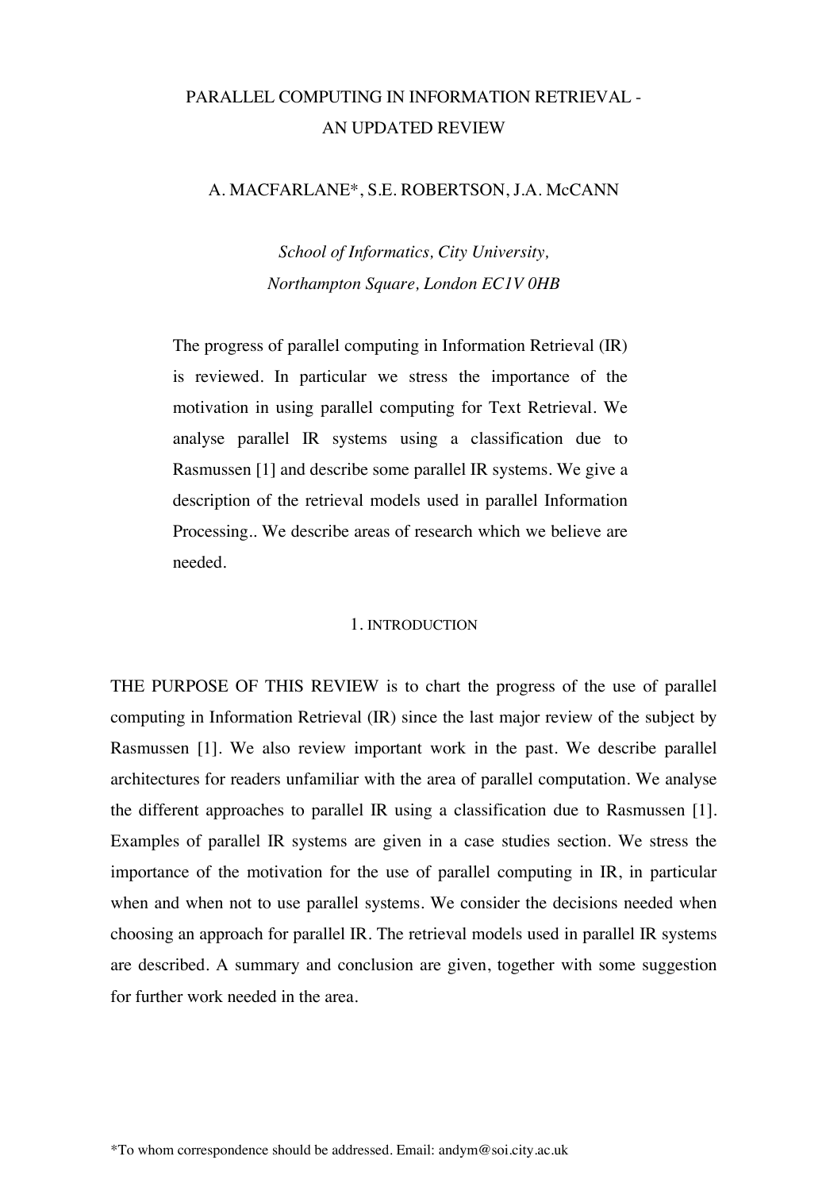# PARALLEL COMPUTING IN INFORMATION RETRIEVAL - AN UPDATED REVIEW

A. MACFARLANE*, S.E. ROBERTSON, J.A. McCANN

*School of Informatics, City University,*
*Northampton Square, London EC1V 0HB*

The progress of parallel computing in Information Retrieval (IR) is reviewed. In particular we stress the importance of the motivation in using parallel computing for Text Retrieval. We analyse parallel IR systems using a classification due to Rasmussen [1] and describe some parallel IR systems. We give a description of the retrieval models used in parallel Information Processing.. We describe areas of research which we believe are needed.

## 1. INTRODUCTION

THE PURPOSE OF THIS REVIEW is to chart the progress of the use of parallel computing in Information Retrieval (IR) since the last major review of the subject by Rasmussen [1]. We also review important work in the past. We describe parallel architectures for readers unfamiliar with the area of parallel computation. We analyse the different approaches to parallel IR using a classification due to Rasmussen [1]. Examples of parallel IR systems are given in a case studies section. We stress the importance of the motivation for the use of parallel computing in IR, in particular when and when not to use parallel systems. We consider the decisions needed when choosing an approach for parallel IR. The retrieval models used in parallel IR systems are described. A summary and conclusion are given, together with some suggestion for further work needed in the area.

*To whom correspondence should be addressed. Email: andym@soi.city.ac.uk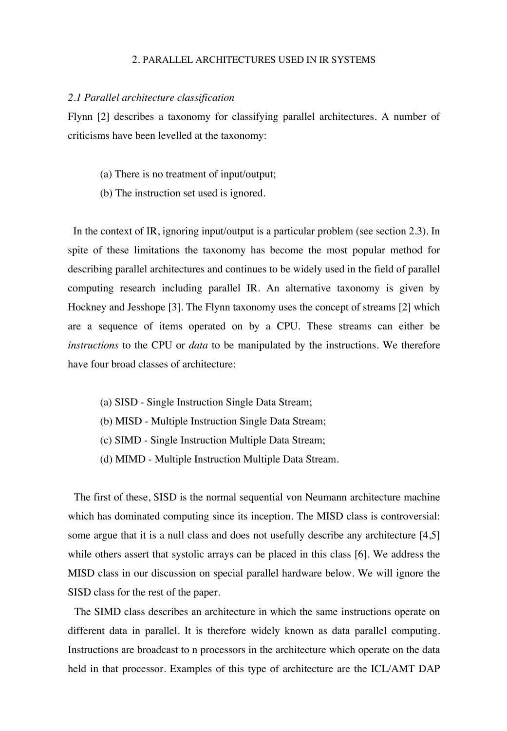## 2. PARALLEL ARCHITECTURES USED IN IR SYSTEMS

### *2.1 Parallel architecture classification*

Flynn [2] describes a taxonomy for classifying parallel architectures. A number of criticisms have been levelled at the taxonomy:

(a) There is no treatment of input/output;

(b) The instruction set used is ignored.

In the context of IR, ignoring input/output is a particular problem (see section 2.3). In spite of these limitations the taxonomy has become the most popular method for describing parallel architectures and continues to be widely used in the field of parallel computing research including parallel IR. An alternative taxonomy is given by Hockney and Jesshope [3]. The Flynn taxonomy uses the concept of streams [2] which are a sequence of items operated on by a CPU. These streams can either be *instructions* to the CPU or *data* to be manipulated by the instructions. We therefore have four broad classes of architecture:

(a) SISD - Single Instruction Single Data Stream;

(b) MISD - Multiple Instruction Single Data Stream;

(c) SIMD - Single Instruction Multiple Data Stream;

(d) MIMD - Multiple Instruction Multiple Data Stream.

The first of these, SISD is the normal sequential von Neumann architecture machine which has dominated computing since its inception. The MISD class is controversial: some argue that it is a null class and does not usefully describe any architecture [4,5] while others assert that systolic arrays can be placed in this class [6]. We address the MISD class in our discussion on special parallel hardware below. We will ignore the SISD class for the rest of the paper.

The SIMD class describes an architecture in which the same instructions operate on different data in parallel. It is therefore widely known as data parallel computing. Instructions are broadcast to n processors in the architecture which operate on the data held in that processor. Examples of this type of architecture are the ICL/AMT DAP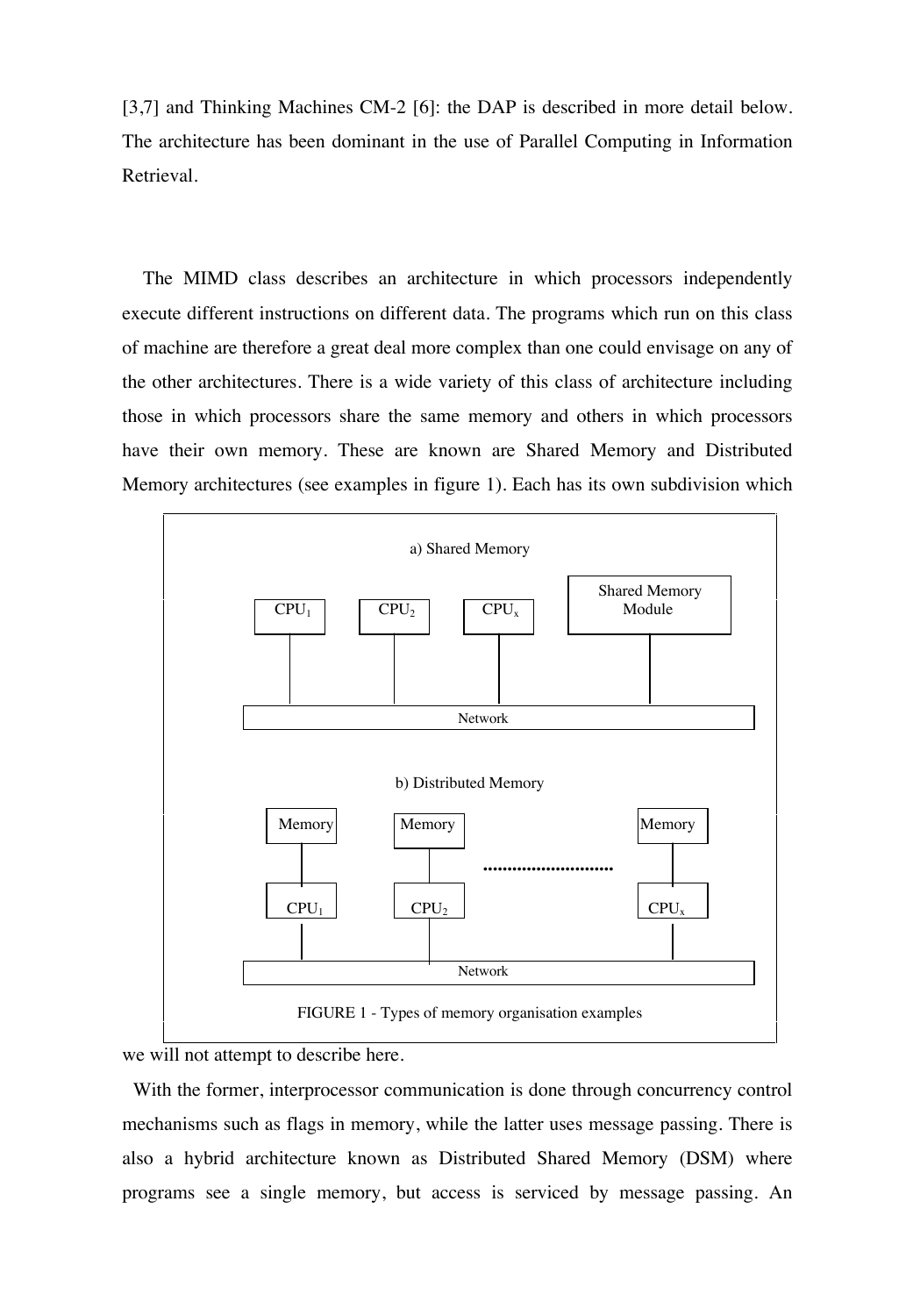[3,7] and Thinking Machines CM-2 [6]: the DAP is described in more detail below. The architecture has been dominant in the use of Parallel Computing in Information Retrieval.

The MIMD class describes an architecture in which processors independently execute different instructions on different data. The programs which run on this class of machine are therefore a great deal more complex than one could envisage on any of the other architectures. There is a wide variety of this class of architecture including those in which processors share the same memory and others in which processors have their own memory. These are known are Shared Memory and Distributed Memory architectures (see examples in figure 1). Each has its own subdivision which we will not attempt to describe here.

a) Shared Memory

$CPU_1$ $CPU_2$ $CPU_x$ Shared Memory Module

Network

b) Distributed Memory

Memory Memory ........................... Memory

$CPU_1$ $CPU_2$ $CPU_x$

Network

FIGURE 1 - Types of memory organisation examples

With the former, interprocessor communication is done through concurrency control mechanisms such as flags in memory, while the latter uses message passing. There is also a hybrid architecture known as Distributed Shared Memory (DSM) where programs see a single memory, but access is serviced by message passing. An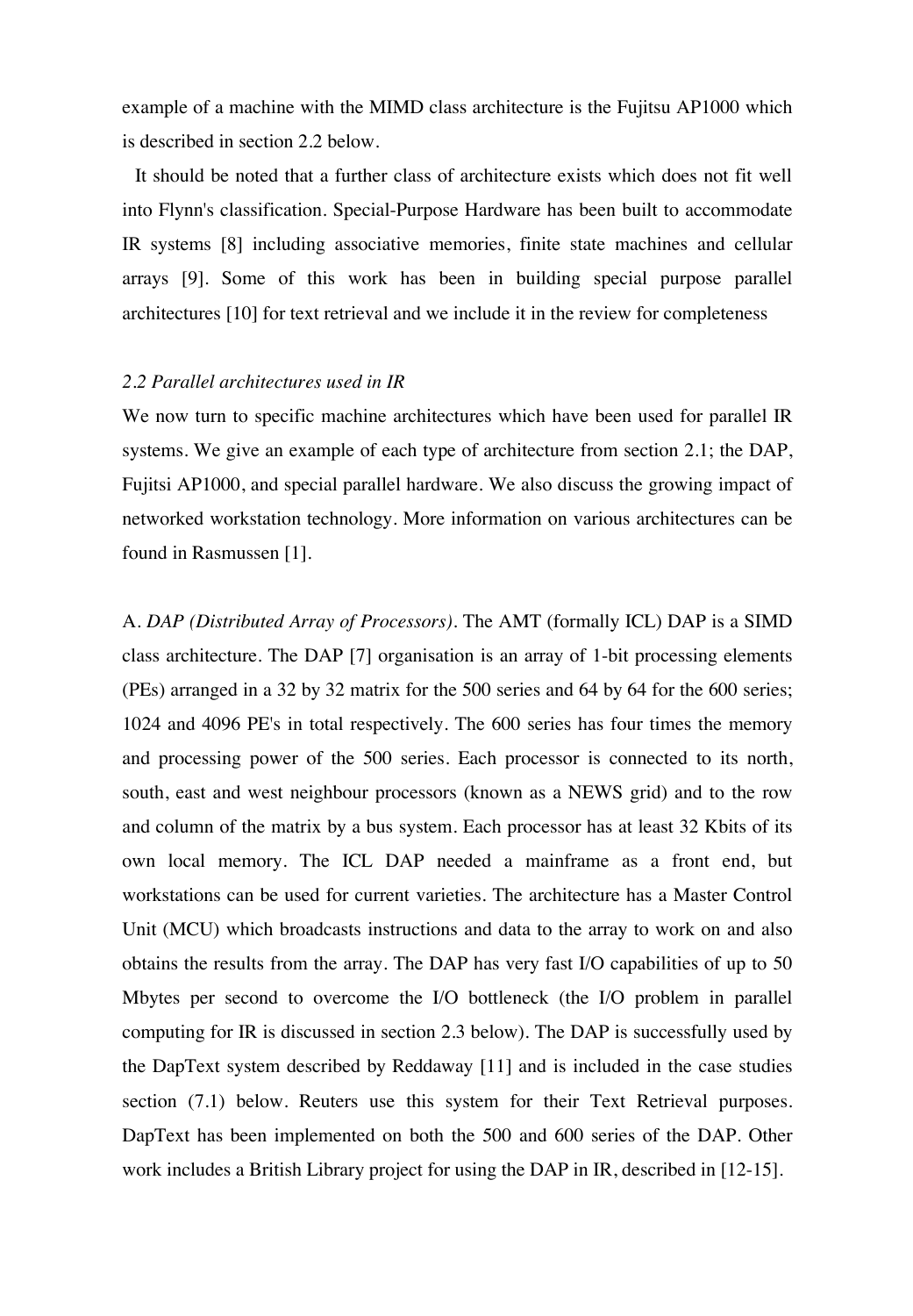example of a machine with the MIMD class architecture is the Fujitsu AP1000 which is described in section 2.2 below.

It should be noted that a further class of architecture exists which does not fit well into Flynn's classification. Special-Purpose Hardware has been built to accommodate IR systems [8] including associative memories, finite state machines and cellular arrays [9]. Some of this work has been in building special purpose parallel architectures [10] for text retrieval and we include it in the review for completeness

*2.2 Parallel architectures used in IR*

We now turn to specific machine architectures which have been used for parallel IR systems. We give an example of each type of architecture from section 2.1; the DAP, Fujitsi AP1000, and special parallel hardware. We also discuss the growing impact of networked workstation technology. More information on various architectures can be found in Rasmussen [1].

A. *DAP (Distributed Array of Processors)*. The AMT (formally ICL) DAP is a SIMD class architecture. The DAP [7] organisation is an array of 1-bit processing elements (PEs) arranged in a 32 by 32 matrix for the 500 series and 64 by 64 for the 600 series; 1024 and 4096 PE's in total respectively. The 600 series has four times the memory and processing power of the 500 series. Each processor is connected to its north, south, east and west neighbour processors (known as a NEWS grid) and to the row and column of the matrix by a bus system. Each processor has at least 32 Kbits of its own local memory. The ICL DAP needed a mainframe as a front end, but workstations can be used for current varieties. The architecture has a Master Control Unit (MCU) which broadcasts instructions and data to the array to work on and also obtains the results from the array. The DAP has very fast I/O capabilities of up to 50 Mbytes per second to overcome the I/O bottleneck (the I/O problem in parallel computing for IR is discussed in section 2.3 below). The DAP is successfully used by the DapText system described by Reddaway [11] and is included in the case studies section (7.1) below. Reuters use this system for their Text Retrieval purposes. DapText has been implemented on both the 500 and 600 series of the DAP. Other work includes a British Library project for using the DAP in IR, described in [12-15].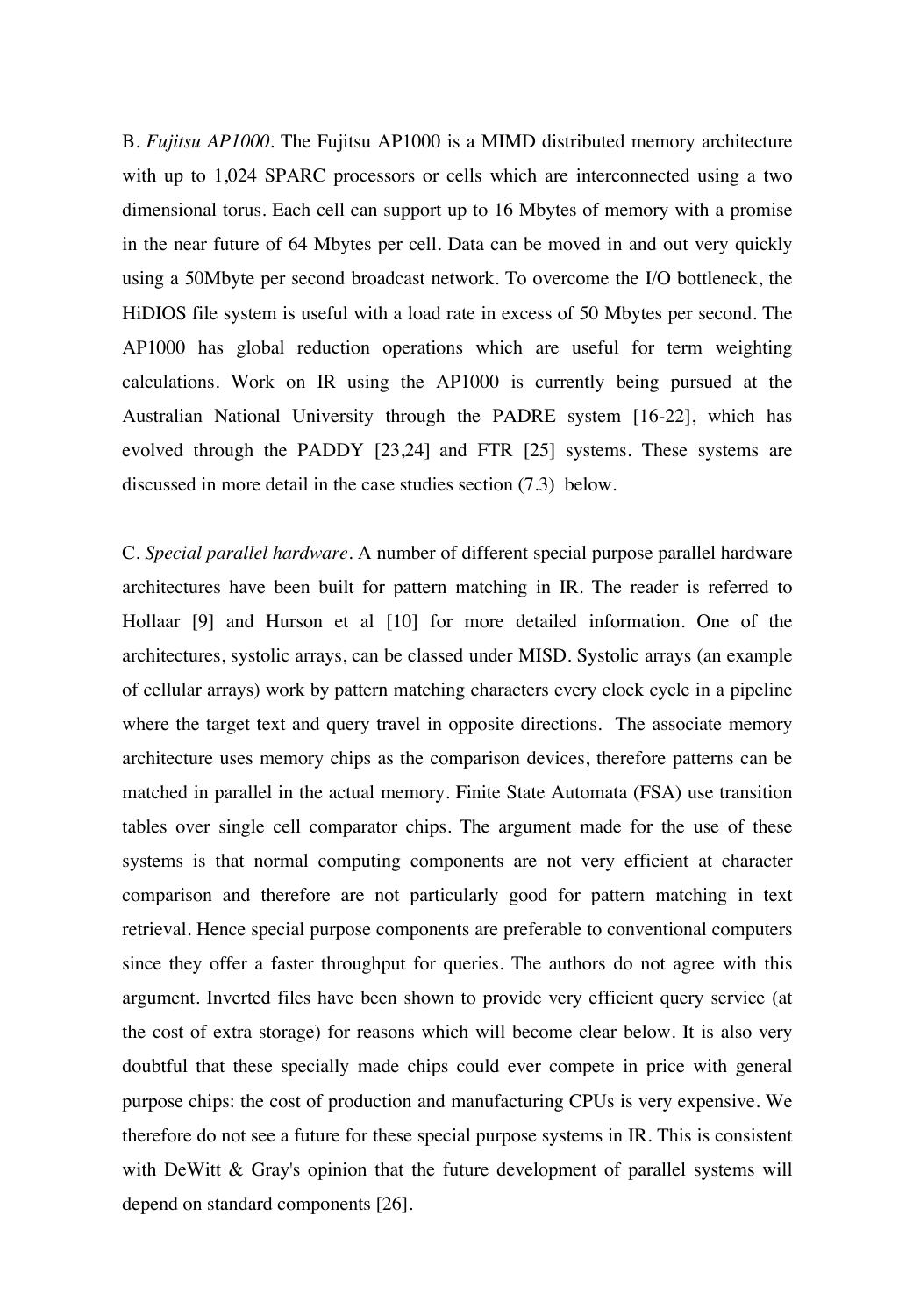B. *Fujitsu AP1000*. The Fujitsu AP1000 is a MIMD distributed memory architecture with up to 1,024 SPARC processors or cells which are interconnected using a two dimensional torus. Each cell can support up to 16 Mbytes of memory with a promise in the near future of 64 Mbytes per cell. Data can be moved in and out very quickly using a 50Mbyte per second broadcast network. To overcome the I/O bottleneck, the HiDIOS file system is useful with a load rate in excess of 50 Mbytes per second. The AP1000 has global reduction operations which are useful for term weighting calculations. Work on IR using the AP1000 is currently being pursued at the Australian National University through the PADRE system [16-22], which has evolved through the PADDY [23,24] and FTR [25] systems. These systems are discussed in more detail in the case studies section (7.3) below.

C. *Special parallel hardware*. A number of different special purpose parallel hardware architectures have been built for pattern matching in IR. The reader is referred to Hollaar [9] and Hurson et al [10] for more detailed information. One of the architectures, systolic arrays, can be classed under MISD. Systolic arrays (an example of cellular arrays) work by pattern matching characters every clock cycle in a pipeline where the target text and query travel in opposite directions. The associate memory architecture uses memory chips as the comparison devices, therefore patterns can be matched in parallel in the actual memory. Finite State Automata (FSA) use transition tables over single cell comparator chips. The argument made for the use of these systems is that normal computing components are not very efficient at character comparison and therefore are not particularly good for pattern matching in text retrieval. Hence special purpose components are preferable to conventional computers since they offer a faster throughput for queries. The authors do not agree with this argument. Inverted files have been shown to provide very efficient query service (at the cost of extra storage) for reasons which will become clear below. It is also very doubtful that these specially made chips could ever compete in price with general purpose chips: the cost of production and manufacturing CPUs is very expensive. We therefore do not see a future for these special purpose systems in IR. This is consistent with DeWitt & Gray's opinion that the future development of parallel systems will depend on standard components [26].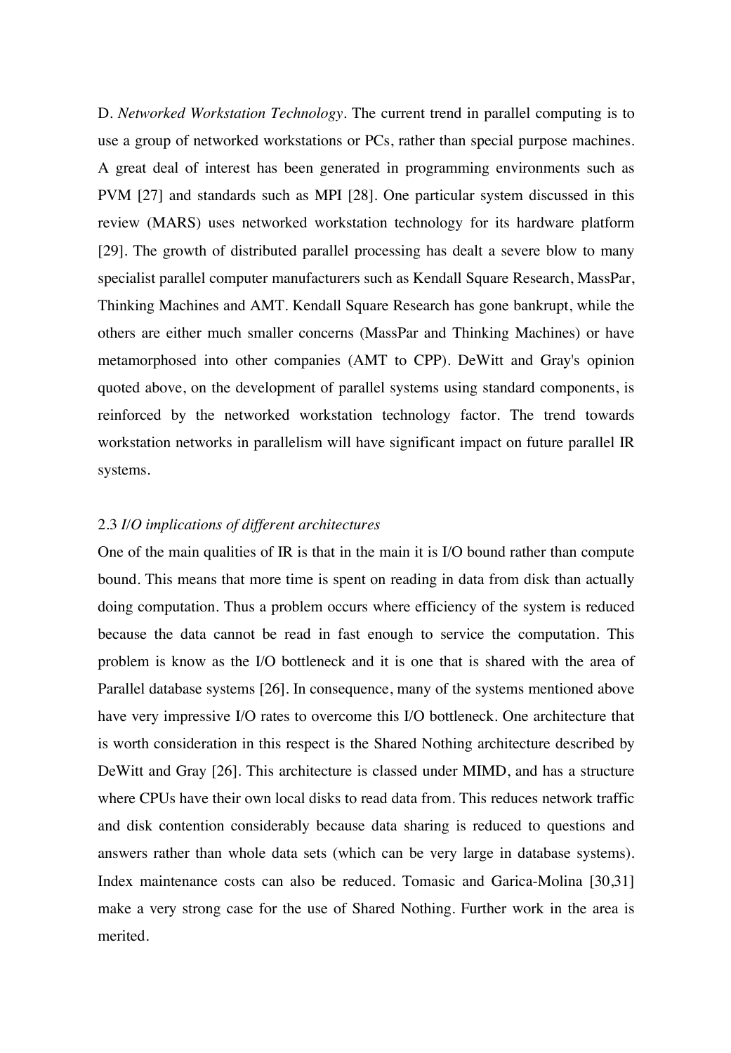D. *Networked Workstation Technology*. The current trend in parallel computing is to use a group of networked workstations or PCs, rather than special purpose machines. A great deal of interest has been generated in programming environments such as PVM [27] and standards such as MPI [28]. One particular system discussed in this review (MARS) uses networked workstation technology for its hardware platform [29]. The growth of distributed parallel processing has dealt a severe blow to many specialist parallel computer manufacturers such as Kendall Square Research, MassPar, Thinking Machines and AMT. Kendall Square Research has gone bankrupt, while the others are either much smaller concerns (MassPar and Thinking Machines) or have metamorphosed into other companies (AMT to CPP). DeWitt and Gray's opinion quoted above, on the development of parallel systems using standard components, is reinforced by the networked workstation technology factor. The trend towards workstation networks in parallelism will have significant impact on future parallel IR systems.

### 2.3 *I/O implications of different architectures*

One of the main qualities of IR is that in the main it is I/O bound rather than compute bound. This means that more time is spent on reading in data from disk than actually doing computation. Thus a problem occurs where efficiency of the system is reduced because the data cannot be read in fast enough to service the computation. This problem is know as the I/O bottleneck and it is one that is shared with the area of Parallel database systems [26]. In consequence, many of the systems mentioned above have very impressive I/O rates to overcome this I/O bottleneck. One architecture that is worth consideration in this respect is the Shared Nothing architecture described by DeWitt and Gray [26]. This architecture is classed under MIMD, and has a structure where CPUs have their own local disks to read data from. This reduces network traffic and disk contention considerably because data sharing is reduced to questions and answers rather than whole data sets (which can be very large in database systems). Index maintenance costs can also be reduced. Tomasic and Garica-Molina [30,31] make a very strong case for the use of Shared Nothing. Further work in the area is merited.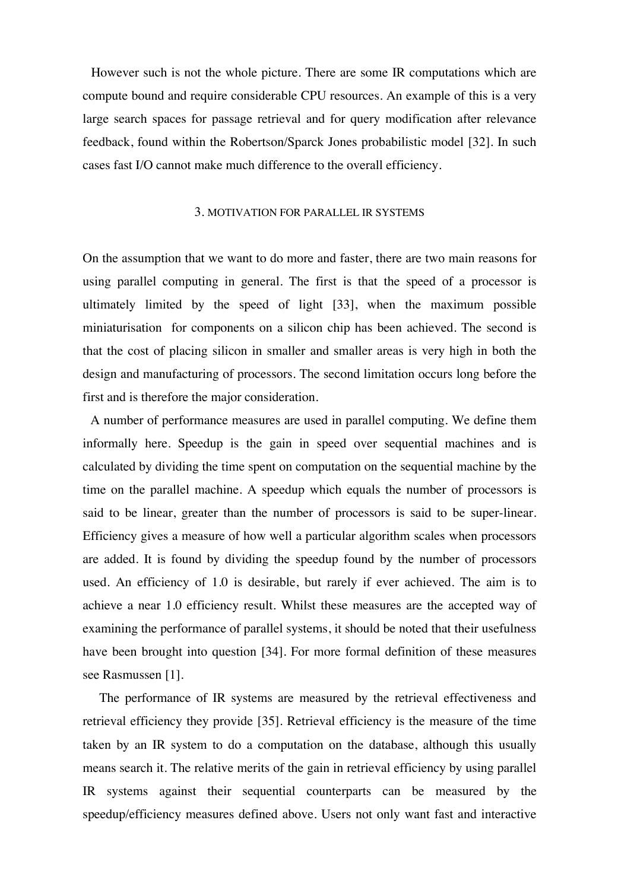However such is not the whole picture. There are some IR computations which are compute bound and require considerable CPU resources. An example of this is a very large search spaces for passage retrieval and for query modification after relevance feedback, found within the Robertson/Sparck Jones probabilistic model [32]. In such cases fast I/O cannot make much difference to the overall efficiency.

## 3. MOTIVATION FOR PARALLEL IR SYSTEMS

On the assumption that we want to do more and faster, there are two main reasons for using parallel computing in general. The first is that the speed of a processor is ultimately limited by the speed of light [33], when the maximum possible miniaturisation for components on a silicon chip has been achieved. The second is that the cost of placing silicon in smaller and smaller areas is very high in both the design and manufacturing of processors. The second limitation occurs long before the first and is therefore the major consideration.

A number of performance measures are used in parallel computing. We define them informally here. Speedup is the gain in speed over sequential machines and is calculated by dividing the time spent on computation on the sequential machine by the time on the parallel machine. A speedup which equals the number of processors is said to be linear, greater than the number of processors is said to be super-linear. Efficiency gives a measure of how well a particular algorithm scales when processors are added. It is found by dividing the speedup found by the number of processors used. An efficiency of 1.0 is desirable, but rarely if ever achieved. The aim is to achieve a near 1.0 efficiency result. Whilst these measures are the accepted way of examining the performance of parallel systems, it should be noted that their usefulness have been brought into question [34]. For more formal definition of these measures see Rasmussen [1].

The performance of IR systems are measured by the retrieval effectiveness and retrieval efficiency they provide [35]. Retrieval efficiency is the measure of the time taken by an IR system to do a computation on the database, although this usually means search it. The relative merits of the gain in retrieval efficiency by using parallel IR systems against their sequential counterparts can be measured by the speedup/efficiency measures defined above. Users not only want fast and interactive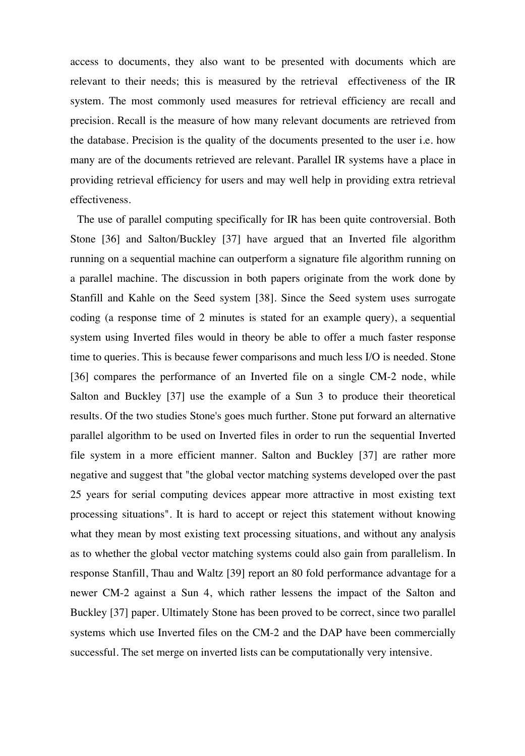access to documents, they also want to be presented with documents which are relevant to their needs; this is measured by the retrieval effectiveness of the IR system. The most commonly used measures for retrieval efficiency are recall and precision. Recall is the measure of how many relevant documents are retrieved from the database. Precision is the quality of the documents presented to the user i.e. how many are of the documents retrieved are relevant. Parallel IR systems have a place in providing retrieval efficiency for users and may well help in providing extra retrieval effectiveness.

The use of parallel computing specifically for IR has been quite controversial. Both Stone [36] and Salton/Buckley [37] have argued that an Inverted file algorithm running on a sequential machine can outperform a signature file algorithm running on a parallel machine. The discussion in both papers originate from the work done by Stanfill and Kahle on the Seed system [38]. Since the Seed system uses surrogate coding (a response time of 2 minutes is stated for an example query), a sequential system using Inverted files would in theory be able to offer a much faster response time to queries. This is because fewer comparisons and much less I/O is needed. Stone [36] compares the performance of an Inverted file on a single CM-2 node, while Salton and Buckley [37] use the example of a Sun 3 to produce their theoretical results. Of the two studies Stone's goes much further. Stone put forward an alternative parallel algorithm to be used on Inverted files in order to run the sequential Inverted file system in a more efficient manner. Salton and Buckley [37] are rather more negative and suggest that "the global vector matching systems developed over the past 25 years for serial computing devices appear more attractive in most existing text processing situations". It is hard to accept or reject this statement without knowing what they mean by most existing text processing situations, and without any analysis as to whether the global vector matching systems could also gain from parallelism. In response Stanfill, Thau and Waltz [39] report an 80 fold performance advantage for a newer CM-2 against a Sun 4, which rather lessens the impact of the Salton and Buckley [37] paper. Ultimately Stone has been proved to be correct, since two parallel systems which use Inverted files on the CM-2 and the DAP have been commercially successful. The set merge on inverted lists can be computationally very intensive.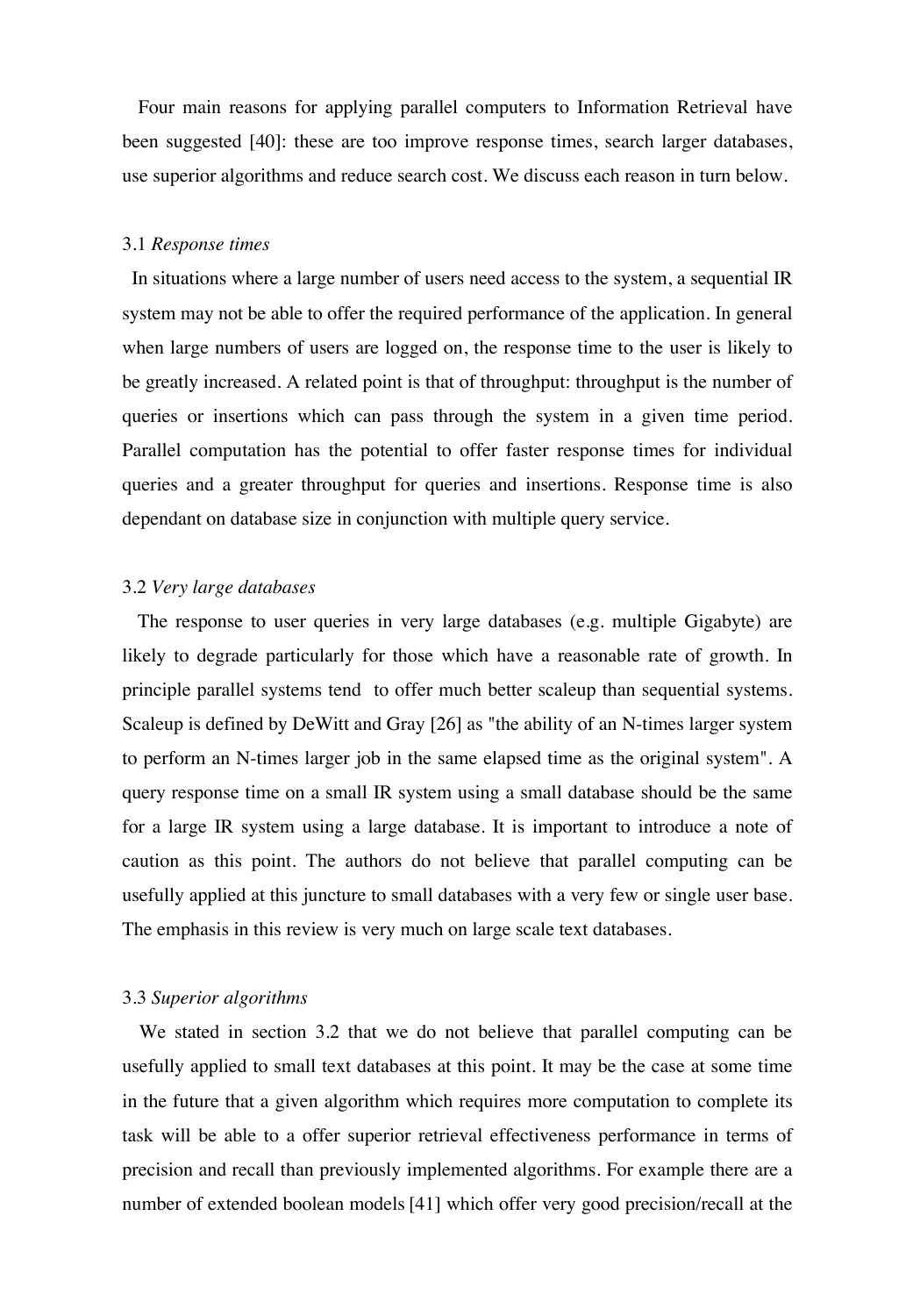Four main reasons for applying parallel computers to Information Retrieval have been suggested [40]: these are too improve response times, search larger databases, use superior algorithms and reduce search cost. We discuss each reason in turn below.

### 3.1 *Response times*

In situations where a large number of users need access to the system, a sequential IR system may not be able to offer the required performance of the application. In general when large numbers of users are logged on, the response time to the user is likely to be greatly increased. A related point is that of throughput: throughput is the number of queries or insertions which can pass through the system in a given time period. Parallel computation has the potential to offer faster response times for individual queries and a greater throughput for queries and insertions. Response time is also dependant on database size in conjunction with multiple query service.

### 3.2 *Very large databases*

The response to user queries in very large databases (e.g. multiple Gigabyte) are likely to degrade particularly for those which have a reasonable rate of growth. In principle parallel systems tend to offer much better scaleup than sequential systems. Scaleup is defined by DeWitt and Gray [26] as "the ability of an N-times larger system to perform an N-times larger job in the same elapsed time as the original system". A query response time on a small IR system using a small database should be the same for a large IR system using a large database. It is important to introduce a note of caution as this point. The authors do not believe that parallel computing can be usefully applied at this juncture to small databases with a very few or single user base. The emphasis in this review is very much on large scale text databases.

### 3.3 *Superior algorithms*

We stated in section 3.2 that we do not believe that parallel computing can be usefully applied to small text databases at this point. It may be the case at some time in the future that a given algorithm which requires more computation to complete its task will be able to a offer superior retrieval effectiveness performance in terms of precision and recall than previously implemented algorithms. For example there are a number of extended boolean models [41] which offer very good precision/recall at the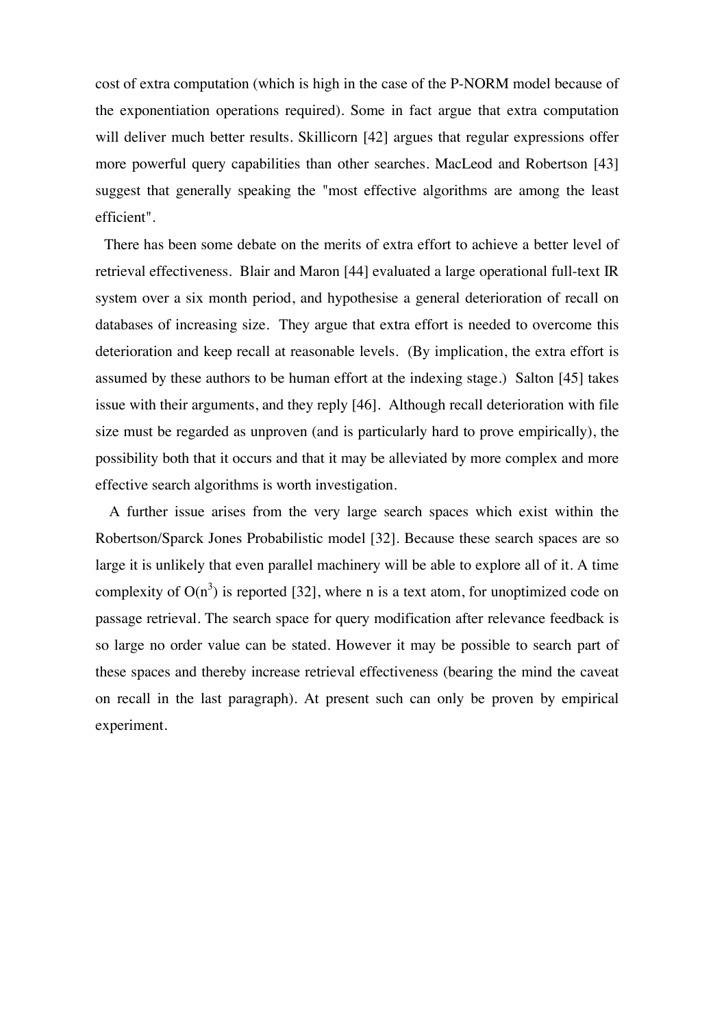cost of extra computation (which is high in the case of the P-NORM model because of the exponentiation operations required). Some in fact argue that extra computation will deliver much better results. Skillicorn [42] argues that regular expressions offer more powerful query capabilities than other searches. MacLeod and Robertson [43] suggest that generally speaking the "most effective algorithms are among the least efficient".

There has been some debate on the merits of extra effort to achieve a better level of retrieval effectiveness. Blair and Maron [44] evaluated a large operational full-text IR system over a six month period, and hypothesise a general deterioration of recall on databases of increasing size. They argue that extra effort is needed to overcome this deterioration and keep recall at reasonable levels. (By implication, the extra effort is assumed by these authors to be human effort at the indexing stage.) Salton [45] takes issue with their arguments, and they reply [46]. Although recall deterioration with file size must be regarded as unproven (and is particularly hard to prove empirically), the possibility both that it occurs and that it may be alleviated by more complex and more effective search algorithms is worth investigation.

A further issue arises from the very large search spaces which exist within the Robertson/Sparck Jones Probabilistic model [32]. Because these search spaces are so large it is unlikely that even parallel machinery will be able to explore all of it. A time complexity of $O(n^3)$ is reported [32], where n is a text atom, for unoptimized code on passage retrieval. The search space for query modification after relevance feedback is so large no order value can be stated. However it may be possible to search part of these spaces and thereby increase retrieval effectiveness (bearing the mind the caveat on recall in the last paragraph). At present such can only be proven by empirical experiment.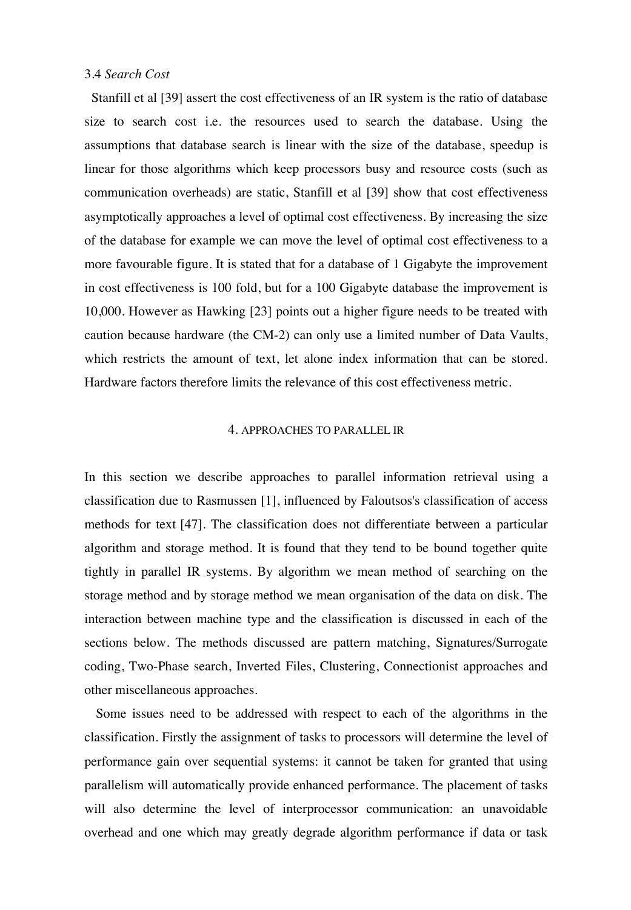### 3.4 *Search Cost*

Stanfill et al [39] assert the cost effectiveness of an IR system is the ratio of database size to search cost i.e. the resources used to search the database. Using the assumptions that database search is linear with the size of the database, speedup is linear for those algorithms which keep processors busy and resource costs (such as communication overheads) are static, Stanfill et al [39] show that cost effectiveness asymptotically approaches a level of optimal cost effectiveness. By increasing the size of the database for example we can move the level of optimal cost effectiveness to a more favourable figure. It is stated that for a database of 1 Gigabyte the improvement in cost effectiveness is 100 fold, but for a 100 Gigabyte database the improvement is 10,000. However as Hawking [23] points out a higher figure needs to be treated with caution because hardware (the CM-2) can only use a limited number of Data Vaults, which restricts the amount of text, let alone index information that can be stored. Hardware factors therefore limits the relevance of this cost effectiveness metric.

## 4. APPROACHES TO PARALLEL IR

In this section we describe approaches to parallel information retrieval using a classification due to Rasmussen [1], influenced by Faloutsos's classification of access methods for text [47]. The classification does not differentiate between a particular algorithm and storage method. It is found that they tend to be bound together quite tightly in parallel IR systems. By algorithm we mean method of searching on the storage method and by storage method we mean organisation of the data on disk. The interaction between machine type and the classification is discussed in each of the sections below. The methods discussed are pattern matching, Signatures/Surrogate coding, Two-Phase search, Inverted Files, Clustering, Connectionist approaches and other miscellaneous approaches.

Some issues need to be addressed with respect to each of the algorithms in the classification. Firstly the assignment of tasks to processors will determine the level of performance gain over sequential systems: it cannot be taken for granted that using parallelism will automatically provide enhanced performance. The placement of tasks will also determine the level of interprocessor communication: an unavoidable overhead and one which may greatly degrade algorithm performance if data or task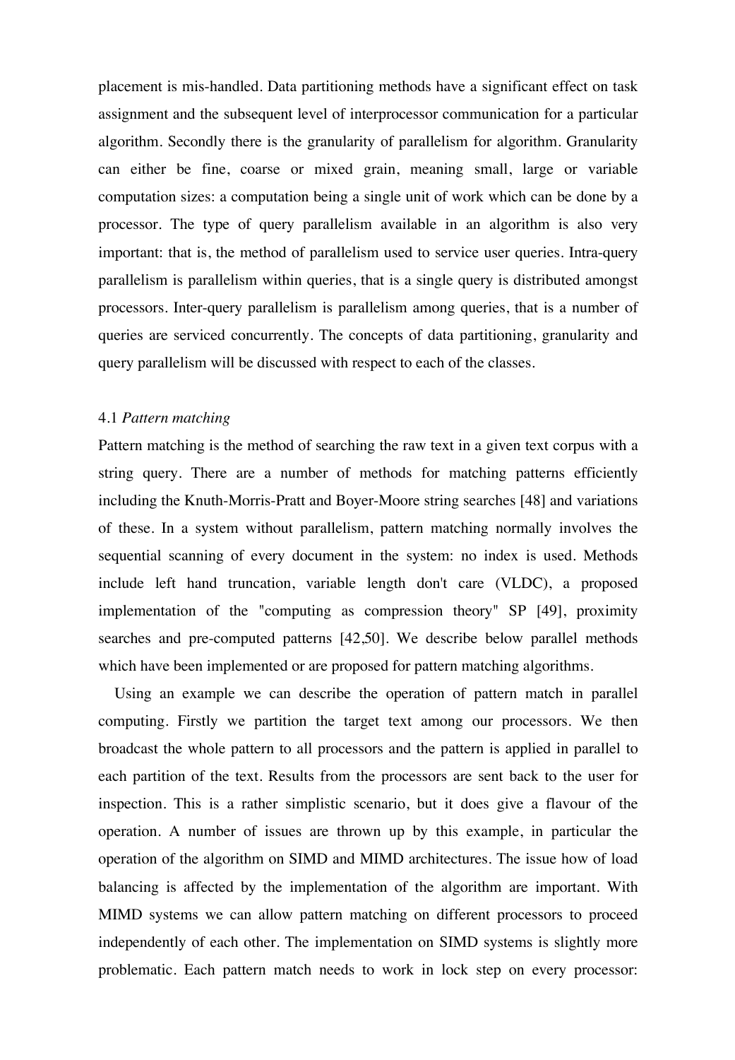placement is mis-handled. Data partitioning methods have a significant effect on task assignment and the subsequent level of interprocessor communication for a particular algorithm. Secondly there is the granularity of parallelism for algorithm. Granularity can either be fine, coarse or mixed grain, meaning small, large or variable computation sizes: a computation being a single unit of work which can be done by a processor. The type of query parallelism available in an algorithm is also very important: that is, the method of parallelism used to service user queries. Intra-query parallelism is parallelism within queries, that is a single query is distributed amongst processors. Inter-query parallelism is parallelism among queries, that is a number of queries are serviced concurrently. The concepts of data partitioning, granularity and query parallelism will be discussed with respect to each of the classes.

### 4.1 *Pattern matching*

Pattern matching is the method of searching the raw text in a given text corpus with a string query. There are a number of methods for matching patterns efficiently including the Knuth-Morris-Pratt and Boyer-Moore string searches [48] and variations of these. In a system without parallelism, pattern matching normally involves the sequential scanning of every document in the system: no index is used. Methods include left hand truncation, variable length don't care (VLDC), a proposed implementation of the "computing as compression theory" SP [49], proximity searches and pre-computed patterns [42,50]. We describe below parallel methods which have been implemented or are proposed for pattern matching algorithms.

Using an example we can describe the operation of pattern match in parallel computing. Firstly we partition the target text among our processors. We then broadcast the whole pattern to all processors and the pattern is applied in parallel to each partition of the text. Results from the processors are sent back to the user for inspection. This is a rather simplistic scenario, but it does give a flavour of the operation. A number of issues are thrown up by this example, in particular the operation of the algorithm on SIMD and MIMD architectures. The issue how of load balancing is affected by the implementation of the algorithm are important. With MIMD systems we can allow pattern matching on different processors to proceed independently of each other. The implementation on SIMD systems is slightly more problematic. Each pattern match needs to work in lock step on every processor: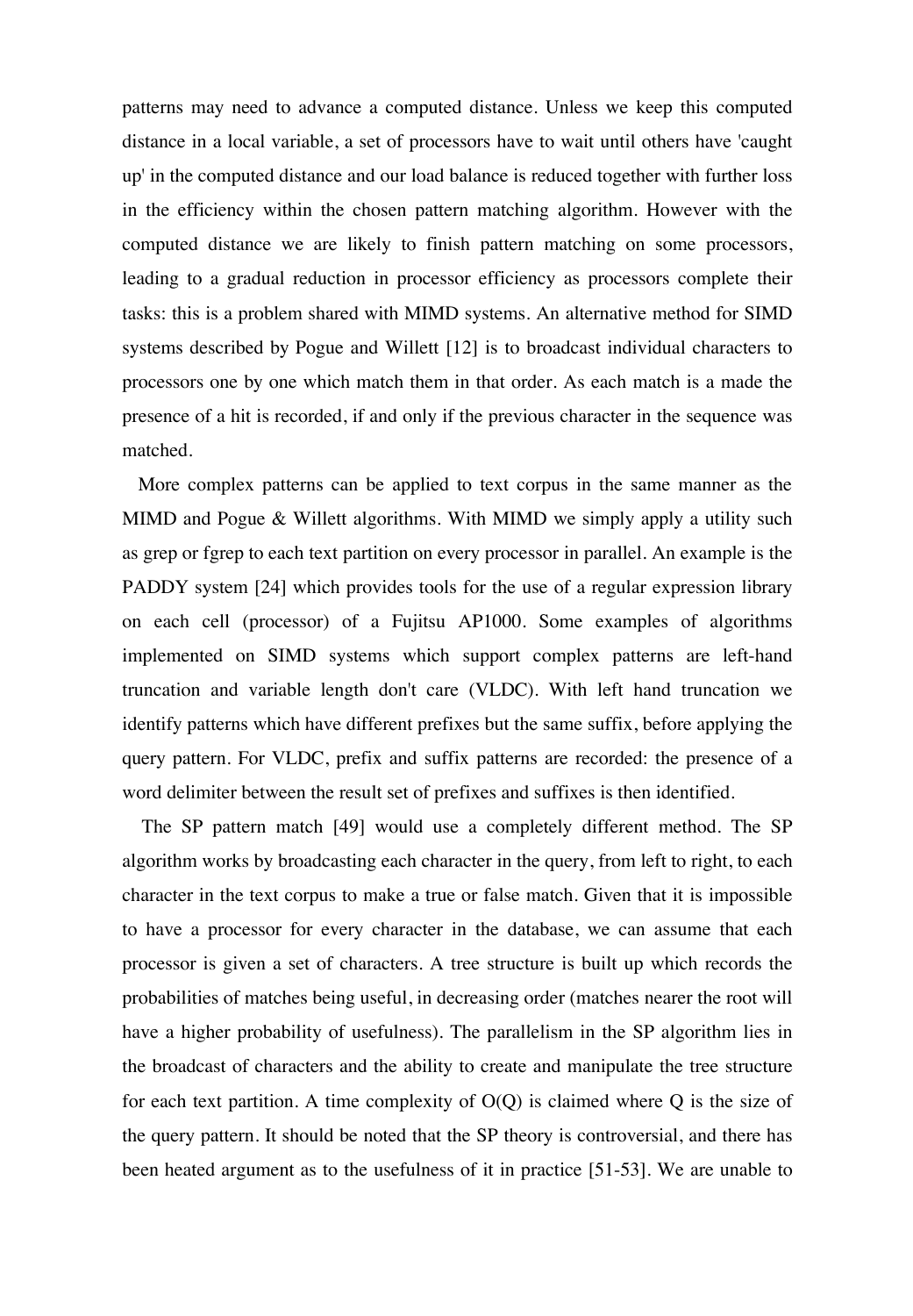patterns may need to advance a computed distance. Unless we keep this computed distance in a local variable, a set of processors have to wait until others have 'caught up' in the computed distance and our load balance is reduced together with further loss in the efficiency within the chosen pattern matching algorithm. However with the computed distance we are likely to finish pattern matching on some processors, leading to a gradual reduction in processor efficiency as processors complete their tasks: this is a problem shared with MIMD systems. An alternative method for SIMD systems described by Pogue and Willett [12] is to broadcast individual characters to processors one by one which match them in that order. As each match is a made the presence of a hit is recorded, if and only if the previous character in the sequence was matched.

More complex patterns can be applied to text corpus in the same manner as the MIMD and Pogue & Willett algorithms. With MIMD we simply apply a utility such as grep or fgrep to each text partition on every processor in parallel. An example is the PADDY system [24] which provides tools for the use of a regular expression library on each cell (processor) of a Fujitsu AP1000. Some examples of algorithms implemented on SIMD systems which support complex patterns are left-hand truncation and variable length don't care (VLDC). With left hand truncation we identify patterns which have different prefixes but the same suffix, before applying the query pattern. For VLDC, prefix and suffix patterns are recorded: the presence of a word delimiter between the result set of prefixes and suffixes is then identified.

The SP pattern match [49] would use a completely different method. The SP algorithm works by broadcasting each character in the query, from left to right, to each character in the text corpus to make a true or false match. Given that it is impossible to have a processor for every character in the database, we can assume that each processor is given a set of characters. A tree structure is built up which records the probabilities of matches being useful, in decreasing order (matches nearer the root will have a higher probability of usefulness). The parallelism in the SP algorithm lies in the broadcast of characters and the ability to create and manipulate the tree structure for each text partition. A time complexity of $O(Q)$ is claimed where $Q$ is the size of the query pattern. It should be noted that the SP theory is controversial, and there has been heated argument as to the usefulness of it in practice [51-53]. We are unable to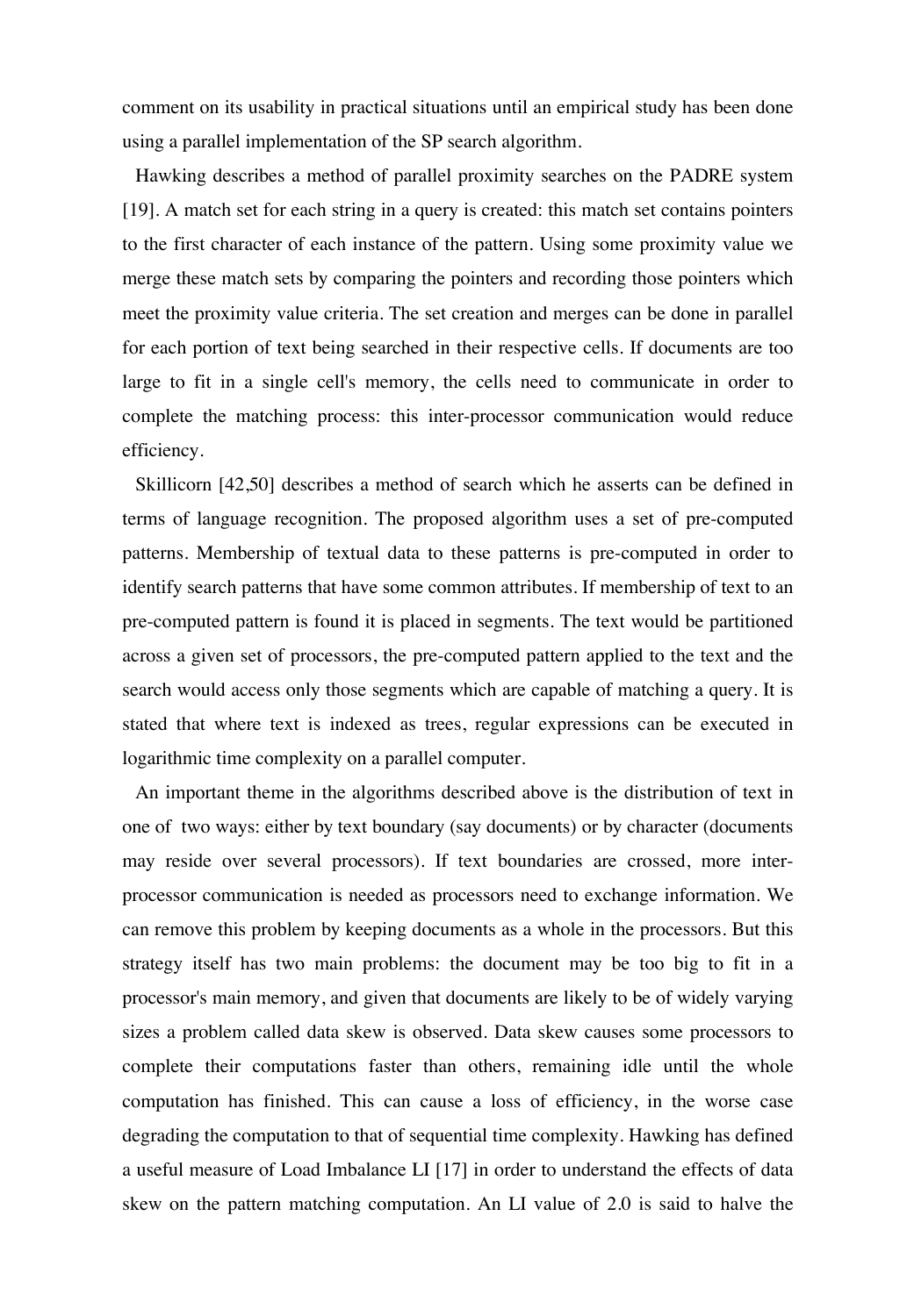comment on its usability in practical situations until an empirical study has been done using a parallel implementation of the SP search algorithm.

Hawking describes a method of parallel proximity searches on the PADRE system [19]. A match set for each string in a query is created: this match set contains pointers to the first character of each instance of the pattern. Using some proximity value we merge these match sets by comparing the pointers and recording those pointers which meet the proximity value criteria. The set creation and merges can be done in parallel for each portion of text being searched in their respective cells. If documents are too large to fit in a single cell's memory, the cells need to communicate in order to complete the matching process: this inter-processor communication would reduce efficiency.

Skillicorn [42,50] describes a method of search which he asserts can be defined in terms of language recognition. The proposed algorithm uses a set of pre-computed patterns. Membership of textual data to these patterns is pre-computed in order to identify search patterns that have some common attributes. If membership of text to an pre-computed pattern is found it is placed in segments. The text would be partitioned across a given set of processors, the pre-computed pattern applied to the text and the search would access only those segments which are capable of matching a query. It is stated that where text is indexed as trees, regular expressions can be executed in logarithmic time complexity on a parallel computer.

An important theme in the algorithms described above is the distribution of text in one of two ways: either by text boundary (say documents) or by character (documents may reside over several processors). If text boundaries are crossed, more inter-processor communication is needed as processors need to exchange information. We can remove this problem by keeping documents as a whole in the processors. But this strategy itself has two main problems: the document may be too big to fit in a processor's main memory, and given that documents are likely to be of widely varying sizes a problem called data skew is observed. Data skew causes some processors to complete their computations faster than others, remaining idle until the whole computation has finished. This can cause a loss of efficiency, in the worse case degrading the computation to that of sequential time complexity. Hawking has defined a useful measure of Load Imbalance LI [17] in order to understand the effects of data skew on the pattern matching computation. An LI value of 2.0 is said to halve the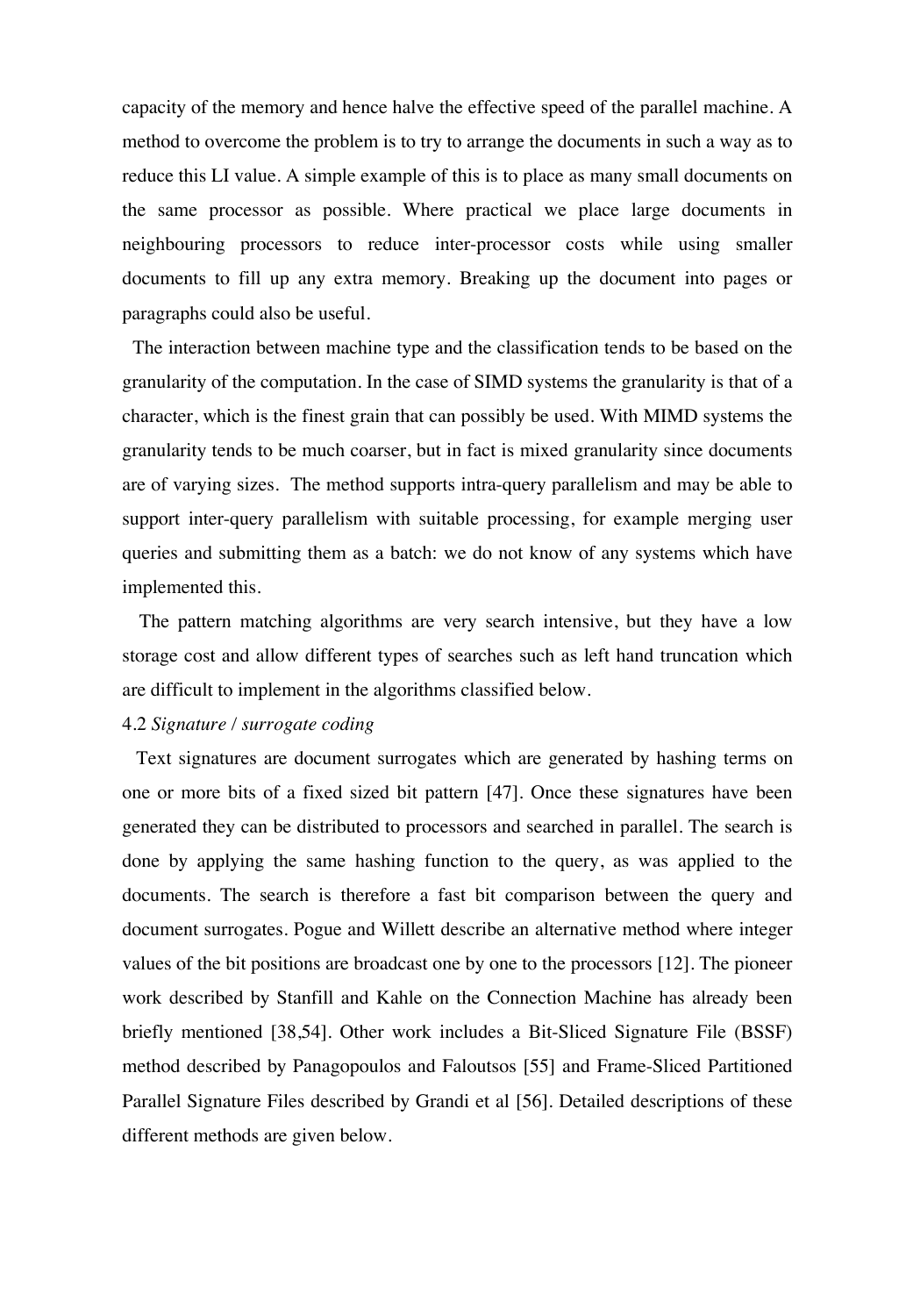capacity of the memory and hence halve the effective speed of the parallel machine. A method to overcome the problem is to try to arrange the documents in such a way as to reduce this LI value. A simple example of this is to place as many small documents on the same processor as possible. Where practical we place large documents in neighbouring processors to reduce inter-processor costs while using smaller documents to fill up any extra memory. Breaking up the document into pages or paragraphs could also be useful.

The interaction between machine type and the classification tends to be based on the granularity of the computation. In the case of SIMD systems the granularity is that of a character, which is the finest grain that can possibly be used. With MIMD systems the granularity tends to be much coarser, but in fact is mixed granularity since documents are of varying sizes. The method supports intra-query parallelism and may be able to support inter-query parallelism with suitable processing, for example merging user queries and submitting them as a batch: we do not know of any systems which have implemented this.

The pattern matching algorithms are very search intensive, but they have a low storage cost and allow different types of searches such as left hand truncation which are difficult to implement in the algorithms classified below.

### 4.2 *Signature / surrogate coding*

Text signatures are document surrogates which are generated by hashing terms on one or more bits of a fixed sized bit pattern [47]. Once these signatures have been generated they can be distributed to processors and searched in parallel. The search is done by applying the same hashing function to the query, as was applied to the documents. The search is therefore a fast bit comparison between the query and document surrogates. Pogue and Willett describe an alternative method where integer values of the bit positions are broadcast one by one to the processors [12]. The pioneer work described by Stanfill and Kahle on the Connection Machine has already been briefly mentioned [38,54]. Other work includes a Bit-Sliced Signature File (BSSF) method described by Panagopoulos and Faloutsos [55] and Frame-Sliced Partitioned Parallel Signature Files described by Grandi et al [56]. Detailed descriptions of these different methods are given below.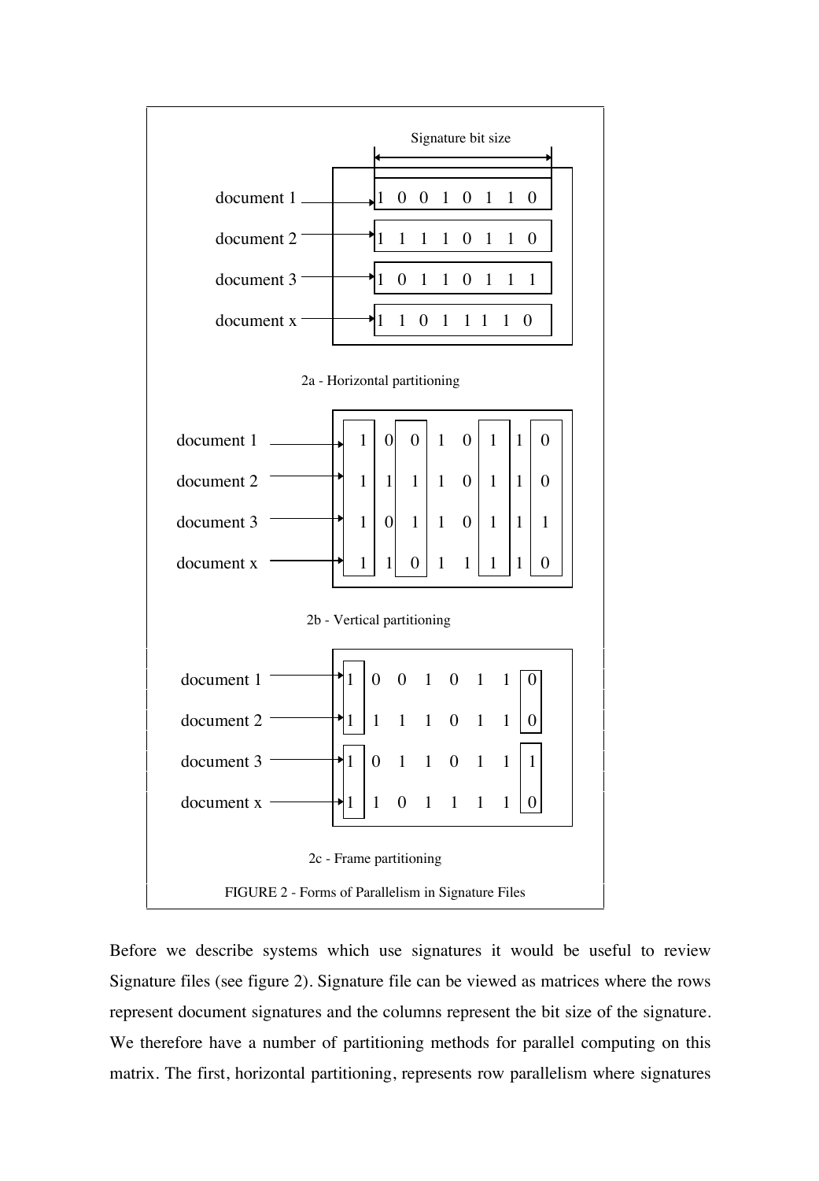Signature bit size

| | |
|---|---|
| document 1 | 1 0 0 1 0 1 1 0 |
| document 2 | 1 1 1 1 0 1 1 0 |
| document 3 | 1 0 1 1 0 1 1 1 |
| document x | 1 1 0 1 1 1 1 0 |

2a - Horizontal partitioning

| | | | | | | | | |
|---|---|---|---|---|---|---|---|---|
| document 1 | 1 | 0 | 0 | 1 | 0 | 1 | 1 | 0 |
| document 2 | 1 | 1 | 1 | 1 | 0 | 1 | 1 | 0 |
| document 3 | 1 | 0 | 1 | 1 | 0 | 1 | 1 | 1 |
| document x | 1 | 1 | 0 | 1 | 1 | 1 | 1 | 0 |

2b - Vertical partitioning

| | | | | | | | | |
|---|---|---|---|---|---|---|---|---|
| document 1 | 1 | 0 | 0 | 1 | 0 | 1 | 1 | 0 |
| document 2 | 1 | 1 | 1 | 1 | 0 | 1 | 1 | 0 |
| document 3 | 1 | 0 | 1 | 1 | 0 | 1 | 1 | 1 |
| document x | 1 | 1 | 0 | 1 | 1 | 1 | 1 | 0 |

2c - Frame partitioning

FIGURE 2 - Forms of Parallelism in Signature Files

Before we describe systems which use signatures it would be useful to review Signature files (see figure 2). Signature file can be viewed as matrices where the rows represent document signatures and the columns represent the bit size of the signature. We therefore have a number of partitioning methods for parallel computing on this matrix. The first, horizontal partitioning, represents row parallelism where signatures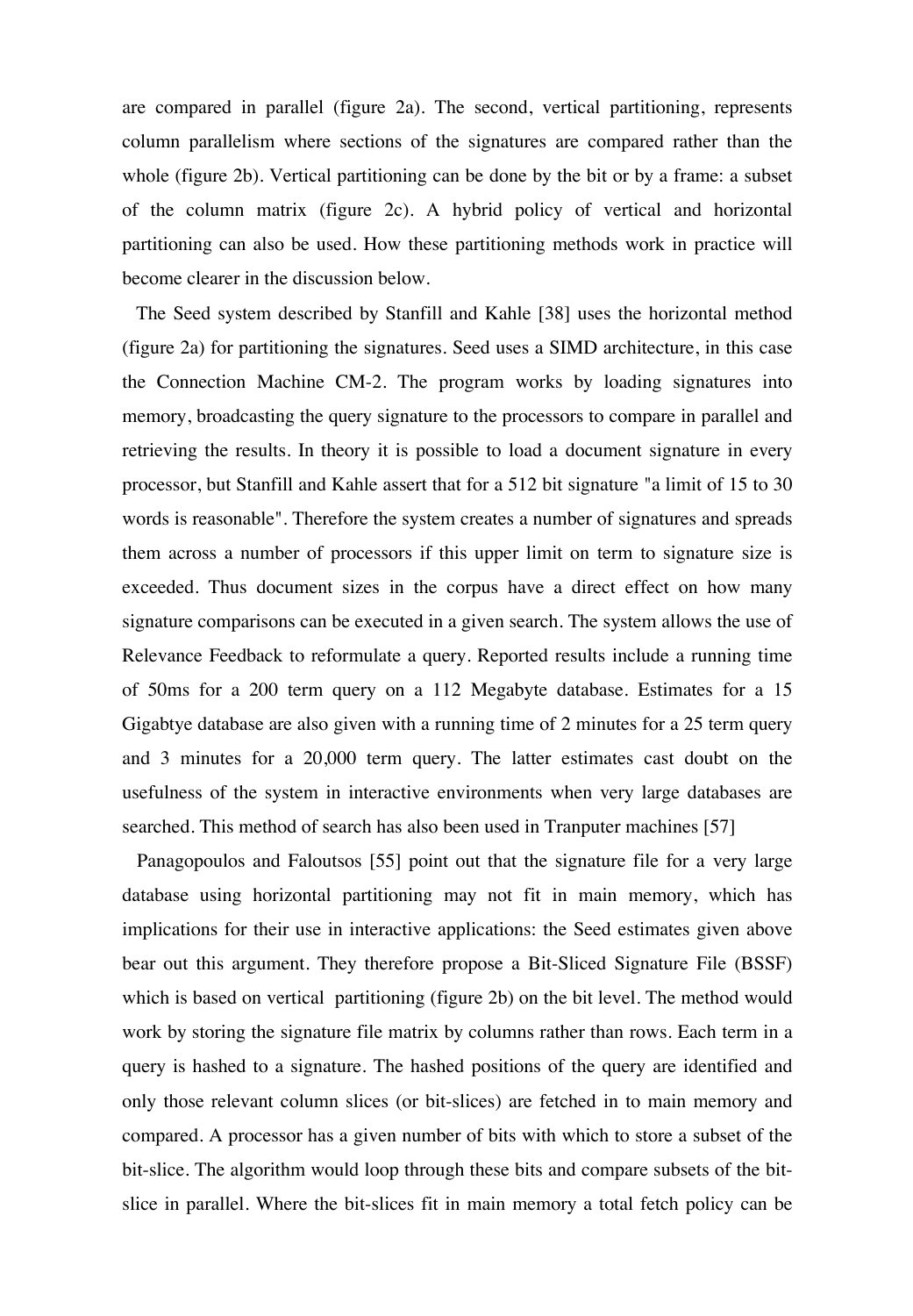are compared in parallel (figure 2a). The second, vertical partitioning, represents column parallelism where sections of the signatures are compared rather than the whole (figure 2b). Vertical partitioning can be done by the bit or by a frame: a subset of the column matrix (figure 2c). A hybrid policy of vertical and horizontal partitioning can also be used. How these partitioning methods work in practice will become clearer in the discussion below.

The Seed system described by Stanfill and Kahle [38] uses the horizontal method (figure 2a) for partitioning the signatures. Seed uses a SIMD architecture, in this case the Connection Machine CM-2. The program works by loading signatures into memory, broadcasting the query signature to the processors to compare in parallel and retrieving the results. In theory it is possible to load a document signature in every processor, but Stanfill and Kahle assert that for a 512 bit signature "a limit of 15 to 30 words is reasonable". Therefore the system creates a number of signatures and spreads them across a number of processors if this upper limit on term to signature size is exceeded. Thus document sizes in the corpus have a direct effect on how many signature comparisons can be executed in a given search. The system allows the use of Relevance Feedback to reformulate a query. Reported results include a running time of 50ms for a 200 term query on a 112 Megabyte database. Estimates for a 15 Gigabtye database are also given with a running time of 2 minutes for a 25 term query and 3 minutes for a 20,000 term query. The latter estimates cast doubt on the usefulness of the system in interactive environments when very large databases are searched. This method of search has also been used in Tranputer machines [57]

Panagopoulos and Faloutsos [55] point out that the signature file for a very large database using horizontal partitioning may not fit in main memory, which has implications for their use in interactive applications: the Seed estimates given above bear out this argument. They therefore propose a Bit-Sliced Signature File (BSSF) which is based on vertical partitioning (figure 2b) on the bit level. The method would work by storing the signature file matrix by columns rather than rows. Each term in a query is hashed to a signature. The hashed positions of the query are identified and only those relevant column slices (or bit-slices) are fetched in to main memory and compared. A processor has a given number of bits with which to store a subset of the bit-slice. The algorithm would loop through these bits and compare subsets of the bit-slice in parallel. Where the bit-slices fit in main memory a total fetch policy can be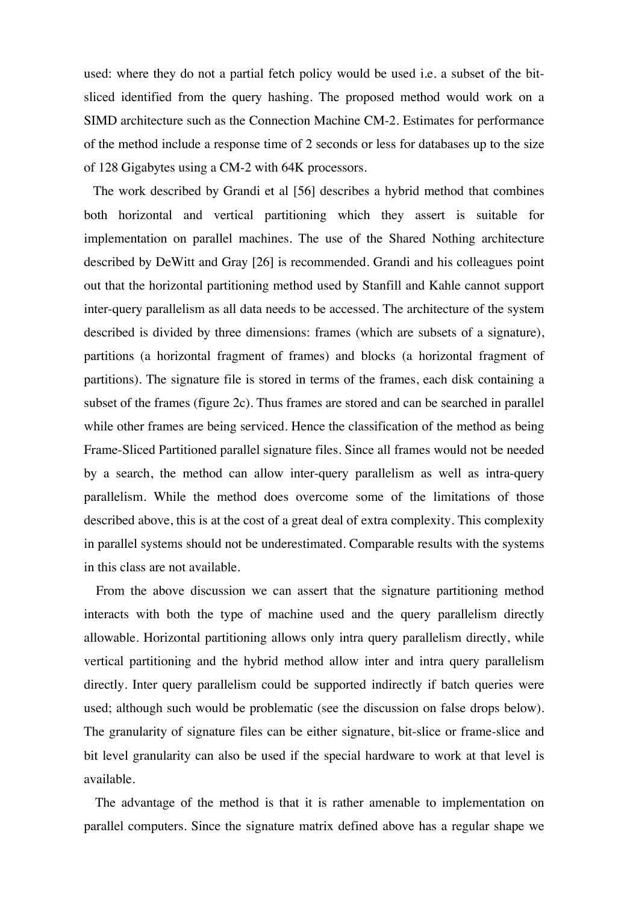used: where they do not a partial fetch policy would be used i.e. a subset of the bit-sliced identified from the query hashing. The proposed method would work on a SIMD architecture such as the Connection Machine CM-2. Estimates for performance of the method include a response time of 2 seconds or less for databases up to the size of 128 Gigabytes using a CM-2 with 64K processors.

The work described by Grandi et al [56] describes a hybrid method that combines both horizontal and vertical partitioning which they assert is suitable for implementation on parallel machines. The use of the Shared Nothing architecture described by DeWitt and Gray [26] is recommended. Grandi and his colleagues point out that the horizontal partitioning method used by Stanfill and Kahle cannot support inter-query parallelism as all data needs to be accessed. The architecture of the system described is divided by three dimensions: frames (which are subsets of a signature), partitions (a horizontal fragment of frames) and blocks (a horizontal fragment of partitions). The signature file is stored in terms of the frames, each disk containing a subset of the frames (figure 2c). Thus frames are stored and can be searched in parallel while other frames are being serviced. Hence the classification of the method as being Frame-Sliced Partitioned parallel signature files. Since all frames would not be needed by a search, the method can allow inter-query parallelism as well as intra-query parallelism. While the method does overcome some of the limitations of those described above, this is at the cost of a great deal of extra complexity. This complexity in parallel systems should not be underestimated. Comparable results with the systems in this class are not available.

From the above discussion we can assert that the signature partitioning method interacts with both the type of machine used and the query parallelism directly allowable. Horizontal partitioning allows only intra query parallelism directly, while vertical partitioning and the hybrid method allow inter and intra query parallelism directly. Inter query parallelism could be supported indirectly if batch queries were used; although such would be problematic (see the discussion on false drops below). The granularity of signature files can be either signature, bit-slice or frame-slice and bit level granularity can also be used if the special hardware to work at that level is available.

The advantage of the method is that it is rather amenable to implementation on parallel computers. Since the signature matrix defined above has a regular shape we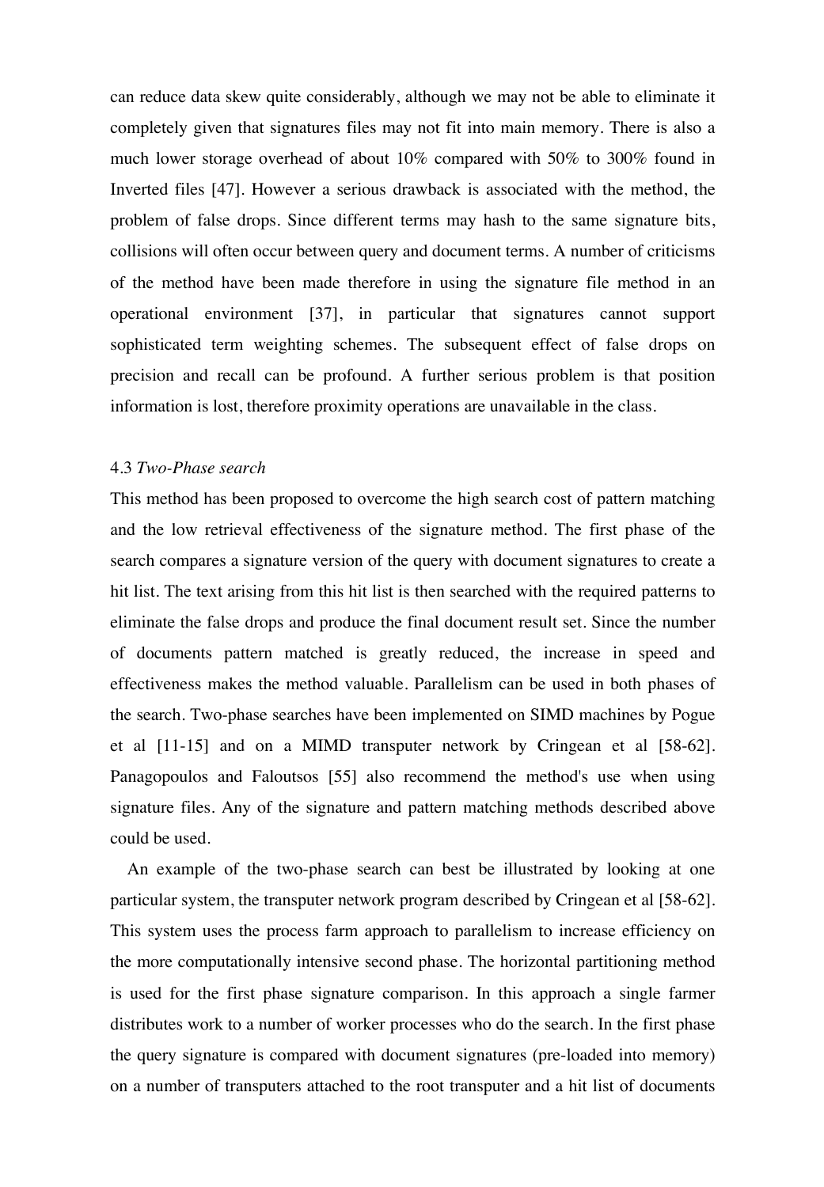can reduce data skew quite considerably, although we may not be able to eliminate it completely given that signatures files may not fit into main memory. There is also a much lower storage overhead of about 10% compared with 50% to 300% found in Inverted files [47]. However a serious drawback is associated with the method, the problem of false drops. Since different terms may hash to the same signature bits, collisions will often occur between query and document terms. A number of criticisms of the method have been made therefore in using the signature file method in an operational environment [37], in particular that signatures cannot support sophisticated term weighting schemes. The subsequent effect of false drops on precision and recall can be profound. A further serious problem is that position information is lost, therefore proximity operations are unavailable in the class.

### 4.3 *Two-Phase search*

This method has been proposed to overcome the high search cost of pattern matching and the low retrieval effectiveness of the signature method. The first phase of the search compares a signature version of the query with document signatures to create a hit list. The text arising from this hit list is then searched with the required patterns to eliminate the false drops and produce the final document result set. Since the number of documents pattern matched is greatly reduced, the increase in speed and effectiveness makes the method valuable. Parallelism can be used in both phases of the search. Two-phase searches have been implemented on SIMD machines by Pogue et al [11-15] and on a MIMD transputer network by Cringean et al [58-62]. Panagopoulos and Faloutsos [55] also recommend the method's use when using signature files. Any of the signature and pattern matching methods described above could be used.

An example of the two-phase search can best be illustrated by looking at one particular system, the transputer network program described by Cringean et al [58-62]. This system uses the process farm approach to parallelism to increase efficiency on the more computationally intensive second phase. The horizontal partitioning method is used for the first phase signature comparison. In this approach a single farmer distributes work to a number of worker processes who do the search. In the first phase the query signature is compared with document signatures (pre-loaded into memory) on a number of transputers attached to the root transputer and a hit list of documents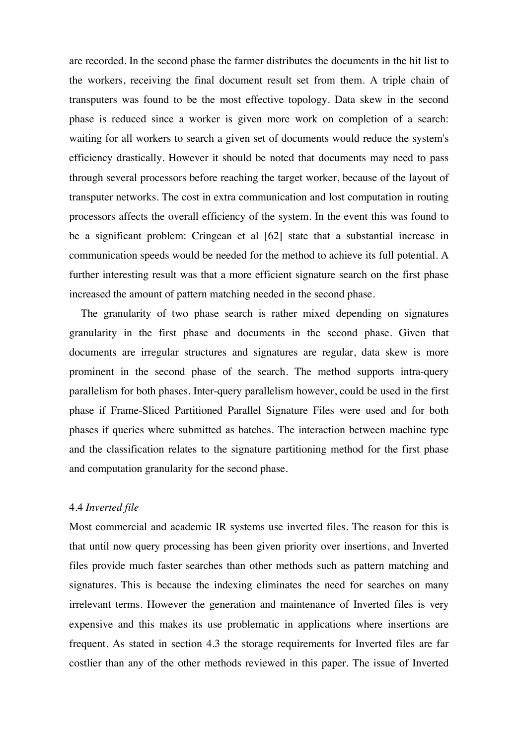are recorded. In the second phase the farmer distributes the documents in the hit list to the workers, receiving the final document result set from them. A triple chain of transputers was found to be the most effective topology. Data skew in the second phase is reduced since a worker is given more work on completion of a search: waiting for all workers to search a given set of documents would reduce the system's efficiency drastically. However it should be noted that documents may need to pass through several processors before reaching the target worker, because of the layout of transputer networks. The cost in extra communication and lost computation in routing processors affects the overall efficiency of the system. In the event this was found to be a significant problem: Cringean et al [62] state that a substantial increase in communication speeds would be needed for the method to achieve its full potential. A further interesting result was that a more efficient signature search on the first phase increased the amount of pattern matching needed in the second phase.

The granularity of two phase search is rather mixed depending on signatures granularity in the first phase and documents in the second phase. Given that documents are irregular structures and signatures are regular, data skew is more prominent in the second phase of the search. The method supports intra-query parallelism for both phases. Inter-query parallelism however, could be used in the first phase if Frame-Sliced Partitioned Parallel Signature Files were used and for both phases if queries where submitted as batches. The interaction between machine type and the classification relates to the signature partitioning method for the first phase and computation granularity for the second phase.

### 4.4 *Inverted file*

Most commercial and academic IR systems use inverted files. The reason for this is that until now query processing has been given priority over insertions, and Inverted files provide much faster searches than other methods such as pattern matching and signatures. This is because the indexing eliminates the need for searches on many irrelevant terms. However the generation and maintenance of Inverted files is very expensive and this makes its use problematic in applications where insertions are frequent. As stated in section 4.3 the storage requirements for Inverted files are far costlier than any of the other methods reviewed in this paper. The issue of Inverted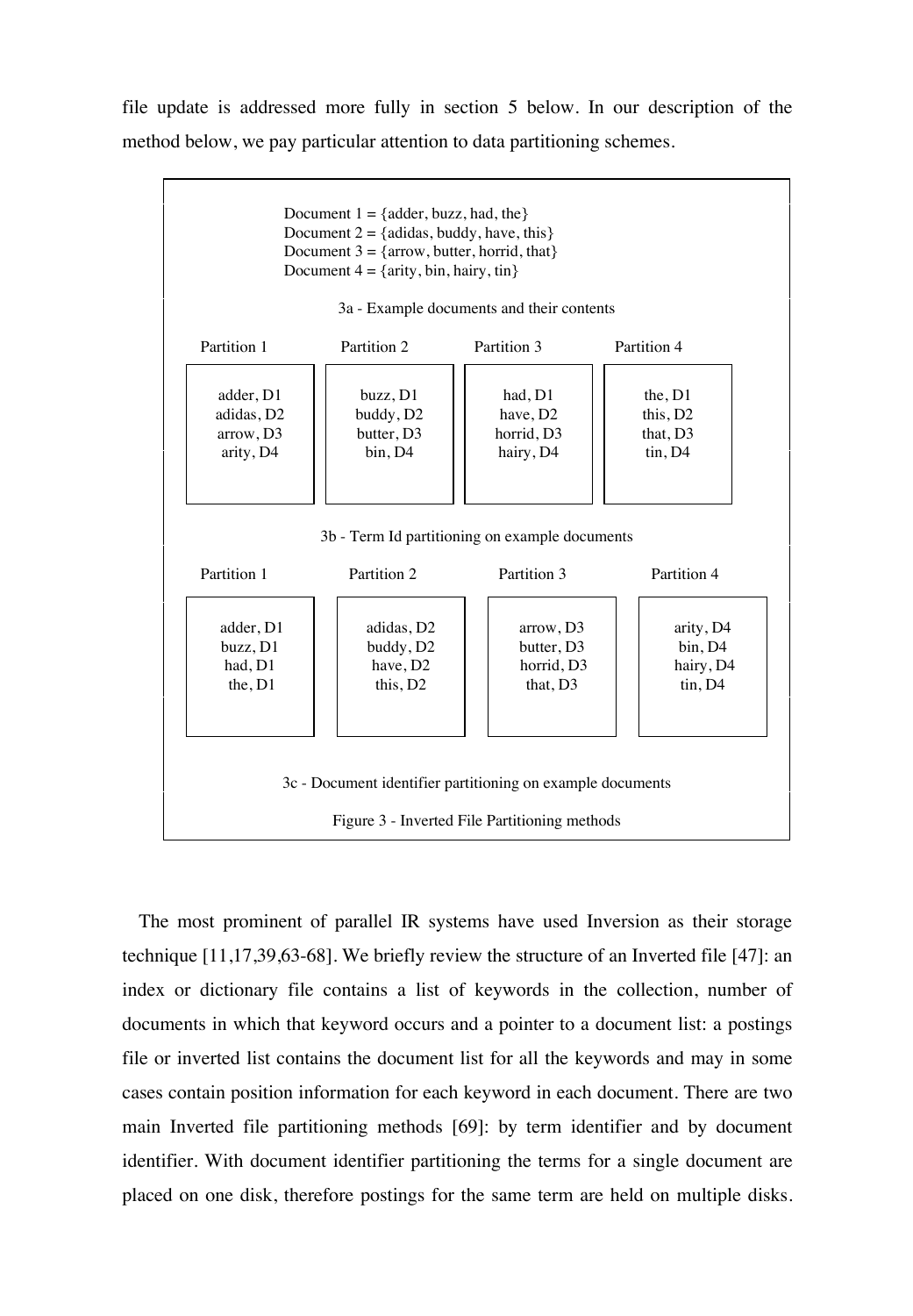file update is addressed more fully in section 5 below. In our description of the method below, we pay particular attention to data partitioning schemes.

Document 1 = {adder, buzz, had, the}
Document 2 = {adidas, buddy, have, this}
Document 3 = {arrow, butter, horrid, that}
Document 4 = {arity, bin, hairy, tin}

3a - Example documents and their contents

| Partition 1 | Partition 2 | Partition 3 | Partition 4 |
|---|---|---|---|
| adder, D1 | buzz, D1 | had, D1 | the, D1 |
| adidas, D2 | buddy, D2 | have, D2 | this, D2 |
| arrow, D3 | butter, D3 | horrid, D3 | that, D3 |
| arity, D4 | bin, D4 | hairy, D4 | tin, D4 |

3b - Term Id partitioning on example documents

| Partition 1 | Partition 2 | Partition 3 | Partition 4 |
|---|---|---|---|
| adder, D1 | adidas, D2 | arrow, D3 | arity, D4 |
| buzz, D1 | buddy, D2 | butter, D3 | bin, D4 |
| had, D1 | have, D2 | horrid, D3 | hairy, D4 |
| the, D1 | this, D2 | that, D3 | tin, D4 |

3c - Document identifier partitioning on example documents

Figure 3 - Inverted File Partitioning methods

The most prominent of parallel IR systems have used Inversion as their storage technique [11,17,39,63-68]. We briefly review the structure of an Inverted file [47]: an index or dictionary file contains a list of keywords in the collection, number of documents in which that keyword occurs and a pointer to a document list: a postings file or inverted list contains the document list for all the keywords and may in some cases contain position information for each keyword in each document. There are two main Inverted file partitioning methods [69]: by term identifier and by document identifier. With document identifier partitioning the terms for a single document are placed on one disk, therefore postings for the same term are held on multiple disks.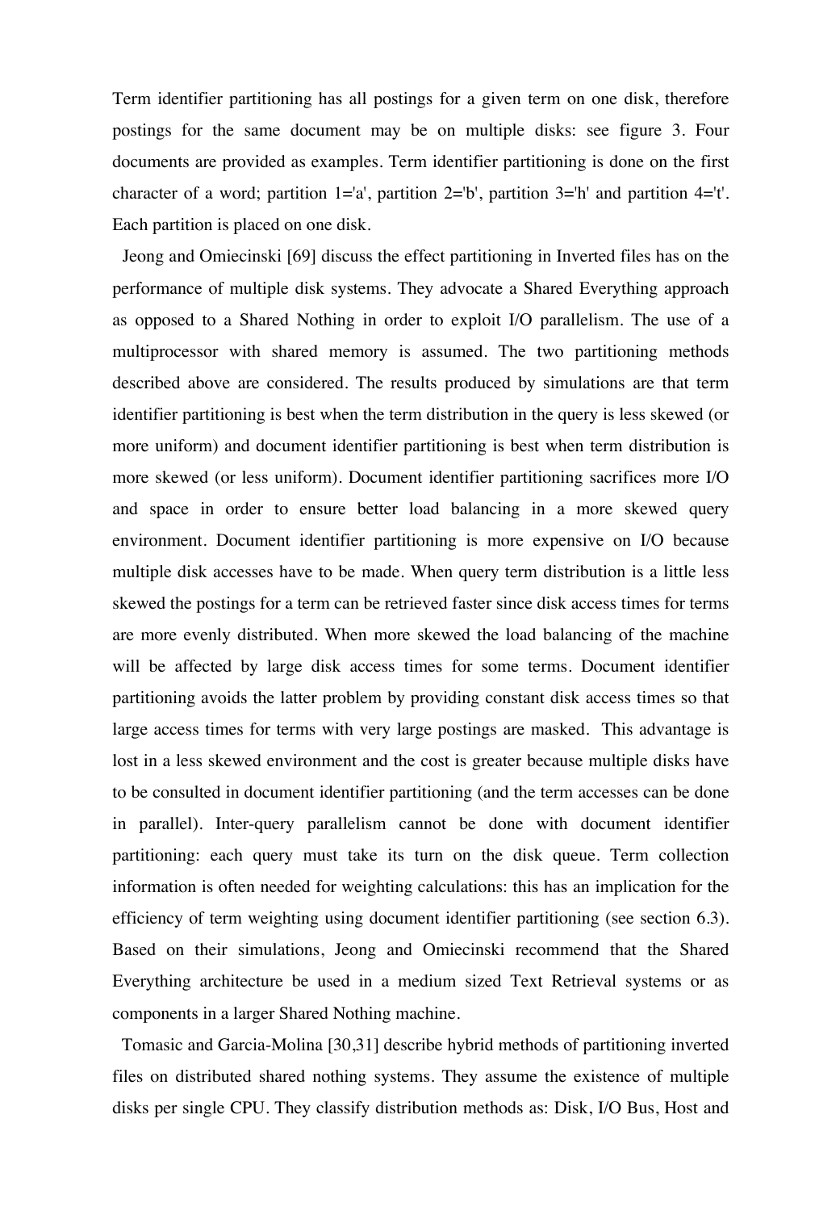Term identifier partitioning has all postings for a given term on one disk, therefore postings for the same document may be on multiple disks: see figure 3. Four documents are provided as examples. Term identifier partitioning is done on the first character of a word; partition 1='a', partition 2='b', partition 3='h' and partition 4='t'. Each partition is placed on one disk.

Jeong and Omiecinski [69] discuss the effect partitioning in Inverted files has on the performance of multiple disk systems. They advocate a Shared Everything approach as opposed to a Shared Nothing in order to exploit I/O parallelism. The use of a multiprocessor with shared memory is assumed. The two partitioning methods described above are considered. The results produced by simulations are that term identifier partitioning is best when the term distribution in the query is less skewed (or more uniform) and document identifier partitioning is best when term distribution is more skewed (or less uniform). Document identifier partitioning sacrifices more I/O and space in order to ensure better load balancing in a more skewed query environment. Document identifier partitioning is more expensive on I/O because multiple disk accesses have to be made. When query term distribution is a little less skewed the postings for a term can be retrieved faster since disk access times for terms are more evenly distributed. When more skewed the load balancing of the machine will be affected by large disk access times for some terms. Document identifier partitioning avoids the latter problem by providing constant disk access times so that large access times for terms with very large postings are masked. This advantage is lost in a less skewed environment and the cost is greater because multiple disks have to be consulted in document identifier partitioning (and the term accesses can be done in parallel). Inter-query parallelism cannot be done with document identifier partitioning: each query must take its turn on the disk queue. Term collection information is often needed for weighting calculations: this has an implication for the efficiency of term weighting using document identifier partitioning (see section 6.3). Based on their simulations, Jeong and Omiecinski recommend that the Shared Everything architecture be used in a medium sized Text Retrieval systems or as components in a larger Shared Nothing machine.

Tomasic and Garcia-Molina [30,31] describe hybrid methods of partitioning inverted files on distributed shared nothing systems. They assume the existence of multiple disks per single CPU. They classify distribution methods as: Disk, I/O Bus, Host and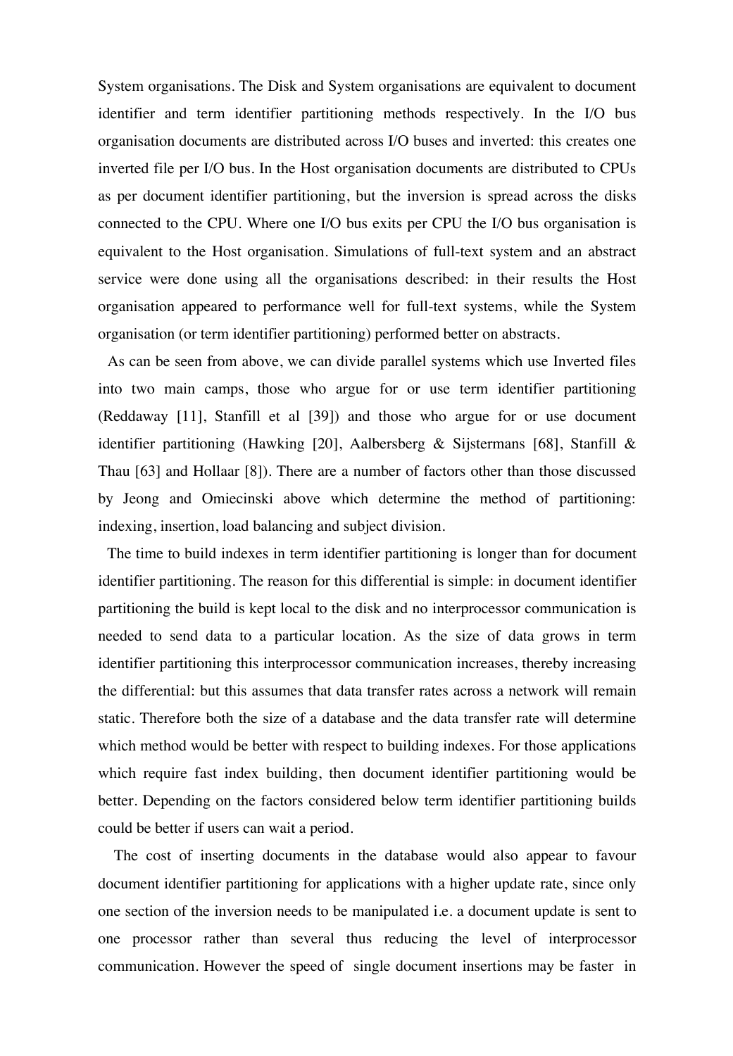System organisations. The Disk and System organisations are equivalent to document identifier and term identifier partitioning methods respectively. In the I/O bus organisation documents are distributed across I/O buses and inverted: this creates one inverted file per I/O bus. In the Host organisation documents are distributed to CPUs as per document identifier partitioning, but the inversion is spread across the disks connected to the CPU. Where one I/O bus exits per CPU the I/O bus organisation is equivalent to the Host organisation. Simulations of full-text system and an abstract service were done using all the organisations described: in their results the Host organisation appeared to performance well for full-text systems, while the System organisation (or term identifier partitioning) performed better on abstracts.

As can be seen from above, we can divide parallel systems which use Inverted files into two main camps, those who argue for or use term identifier partitioning (Reddaway [11], Stanfill et al [39]) and those who argue for or use document identifier partitioning (Hawking [20], Aalbersberg & Sijstermans [68], Stanfill & Thau [63] and Hollaar [8]). There are a number of factors other than those discussed by Jeong and Omiecinski above which determine the method of partitioning: indexing, insertion, load balancing and subject division.

The time to build indexes in term identifier partitioning is longer than for document identifier partitioning. The reason for this differential is simple: in document identifier partitioning the build is kept local to the disk and no interprocessor communication is needed to send data to a particular location. As the size of data grows in term identifier partitioning this interprocessor communication increases, thereby increasing the differential: but this assumes that data transfer rates across a network will remain static. Therefore both the size of a database and the data transfer rate will determine which method would be better with respect to building indexes. For those applications which require fast index building, then document identifier partitioning would be better. Depending on the factors considered below term identifier partitioning builds could be better if users can wait a period.

The cost of inserting documents in the database would also appear to favour document identifier partitioning for applications with a higher update rate, since only one section of the inversion needs to be manipulated i.e. a document update is sent to one processor rather than several thus reducing the level of interprocessor communication. However the speed of single document insertions may be faster in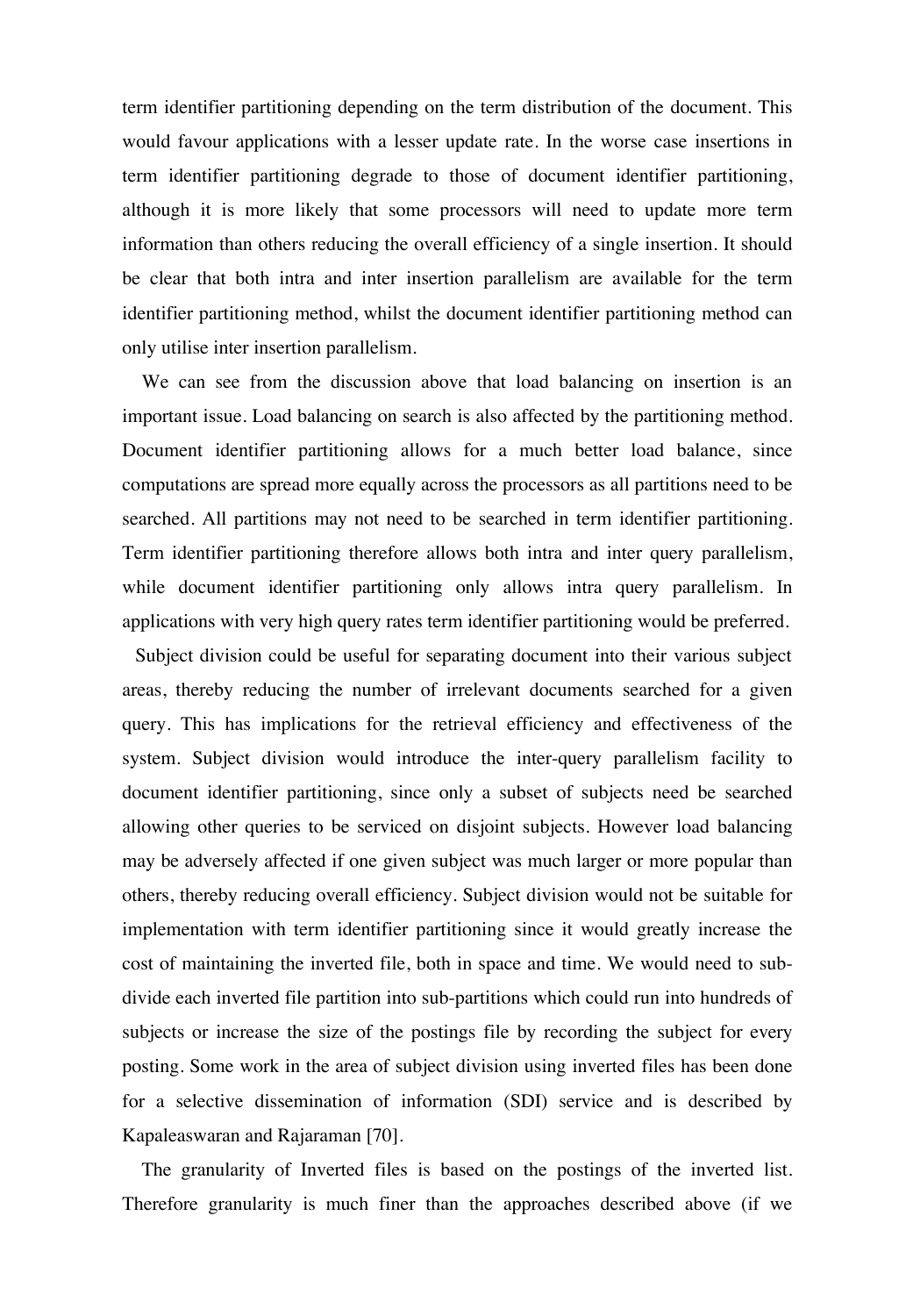term identifier partitioning depending on the term distribution of the document. This would favour applications with a lesser update rate. In the worse case insertions in term identifier partitioning degrade to those of document identifier partitioning, although it is more likely that some processors will need to update more term information than others reducing the overall efficiency of a single insertion. It should be clear that both intra and inter insertion parallelism are available for the term identifier partitioning method, whilst the document identifier partitioning method can only utilise inter insertion parallelism.

We can see from the discussion above that load balancing on insertion is an important issue. Load balancing on search is also affected by the partitioning method. Document identifier partitioning allows for a much better load balance, since computations are spread more equally across the processors as all partitions need to be searched. All partitions may not need to be searched in term identifier partitioning. Term identifier partitioning therefore allows both intra and inter query parallelism, while document identifier partitioning only allows intra query parallelism. In applications with very high query rates term identifier partitioning would be preferred.

Subject division could be useful for separating document into their various subject areas, thereby reducing the number of irrelevant documents searched for a given query. This has implications for the retrieval efficiency and effectiveness of the system. Subject division would introduce the inter-query parallelism facility to document identifier partitioning, since only a subset of subjects need be searched allowing other queries to be serviced on disjoint subjects. However load balancing may be adversely affected if one given subject was much larger or more popular than others, thereby reducing overall efficiency. Subject division would not be suitable for implementation with term identifier partitioning since it would greatly increase the cost of maintaining the inverted file, both in space and time. We would need to sub-divide each inverted file partition into sub-partitions which could run into hundreds of subjects or increase the size of the postings file by recording the subject for every posting. Some work in the area of subject division using inverted files has been done for a selective dissemination of information (SDI) service and is described by Kapaleaswaran and Rajaraman [70].

The granularity of Inverted files is based on the postings of the inverted list. Therefore granularity is much finer than the approaches described above (if we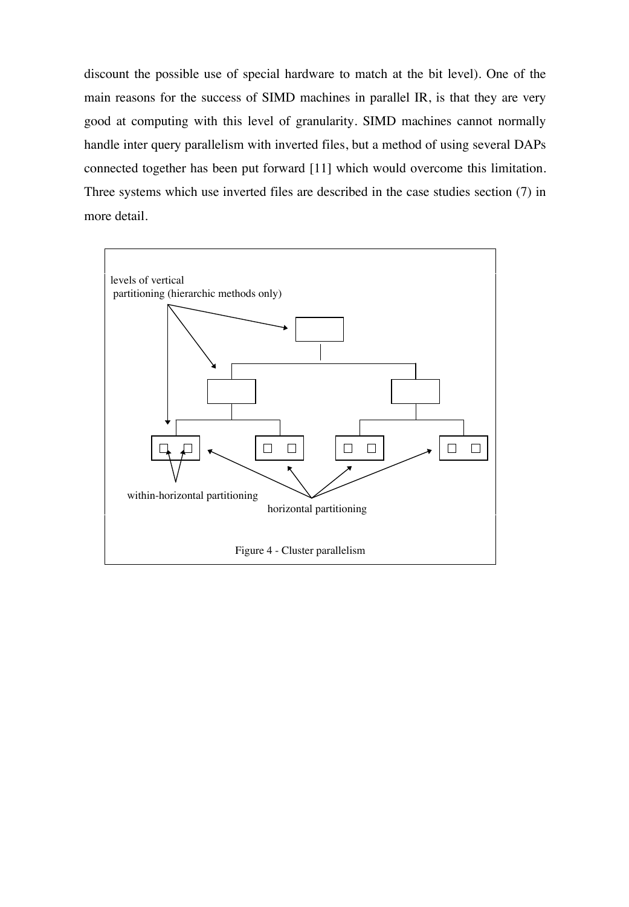discount the possible use of special hardware to match at the bit level). One of the main reasons for the success of SIMD machines in parallel IR, is that they are very good at computing with this level of granularity. SIMD machines cannot normally handle inter query parallelism with inverted files, but a method of using several DAPs connected together has been put forward [11] which would overcome this limitation. Three systems which use inverted files are described in the case studies section (7) in more detail.

levels of vertical partitioning (hierarchic methods only)

within-horizontal partitioning

horizontal partitioning

Figure 4 - Cluster parallelism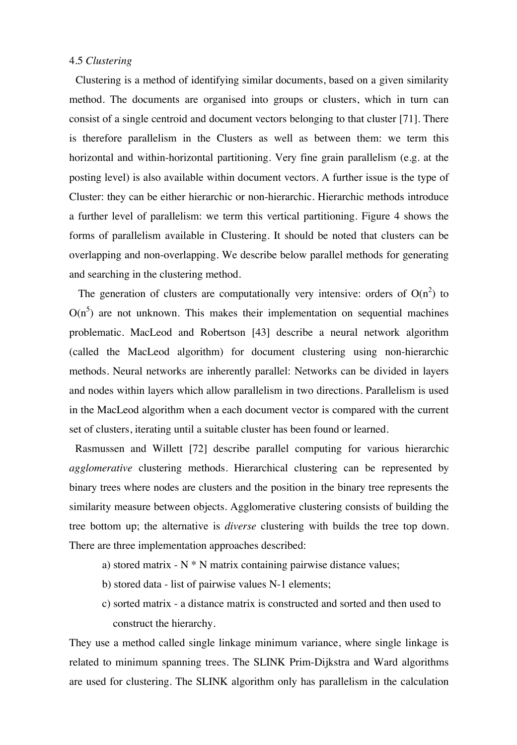4.5 *Clustering*

Clustering is a method of identifying similar documents, based on a given similarity method. The documents are organised into groups or clusters, which in turn can consist of a single centroid and document vectors belonging to that cluster [71]. There is therefore parallelism in the Clusters as well as between them: we term this horizontal and within-horizontal partitioning. Very fine grain parallelism (e.g. at the posting level) is also available within document vectors. A further issue is the type of Cluster: they can be either hierarchic or non-hierarchic. Hierarchic methods introduce a further level of parallelism: we term this vertical partitioning. Figure 4 shows the forms of parallelism available in Clustering. It should be noted that clusters can be overlapping and non-overlapping. We describe below parallel methods for generating and searching in the clustering method.

The generation of clusters are computationally very intensive: orders of $O(n^2)$ to $O(n^5)$ are not unknown. This makes their implementation on sequential machines problematic. MacLeod and Robertson [43] describe a neural network algorithm (called the MacLeod algorithm) for document clustering using non-hierarchic methods. Neural networks are inherently parallel: Networks can be divided in layers and nodes within layers which allow parallelism in two directions. Parallelism is used in the MacLeod algorithm when a each document vector is compared with the current set of clusters, iterating until a suitable cluster has been found or learned.

Rasmussen and Willett [72] describe parallel computing for various hierarchic *agglomerative* clustering methods. Hierarchical clustering can be represented by binary trees where nodes are clusters and the position in the binary tree represents the similarity measure between objects. Agglomerative clustering consists of building the tree bottom up; the alternative is *diverse* clustering with builds the tree top down. There are three implementation approaches described:

a) stored matrix - N * N matrix containing pairwise distance values;

b) stored data - list of pairwise values N-1 elements;

c) sorted matrix - a distance matrix is constructed and sorted and then used to construct the hierarchy.

They use a method called single linkage minimum variance, where single linkage is related to minimum spanning trees. The SLINK Prim-Dijkstra and Ward algorithms are used for clustering. The SLINK algorithm only has parallelism in the calculation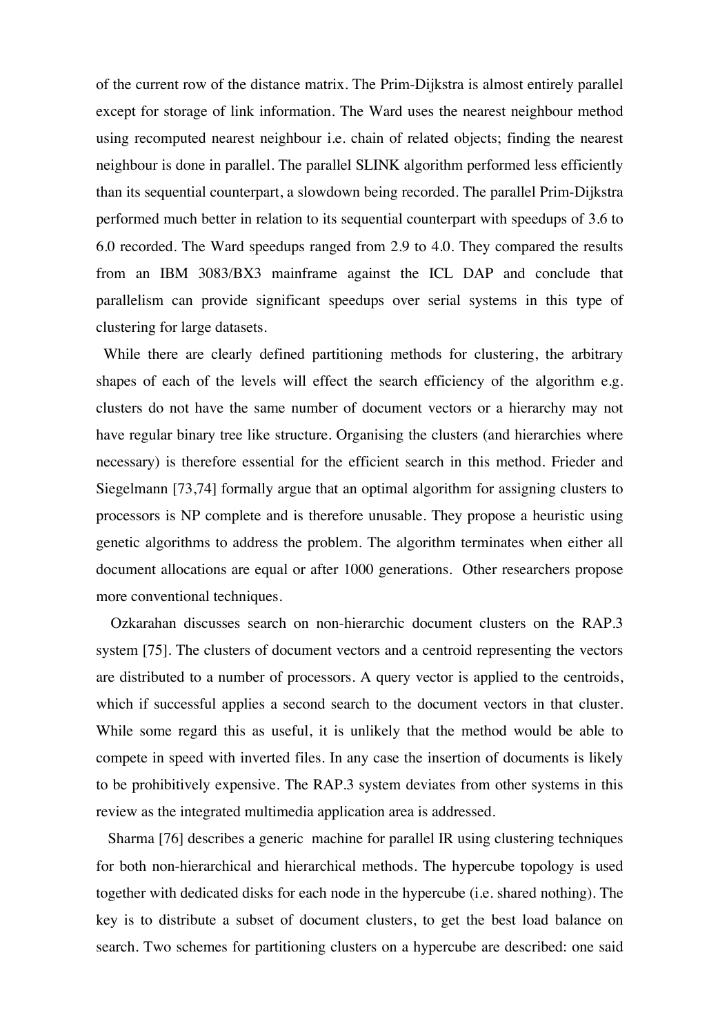of the current row of the distance matrix. The Prim-Dijkstra is almost entirely parallel except for storage of link information. The Ward uses the nearest neighbour method using recomputed nearest neighbour i.e. chain of related objects; finding the nearest neighbour is done in parallel. The parallel SLINK algorithm performed less efficiently than its sequential counterpart, a slowdown being recorded. The parallel Prim-Dijkstra performed much better in relation to its sequential counterpart with speedups of 3.6 to 6.0 recorded. The Ward speedups ranged from 2.9 to 4.0. They compared the results from an IBM 3083/BX3 mainframe against the ICL DAP and conclude that parallelism can provide significant speedups over serial systems in this type of clustering for large datasets.

While there are clearly defined partitioning methods for clustering, the arbitrary shapes of each of the levels will effect the search efficiency of the algorithm e.g. clusters do not have the same number of document vectors or a hierarchy may not have regular binary tree like structure. Organising the clusters (and hierarchies where necessary) is therefore essential for the efficient search in this method. Frieder and Siegelmann [73,74] formally argue that an optimal algorithm for assigning clusters to processors is NP complete and is therefore unusable. They propose a heuristic using genetic algorithms to address the problem. The algorithm terminates when either all document allocations are equal or after 1000 generations. Other researchers propose more conventional techniques.

Ozkarahan discusses search on non-hierarchic document clusters on the RAP.3 system [75]. The clusters of document vectors and a centroid representing the vectors are distributed to a number of processors. A query vector is applied to the centroids, which if successful applies a second search to the document vectors in that cluster. While some regard this as useful, it is unlikely that the method would be able to compete in speed with inverted files. In any case the insertion of documents is likely to be prohibitively expensive. The RAP.3 system deviates from other systems in this review as the integrated multimedia application area is addressed.

Sharma [76] describes a generic machine for parallel IR using clustering techniques for both non-hierarchical and hierarchical methods. The hypercube topology is used together with dedicated disks for each node in the hypercube (i.e. shared nothing). The key is to distribute a subset of document clusters, to get the best load balance on search. Two schemes for partitioning clusters on a hypercube are described: one said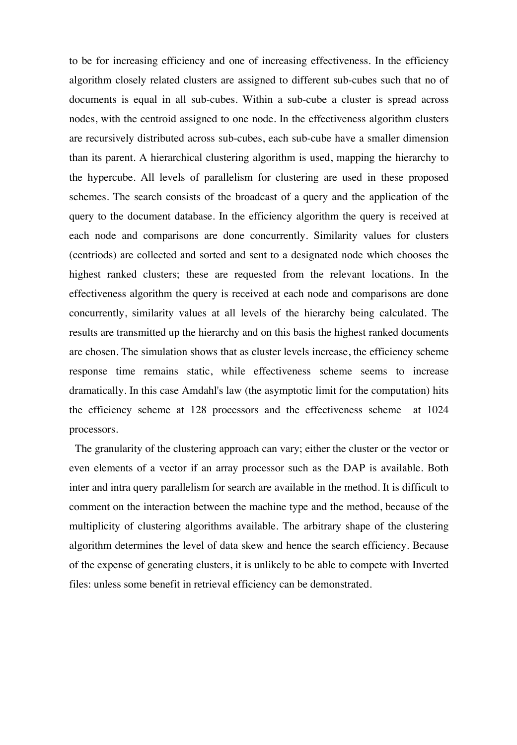to be for increasing efficiency and one of increasing effectiveness. In the efficiency algorithm closely related clusters are assigned to different sub-cubes such that no of documents is equal in all sub-cubes. Within a sub-cube a cluster is spread across nodes, with the centroid assigned to one node. In the effectiveness algorithm clusters are recursively distributed across sub-cubes, each sub-cube have a smaller dimension than its parent. A hierarchical clustering algorithm is used, mapping the hierarchy to the hypercube. All levels of parallelism for clustering are used in these proposed schemes. The search consists of the broadcast of a query and the application of the query to the document database. In the efficiency algorithm the query is received at each node and comparisons are done concurrently. Similarity values for clusters (centriods) are collected and sorted and sent to a designated node which chooses the highest ranked clusters; these are requested from the relevant locations. In the effectiveness algorithm the query is received at each node and comparisons are done concurrently, similarity values at all levels of the hierarchy being calculated. The results are transmitted up the hierarchy and on this basis the highest ranked documents are chosen. The simulation shows that as cluster levels increase, the efficiency scheme response time remains static, while effectiveness scheme seems to increase dramatically. In this case Amdahl's law (the asymptotic limit for the computation) hits the efficiency scheme at 128 processors and the effectiveness scheme at 1024 processors.

The granularity of the clustering approach can vary; either the cluster or the vector or even elements of a vector if an array processor such as the DAP is available. Both inter and intra query parallelism for search are available in the method. It is difficult to comment on the interaction between the machine type and the method, because of the multiplicity of clustering algorithms available. The arbitrary shape of the clustering algorithm determines the level of data skew and hence the search efficiency. Because of the expense of generating clusters, it is unlikely to be able to compete with Inverted files: unless some benefit in retrieval efficiency can be demonstrated.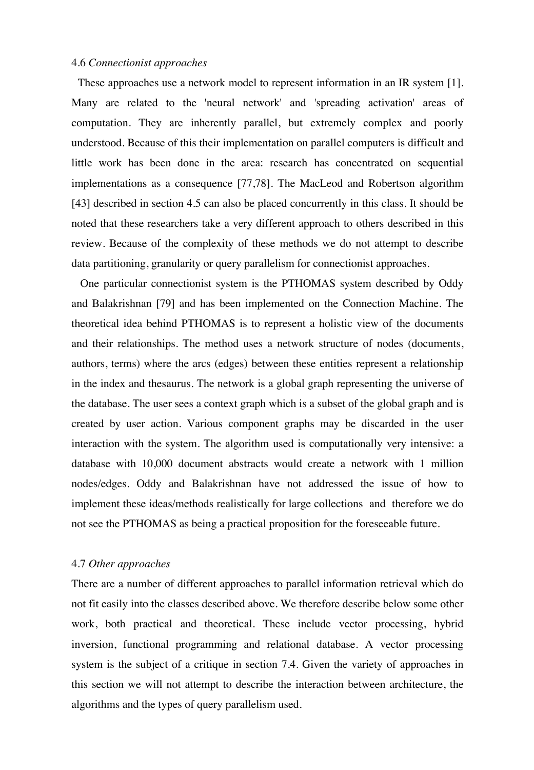### 4.6 *Connectionist approaches*

These approaches use a network model to represent information in an IR system [1]. Many are related to the 'neural network' and 'spreading activation' areas of computation. They are inherently parallel, but extremely complex and poorly understood. Because of this their implementation on parallel computers is difficult and little work has been done in the area: research has concentrated on sequential implementations as a consequence [77,78]. The MacLeod and Robertson algorithm [43] described in section 4.5 can also be placed concurrently in this class. It should be noted that these researchers take a very different approach to others described in this review. Because of the complexity of these methods we do not attempt to describe data partitioning, granularity or query parallelism for connectionist approaches.

One particular connectionist system is the PTHOMAS system described by Oddy and Balakrishnan [79] and has been implemented on the Connection Machine. The theoretical idea behind PTHOMAS is to represent a holistic view of the documents and their relationships. The method uses a network structure of nodes (documents, authors, terms) where the arcs (edges) between these entities represent a relationship in the index and thesaurus. The network is a global graph representing the universe of the database. The user sees a context graph which is a subset of the global graph and is created by user action. Various component graphs may be discarded in the user interaction with the system. The algorithm used is computationally very intensive: a database with 10,000 document abstracts would create a network with 1 million nodes/edges. Oddy and Balakrishnan have not addressed the issue of how to implement these ideas/methods realistically for large collections and therefore we do not see the PTHOMAS as being a practical proposition for the foreseeable future.

### 4.7 *Other approaches*

There are a number of different approaches to parallel information retrieval which do not fit easily into the classes described above. We therefore describe below some other work, both practical and theoretical. These include vector processing, hybrid inversion, functional programming and relational database. A vector processing system is the subject of a critique in section 7.4. Given the variety of approaches in this section we will not attempt to describe the interaction between architecture, the algorithms and the types of query parallelism used.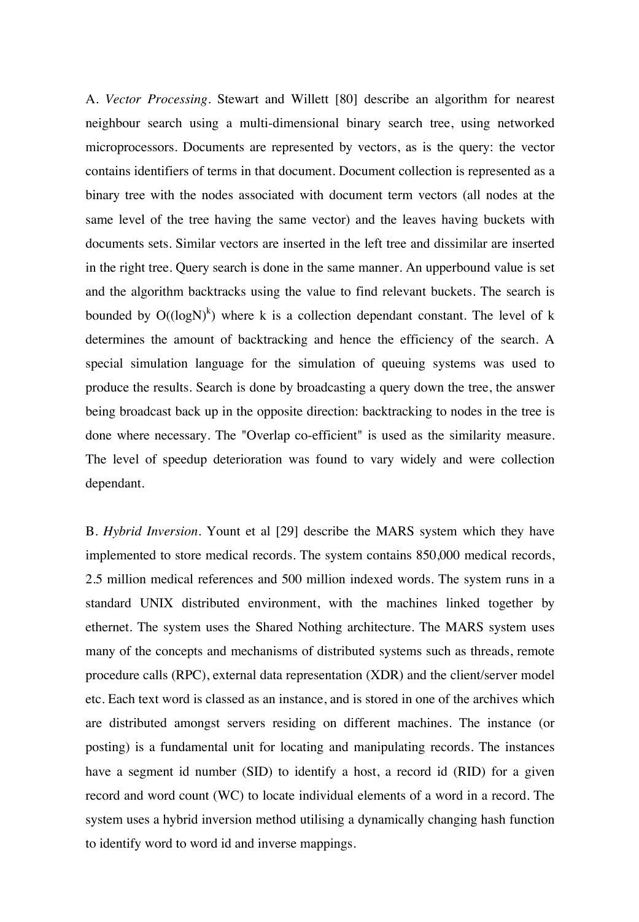A. *Vector Processing*. Stewart and Willett [80] describe an algorithm for nearest neighbour search using a multi-dimensional binary search tree, using networked microprocessors. Documents are represented by vectors, as is the query: the vector contains identifiers of terms in that document. Document collection is represented as a binary tree with the nodes associated with document term vectors (all nodes at the same level of the tree having the same vector) and the leaves having buckets with documents sets. Similar vectors are inserted in the left tree and dissimilar are inserted in the right tree. Query search is done in the same manner. An upperbound value is set and the algorithm backtracks using the value to find relevant buckets. The search is bounded by $O((\log N)^k)$ where k is a collection dependant constant. The level of k determines the amount of backtracking and hence the efficiency of the search. A special simulation language for the simulation of queuing systems was used to produce the results. Search is done by broadcasting a query down the tree, the answer being broadcast back up in the opposite direction: backtracking to nodes in the tree is done where necessary. The "Overlap co-efficient" is used as the similarity measure. The level of speedup deterioration was found to vary widely and were collection dependant.

B. *Hybrid Inversion*. Yount et al [29] describe the MARS system which they have implemented to store medical records. The system contains 850,000 medical records, 2.5 million medical references and 500 million indexed words. The system runs in a standard UNIX distributed environment, with the machines linked together by ethernet. The system uses the Shared Nothing architecture. The MARS system uses many of the concepts and mechanisms of distributed systems such as threads, remote procedure calls (RPC), external data representation (XDR) and the client/server model etc. Each text word is classed as an instance, and is stored in one of the archives which are distributed amongst servers residing on different machines. The instance (or posting) is a fundamental unit for locating and manipulating records. The instances have a segment id number (SID) to identify a host, a record id (RID) for a given record and word count (WC) to locate individual elements of a word in a record. The system uses a hybrid inversion method utilising a dynamically changing hash function to identify word to word id and inverse mappings.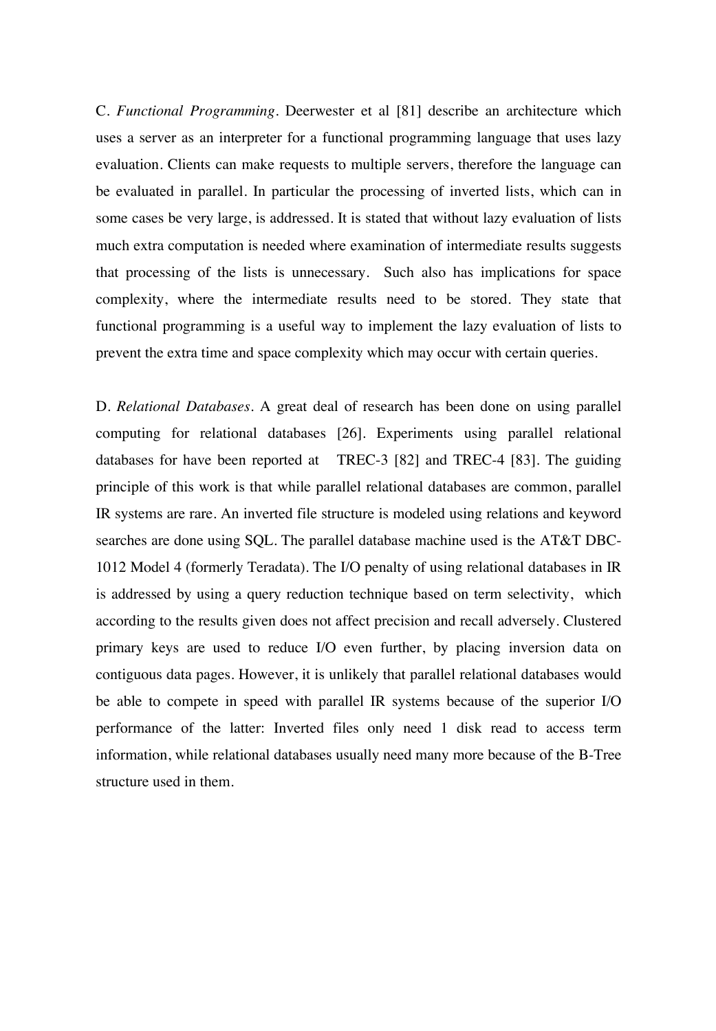C. *Functional Programming*. Deerwester et al [81] describe an architecture which uses a server as an interpreter for a functional programming language that uses lazy evaluation. Clients can make requests to multiple servers, therefore the language can be evaluated in parallel. In particular the processing of inverted lists, which can in some cases be very large, is addressed. It is stated that without lazy evaluation of lists much extra computation is needed where examination of intermediate results suggests that processing of the lists is unnecessary. Such also has implications for space complexity, where the intermediate results need to be stored. They state that functional programming is a useful way to implement the lazy evaluation of lists to prevent the extra time and space complexity which may occur with certain queries.

D. *Relational Databases*. A great deal of research has been done on using parallel computing for relational databases [26]. Experiments using parallel relational databases for have been reported at TREC-3 [82] and TREC-4 [83]. The guiding principle of this work is that while parallel relational databases are common, parallel IR systems are rare. An inverted file structure is modeled using relations and keyword searches are done using SQL. The parallel database machine used is the AT&T DBC-1012 Model 4 (formerly Teradata). The I/O penalty of using relational databases in IR is addressed by using a query reduction technique based on term selectivity, which according to the results given does not affect precision and recall adversely. Clustered primary keys are used to reduce I/O even further, by placing inversion data on contiguous data pages. However, it is unlikely that parallel relational databases would be able to compete in speed with parallel IR systems because of the superior I/O performance of the latter: Inverted files only need 1 disk read to access term information, while relational databases usually need many more because of the B-Tree structure used in them.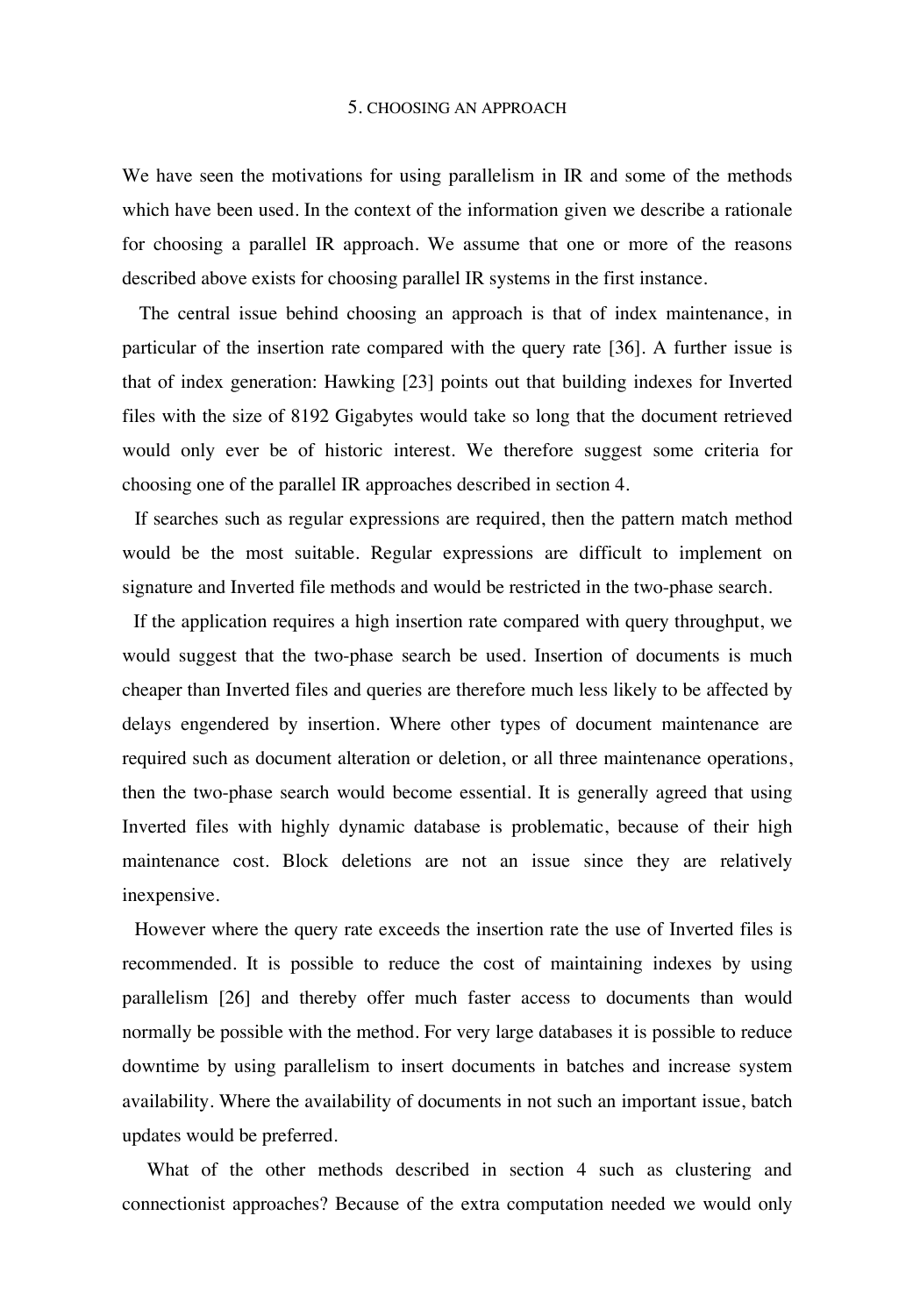## 5. CHOOSING AN APPROACH

We have seen the motivations for using parallelism in IR and some of the methods which have been used. In the context of the information given we describe a rationale for choosing a parallel IR approach. We assume that one or more of the reasons described above exists for choosing parallel IR systems in the first instance.

The central issue behind choosing an approach is that of index maintenance, in particular of the insertion rate compared with the query rate [36]. A further issue is that of index generation: Hawking [23] points out that building indexes for Inverted files with the size of 8192 Gigabytes would take so long that the document retrieved would only ever be of historic interest. We therefore suggest some criteria for choosing one of the parallel IR approaches described in section 4.

If searches such as regular expressions are required, then the pattern match method would be the most suitable. Regular expressions are difficult to implement on signature and Inverted file methods and would be restricted in the two-phase search.

If the application requires a high insertion rate compared with query throughput, we would suggest that the two-phase search be used. Insertion of documents is much cheaper than Inverted files and queries are therefore much less likely to be affected by delays engendered by insertion. Where other types of document maintenance are required such as document alteration or deletion, or all three maintenance operations, then the two-phase search would become essential. It is generally agreed that using Inverted files with highly dynamic database is problematic, because of their high maintenance cost. Block deletions are not an issue since they are relatively inexpensive.

However where the query rate exceeds the insertion rate the use of Inverted files is recommended. It is possible to reduce the cost of maintaining indexes by using parallelism [26] and thereby offer much faster access to documents than would normally be possible with the method. For very large databases it is possible to reduce downtime by using parallelism to insert documents in batches and increase system availability. Where the availability of documents in not such an important issue, batch updates would be preferred.

What of the other methods described in section 4 such as clustering and connectionist approaches? Because of the extra computation needed we would only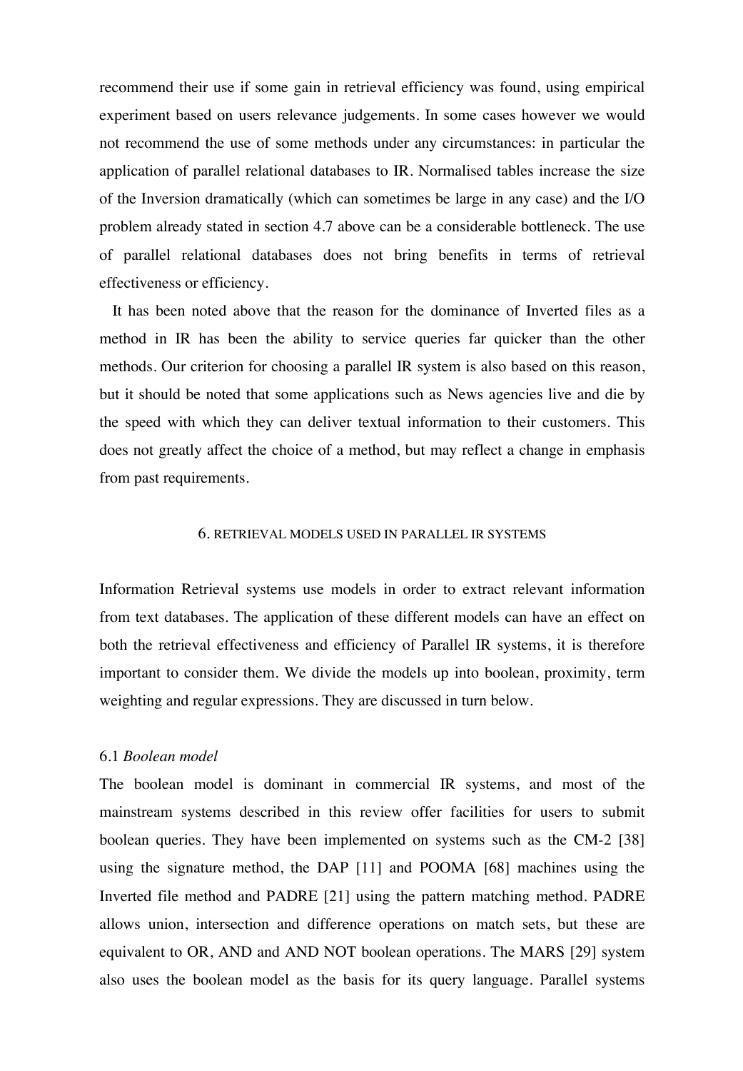recommend their use if some gain in retrieval efficiency was found, using empirical experiment based on users relevance judgements. In some cases however we would not recommend the use of some methods under any circumstances: in particular the application of parallel relational databases to IR. Normalised tables increase the size of the Inversion dramatically (which can sometimes be large in any case) and the I/O problem already stated in section 4.7 above can be a considerable bottleneck. The use of parallel relational databases does not bring benefits in terms of retrieval effectiveness or efficiency.

It has been noted above that the reason for the dominance of Inverted files as a method in IR has been the ability to service queries far quicker than the other methods. Our criterion for choosing a parallel IR system is also based on this reason, but it should be noted that some applications such as News agencies live and die by the speed with which they can deliver textual information to their customers. This does not greatly affect the choice of a method, but may reflect a change in emphasis from past requirements.

## 6. RETRIEVAL MODELS USED IN PARALLEL IR SYSTEMS

Information Retrieval systems use models in order to extract relevant information from text databases. The application of these different models can have an effect on both the retrieval effectiveness and efficiency of Parallel IR systems, it is therefore important to consider them. We divide the models up into boolean, proximity, term weighting and regular expressions. They are discussed in turn below.

### 6.1 *Boolean model*

The boolean model is dominant in commercial IR systems, and most of the mainstream systems described in this review offer facilities for users to submit boolean queries. They have been implemented on systems such as the CM-2 [38] using the signature method, the DAP [11] and POOMA [68] machines using the Inverted file method and PADRE [21] using the pattern matching method. PADRE allows union, intersection and difference operations on match sets, but these are equivalent to OR, AND and AND NOT boolean operations. The MARS [29] system also uses the boolean model as the basis for its query language. Parallel systems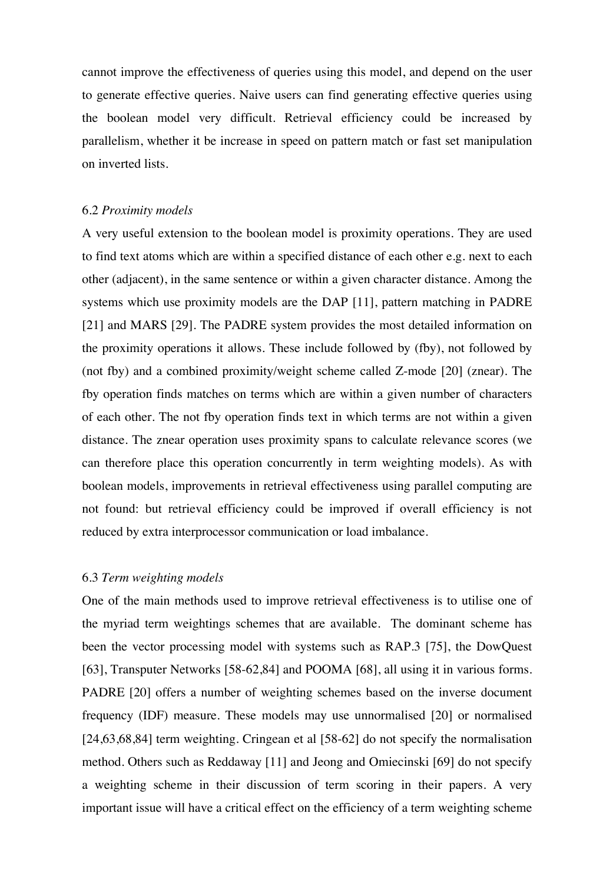cannot improve the effectiveness of queries using this model, and depend on the user to generate effective queries. Naive users can find generating effective queries using the boolean model very difficult. Retrieval efficiency could be increased by parallelism, whether it be increase in speed on pattern match or fast set manipulation on inverted lists.

### 6.2 *Proximity models*

A very useful extension to the boolean model is proximity operations. They are used to find text atoms which are within a specified distance of each other e.g. next to each other (adjacent), in the same sentence or within a given character distance. Among the systems which use proximity models are the DAP [11], pattern matching in PADRE [21] and MARS [29]. The PADRE system provides the most detailed information on the proximity operations it allows. These include followed by (fby), not followed by (not fby) and a combined proximity/weight scheme called Z-mode [20] (znear). The fby operation finds matches on terms which are within a given number of characters of each other. The not fby operation finds text in which terms are not within a given distance. The znear operation uses proximity spans to calculate relevance scores (we can therefore place this operation concurrently in term weighting models). As with boolean models, improvements in retrieval effectiveness using parallel computing are not found: but retrieval efficiency could be improved if overall efficiency is not reduced by extra interprocessor communication or load imbalance.

### 6.3 *Term weighting models*

One of the main methods used to improve retrieval effectiveness is to utilise one of the myriad term weightings schemes that are available. The dominant scheme has been the vector processing model with systems such as RAP.3 [75], the DowQuest [63], Transputer Networks [58-62,84] and POOMA [68], all using it in various forms. PADRE [20] offers a number of weighting schemes based on the inverse document frequency (IDF) measure. These models may use unnormalised [20] or normalised [24,63,68,84] term weighting. Cringean et al [58-62] do not specify the normalisation method. Others such as Reddaway [11] and Jeong and Omiecinski [69] do not specify a weighting scheme in their discussion of term scoring in their papers. A very important issue will have a critical effect on the efficiency of a term weighting scheme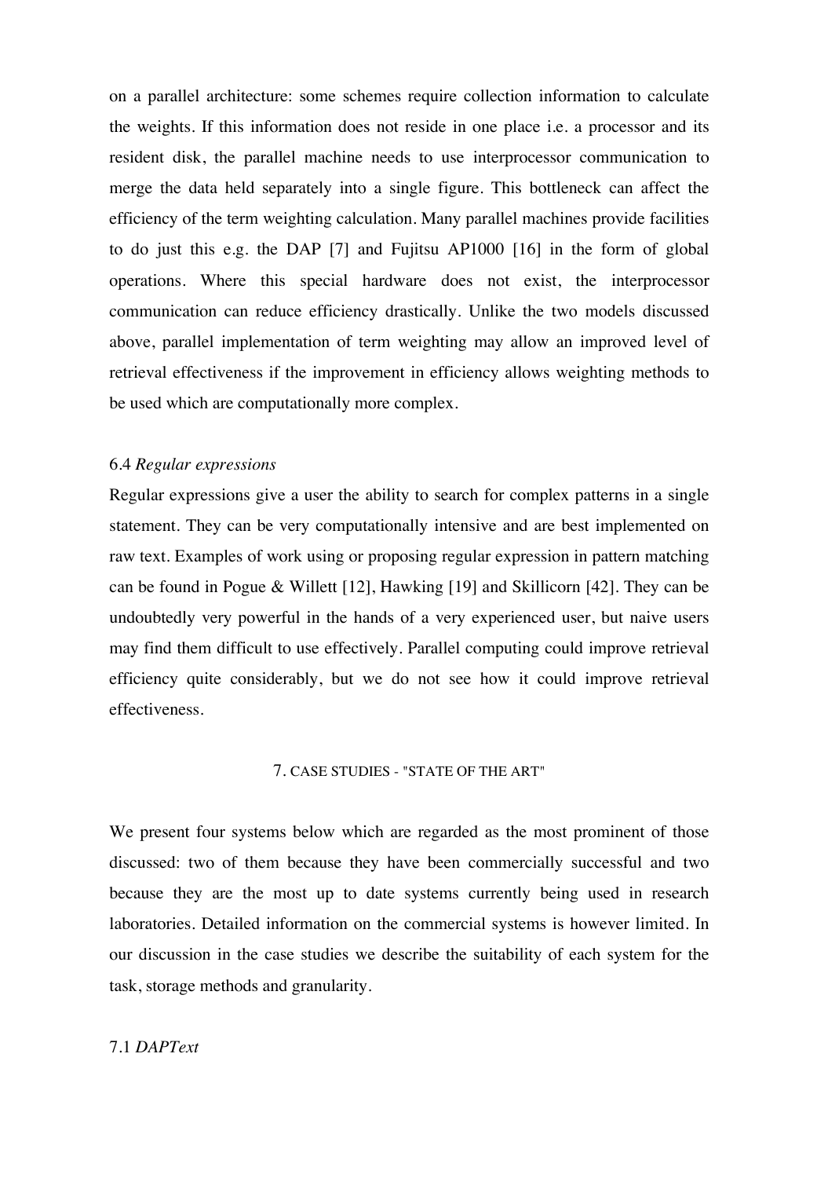on a parallel architecture: some schemes require collection information to calculate the weights. If this information does not reside in one place i.e. a processor and its resident disk, the parallel machine needs to use interprocessor communication to merge the data held separately into a single figure. This bottleneck can affect the efficiency of the term weighting calculation. Many parallel machines provide facilities to do just this e.g. the DAP [7] and Fujitsu AP1000 [16] in the form of global operations. Where this special hardware does not exist, the interprocessor communication can reduce efficiency drastically. Unlike the two models discussed above, parallel implementation of term weighting may allow an improved level of retrieval effectiveness if the improvement in efficiency allows weighting methods to be used which are computationally more complex.

### 6.4 *Regular expressions*

Regular expressions give a user the ability to search for complex patterns in a single statement. They can be very computationally intensive and are best implemented on raw text. Examples of work using or proposing regular expression in pattern matching can be found in Pogue & Willett [12], Hawking [19] and Skillicorn [42]. They can be undoubtedly very powerful in the hands of a very experienced user, but naive users may find them difficult to use effectively. Parallel computing could improve retrieval efficiency quite considerably, but we do not see how it could improve retrieval effectiveness.

## 7. CASE STUDIES - "STATE OF THE ART"

We present four systems below which are regarded as the most prominent of those discussed: two of them because they have been commercially successful and two because they are the most up to date systems currently being used in research laboratories. Detailed information on the commercial systems is however limited. In our discussion in the case studies we describe the suitability of each system for the task, storage methods and granularity.

### 7.1 *DAPText*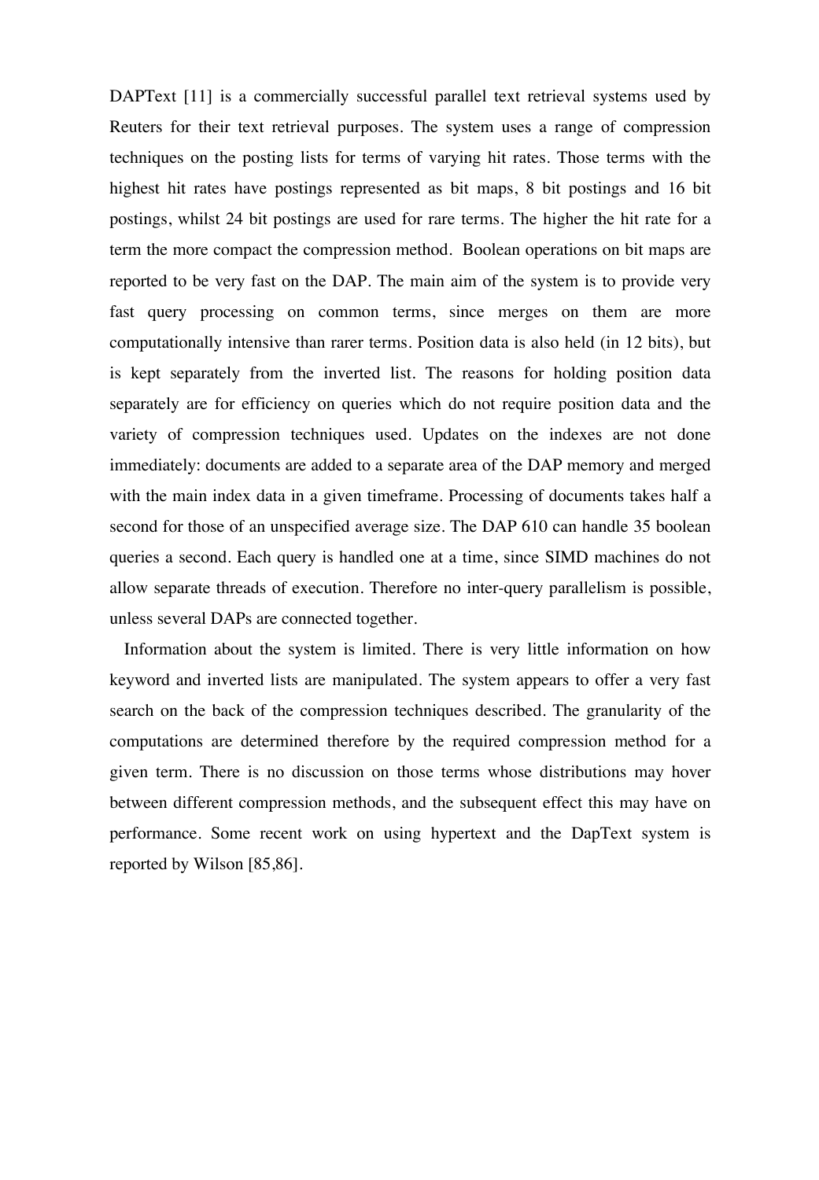DAPText [11] is a commercially successful parallel text retrieval systems used by Reuters for their text retrieval purposes. The system uses a range of compression techniques on the posting lists for terms of varying hit rates. Those terms with the highest hit rates have postings represented as bit maps, 8 bit postings and 16 bit postings, whilst 24 bit postings are used for rare terms. The higher the hit rate for a term the more compact the compression method. Boolean operations on bit maps are reported to be very fast on the DAP. The main aim of the system is to provide very fast query processing on common terms, since merges on them are more computationally intensive than rarer terms. Position data is also held (in 12 bits), but is kept separately from the inverted list. The reasons for holding position data separately are for efficiency on queries which do not require position data and the variety of compression techniques used. Updates on the indexes are not done immediately: documents are added to a separate area of the DAP memory and merged with the main index data in a given timeframe. Processing of documents takes half a second for those of an unspecified average size. The DAP 610 can handle 35 boolean queries a second. Each query is handled one at a time, since SIMD machines do not allow separate threads of execution. Therefore no inter-query parallelism is possible, unless several DAPs are connected together.

Information about the system is limited. There is very little information on how keyword and inverted lists are manipulated. The system appears to offer a very fast search on the back of the compression techniques described. The granularity of the computations are determined therefore by the required compression method for a given term. There is no discussion on those terms whose distributions may hover between different compression methods, and the subsequent effect this may have on performance. Some recent work on using hypertext and the DapText system is reported by Wilson [85,86].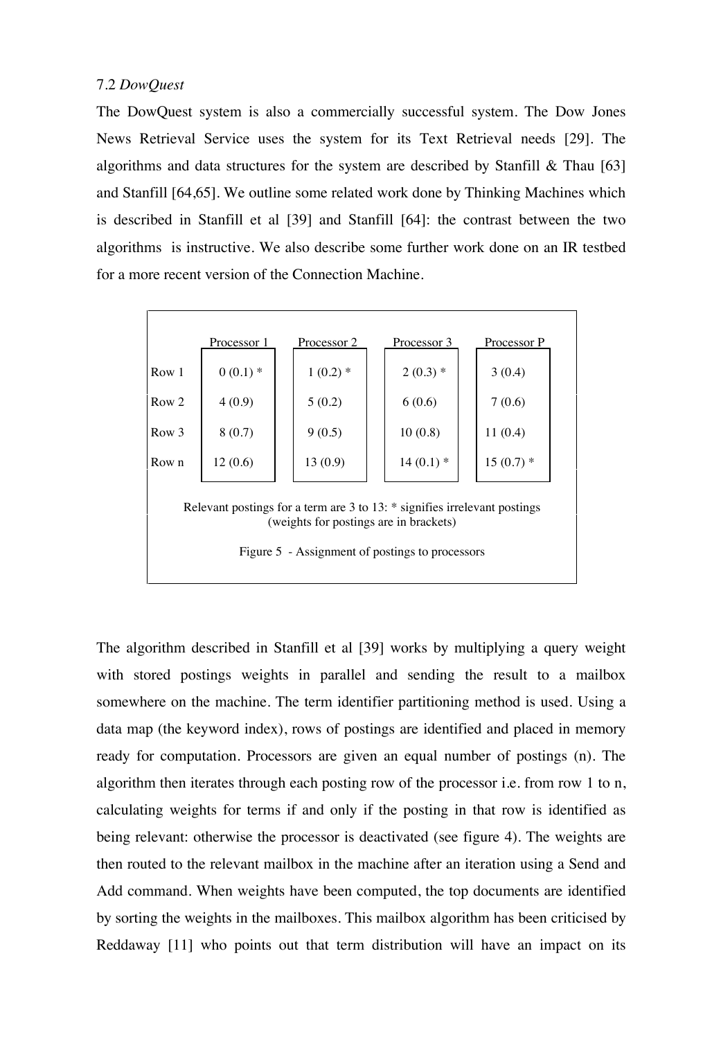### 7.2 *DowQuest*

The DowQuest system is also a commercially successful system. The Dow Jones News Retrieval Service uses the system for its Text Retrieval needs [29]. The algorithms and data structures for the system are described by Stanfill & Thau [63] and Stanfill [64,65]. We outline some related work done by Thinking Machines which is described in Stanfill et al [39] and Stanfill [64]: the contrast between the two algorithms is instructive. We also describe some further work done on an IR testbed for a more recent version of the Connection Machine.

| | Processor 1 | Processor 2 | Processor 3 | Processor P |
|---|---|---|---|---|
| Row 1 | 0 (0.1) * | 1 (0.2) * | 2 (0.3) * | 3 (0.4) |
| Row 2 | 4 (0.9) | 5 (0.2) | 6 (0.6) | 7 (0.6) |
| Row 3 | 8 (0.7) | 9 (0.5) | 10 (0.8) | 11 (0.4) |
| Row n | 12 (0.6) | 13 (0.9) | 14 (0.1) * | 15 (0.7) * |

Relevant postings for a term are 3 to 13: * signifies irrelevant postings (weights for postings are in brackets)

Figure 5 - Assignment of postings to processors

The algorithm described in Stanfill et al [39] works by multiplying a query weight with stored postings weights in parallel and sending the result to a mailbox somewhere on the machine. The term identifier partitioning method is used. Using a data map (the keyword index), rows of postings are identified and placed in memory ready for computation. Processors are given an equal number of postings (n). The algorithm then iterates through each posting row of the processor i.e. from row 1 to n, calculating weights for terms if and only if the posting in that row is identified as being relevant: otherwise the processor is deactivated (see figure 4). The weights are then routed to the relevant mailbox in the machine after an iteration using a Send and Add command. When weights have been computed, the top documents are identified by sorting the weights in the mailboxes. This mailbox algorithm has been criticised by Reddaway [11] who points out that term distribution will have an impact on its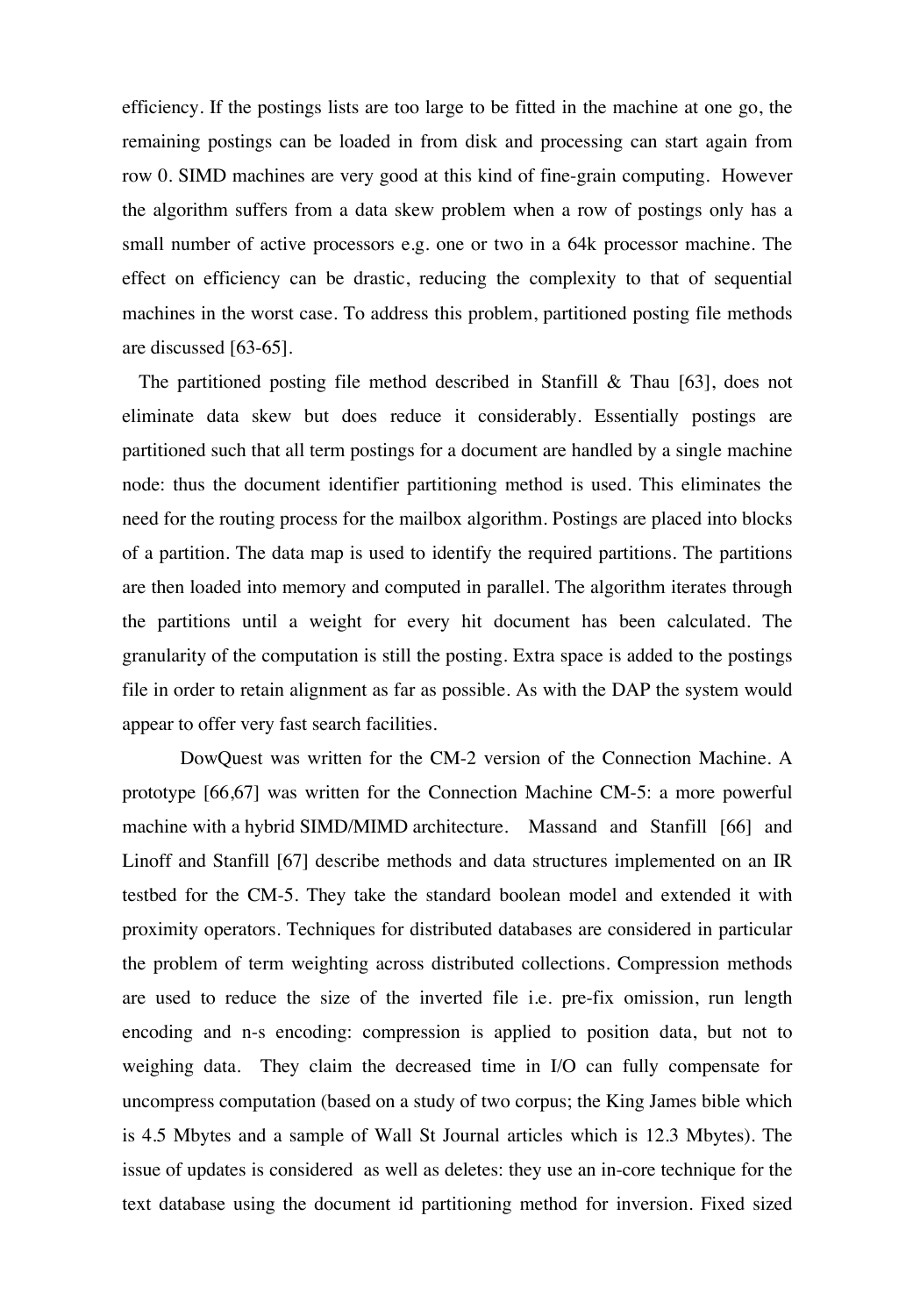efficiency. If the postings lists are too large to be fitted in the machine at one go, the remaining postings can be loaded in from disk and processing can start again from row 0. SIMD machines are very good at this kind of fine-grain computing. However the algorithm suffers from a data skew problem when a row of postings only has a small number of active processors e.g. one or two in a 64k processor machine. The effect on efficiency can be drastic, reducing the complexity to that of sequential machines in the worst case. To address this problem, partitioned posting file methods are discussed [63-65].

The partitioned posting file method described in Stanfill & Thau [63], does not eliminate data skew but does reduce it considerably. Essentially postings are partitioned such that all term postings for a document are handled by a single machine node: thus the document identifier partitioning method is used. This eliminates the need for the routing process for the mailbox algorithm. Postings are placed into blocks of a partition. The data map is used to identify the required partitions. The partitions are then loaded into memory and computed in parallel. The algorithm iterates through the partitions until a weight for every hit document has been calculated. The granularity of the computation is still the posting. Extra space is added to the postings file in order to retain alignment as far as possible. As with the DAP the system would appear to offer very fast search facilities.

DowQuest was written for the CM-2 version of the Connection Machine. A prototype [66,67] was written for the Connection Machine CM-5: a more powerful machine with a hybrid SIMD/MIMD architecture. Massand and Stanfill [66] and Linoff and Stanfill [67] describe methods and data structures implemented on an IR testbed for the CM-5. They take the standard boolean model and extended it with proximity operators. Techniques for distributed databases are considered in particular the problem of term weighting across distributed collections. Compression methods are used to reduce the size of the inverted file i.e. pre-fix omission, run length encoding and n-s encoding: compression is applied to position data, but not to weighing data. They claim the decreased time in I/O can fully compensate for uncompress computation (based on a study of two corpus; the King James bible which is 4.5 Mbytes and a sample of Wall St Journal articles which is 12.3 Mbytes). The issue of updates is considered as well as deletes: they use an in-core technique for the text database using the document id partitioning method for inversion. Fixed sized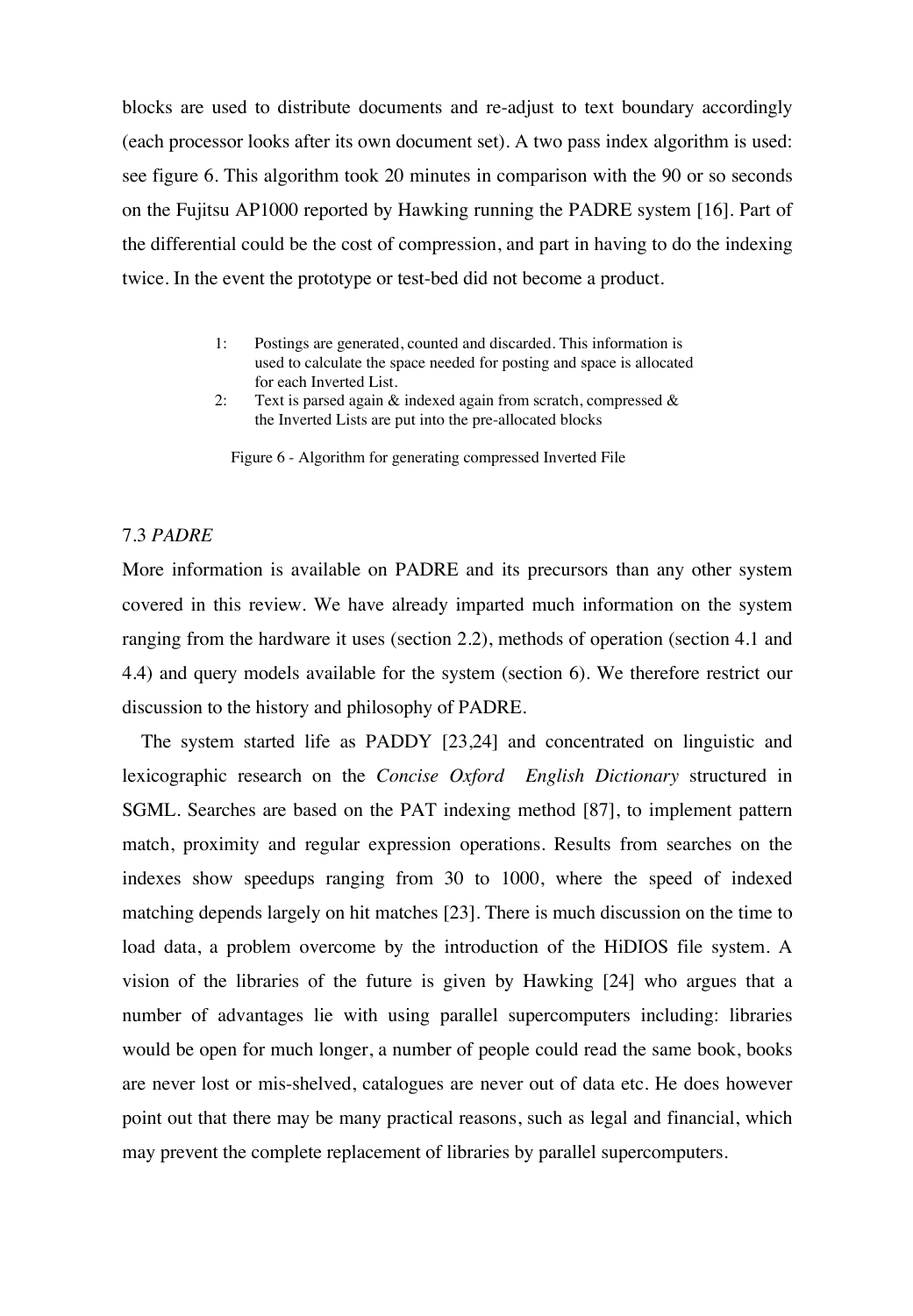blocks are used to distribute documents and re-adjust to text boundary accordingly (each processor looks after its own document set). A two pass index algorithm is used: see figure 6. This algorithm took 20 minutes in comparison with the 90 or so seconds on the Fujitsu AP1000 reported by Hawking running the PADRE system [16]. Part of the differential could be the cost of compression, and part in having to do the indexing twice. In the event the prototype or test-bed did not become a product.

1: Postings are generated, counted and discarded. This information is used to calculate the space needed for posting and space is allocated for each Inverted List.
2: Text is parsed again & indexed again from scratch, compressed & the Inverted Lists are put into the pre-allocated blocks

Figure 6 - Algorithm for generating compressed Inverted File

### 7.3 *PADRE*

More information is available on PADRE and its precursors than any other system covered in this review. We have already imparted much information on the system ranging from the hardware it uses (section 2.2), methods of operation (section 4.1 and 4.4) and query models available for the system (section 6). We therefore restrict our discussion to the history and philosophy of PADRE.

The system started life as PADDY [23,24] and concentrated on linguistic and lexicographic research on the *Concise Oxford English Dictionary* structured in SGML. Searches are based on the PAT indexing method [87], to implement pattern match, proximity and regular expression operations. Results from searches on the indexes show speedups ranging from 30 to 1000, where the speed of indexed matching depends largely on hit matches [23]. There is much discussion on the time to load data, a problem overcome by the introduction of the HiDIOS file system. A vision of the libraries of the future is given by Hawking [24] who argues that a number of advantages lie with using parallel supercomputers including: libraries would be open for much longer, a number of people could read the same book, books are never lost or mis-shelved, catalogues are never out of data etc. He does however point out that there may be many practical reasons, such as legal and financial, which may prevent the complete replacement of libraries by parallel supercomputers.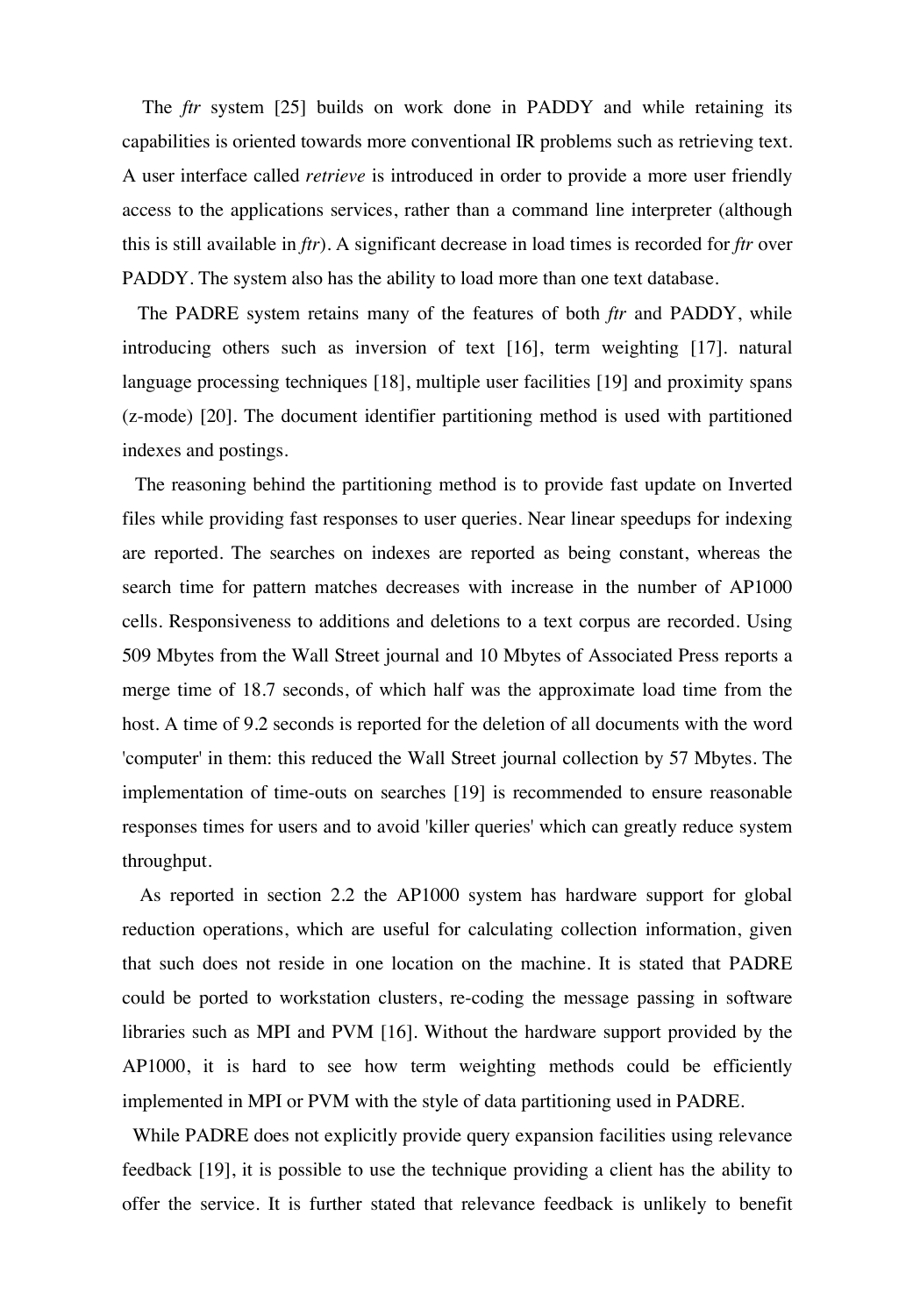The *ftr* system [25] builds on work done in PADDY and while retaining its capabilities is oriented towards more conventional IR problems such as retrieving text. A user interface called *retrieve* is introduced in order to provide a more user friendly access to the applications services, rather than a command line interpreter (although this is still available in *ftr*). A significant decrease in load times is recorded for *ftr* over PADDY. The system also has the ability to load more than one text database.

The PADRE system retains many of the features of both *ftr* and PADDY, while introducing others such as inversion of text [16], term weighting [17]. natural language processing techniques [18], multiple user facilities [19] and proximity spans (z-mode) [20]. The document identifier partitioning method is used with partitioned indexes and postings.

The reasoning behind the partitioning method is to provide fast update on Inverted files while providing fast responses to user queries. Near linear speedups for indexing are reported. The searches on indexes are reported as being constant, whereas the search time for pattern matches decreases with increase in the number of AP1000 cells. Responsiveness to additions and deletions to a text corpus are recorded. Using 509 Mbytes from the Wall Street journal and 10 Mbytes of Associated Press reports a merge time of 18.7 seconds, of which half was the approximate load time from the host. A time of 9.2 seconds is reported for the deletion of all documents with the word 'computer' in them: this reduced the Wall Street journal collection by 57 Mbytes. The implementation of time-outs on searches [19] is recommended to ensure reasonable responses times for users and to avoid 'killer queries' which can greatly reduce system throughput.

As reported in section 2.2 the AP1000 system has hardware support for global reduction operations, which are useful for calculating collection information, given that such does not reside in one location on the machine. It is stated that PADRE could be ported to workstation clusters, re-coding the message passing in software libraries such as MPI and PVM [16]. Without the hardware support provided by the AP1000, it is hard to see how term weighting methods could be efficiently implemented in MPI or PVM with the style of data partitioning used in PADRE.

While PADRE does not explicitly provide query expansion facilities using relevance feedback [19], it is possible to use the technique providing a client has the ability to offer the service. It is further stated that relevance feedback is unlikely to benefit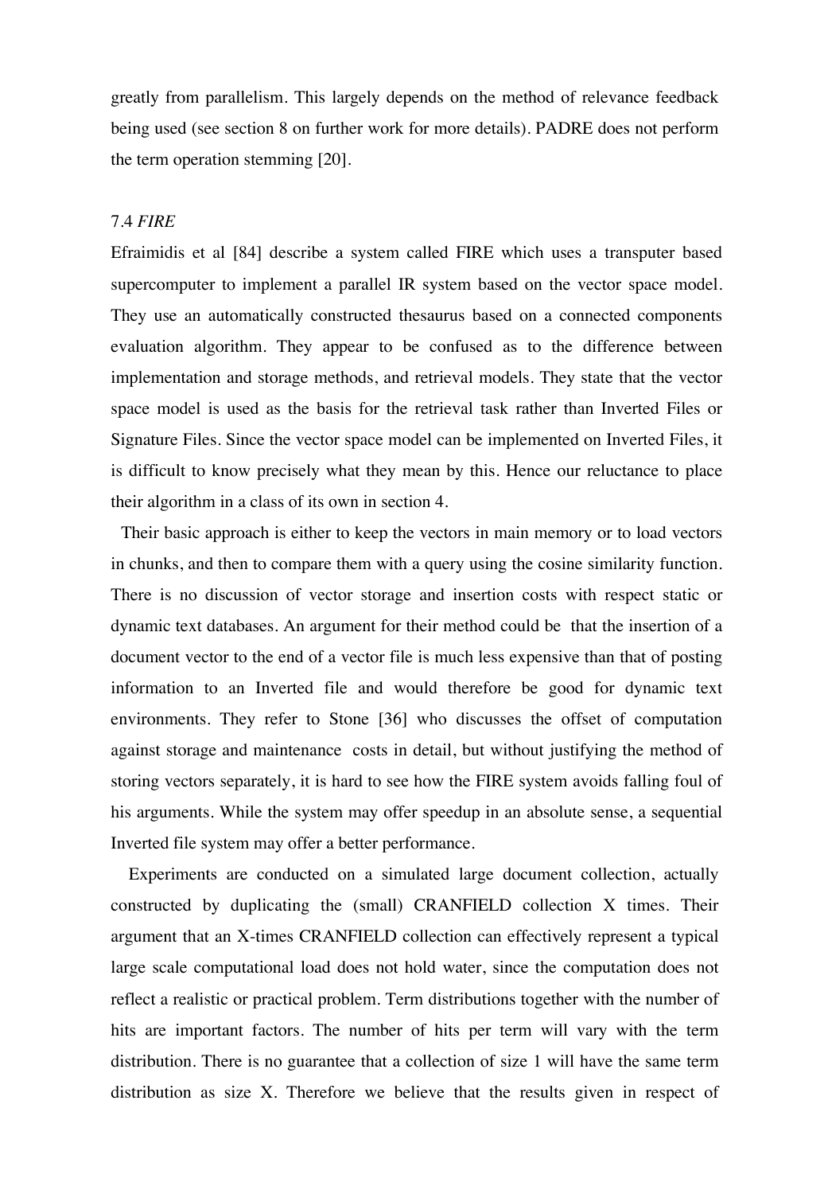greatly from parallelism. This largely depends on the method of relevance feedback being used (see section 8 on further work for more details). PADRE does not perform the term operation stemming [20].

### 7.4 *FIRE*

Efraimidis et al [84] describe a system called FIRE which uses a transputer based supercomputer to implement a parallel IR system based on the vector space model. They use an automatically constructed thesaurus based on a connected components evaluation algorithm. They appear to be confused as to the difference between implementation and storage methods, and retrieval models. They state that the vector space model is used as the basis for the retrieval task rather than Inverted Files or Signature Files. Since the vector space model can be implemented on Inverted Files, it is difficult to know precisely what they mean by this. Hence our reluctance to place their algorithm in a class of its own in section 4.

Their basic approach is either to keep the vectors in main memory or to load vectors in chunks, and then to compare them with a query using the cosine similarity function. There is no discussion of vector storage and insertion costs with respect static or dynamic text databases. An argument for their method could be that the insertion of a document vector to the end of a vector file is much less expensive than that of posting information to an Inverted file and would therefore be good for dynamic text environments. They refer to Stone [36] who discusses the offset of computation against storage and maintenance costs in detail, but without justifying the method of storing vectors separately, it is hard to see how the FIRE system avoids falling foul of his arguments. While the system may offer speedup in an absolute sense, a sequential Inverted file system may offer a better performance.

Experiments are conducted on a simulated large document collection, actually constructed by duplicating the (small) CRANFIELD collection X times. Their argument that an X-times CRANFIELD collection can effectively represent a typical large scale computational load does not hold water, since the computation does not reflect a realistic or practical problem. Term distributions together with the number of hits are important factors. The number of hits per term will vary with the term distribution. There is no guarantee that a collection of size 1 will have the same term distribution as size X. Therefore we believe that the results given in respect of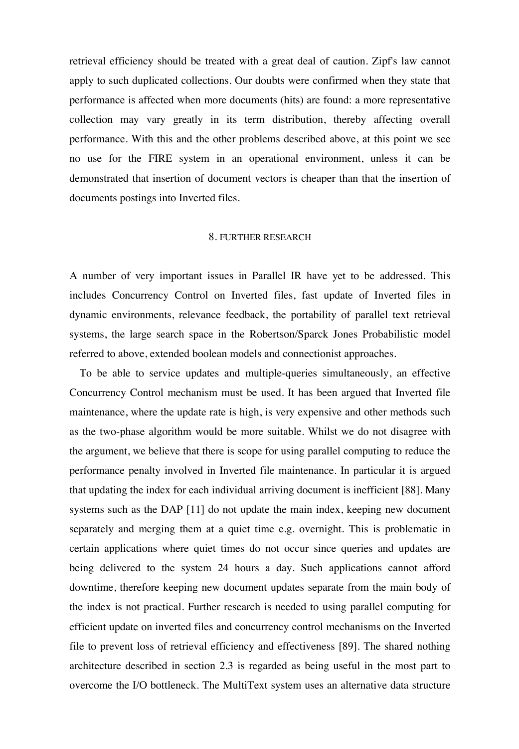retrieval efficiency should be treated with a great deal of caution. Zipf's law cannot apply to such duplicated collections. Our doubts were confirmed when they state that performance is affected when more documents (hits) are found: a more representative collection may vary greatly in its term distribution, thereby affecting overall performance. With this and the other problems described above, at this point we see no use for the FIRE system in an operational environment, unless it can be demonstrated that insertion of document vectors is cheaper than that the insertion of documents postings into Inverted files.

## 8. FURTHER RESEARCH

A number of very important issues in Parallel IR have yet to be addressed. This includes Concurrency Control on Inverted files, fast update of Inverted files in dynamic environments, relevance feedback, the portability of parallel text retrieval systems, the large search space in the Robertson/Sparck Jones Probabilistic model referred to above, extended boolean models and connectionist approaches.

To be able to service updates and multiple-queries simultaneously, an effective Concurrency Control mechanism must be used. It has been argued that Inverted file maintenance, where the update rate is high, is very expensive and other methods such as the two-phase algorithm would be more suitable. Whilst we do not disagree with the argument, we believe that there is scope for using parallel computing to reduce the performance penalty involved in Inverted file maintenance. In particular it is argued that updating the index for each individual arriving document is inefficient [88]. Many systems such as the DAP [11] do not update the main index, keeping new document separately and merging them at a quiet time e.g. overnight. This is problematic in certain applications where quiet times do not occur since queries and updates are being delivered to the system 24 hours a day. Such applications cannot afford downtime, therefore keeping new document updates separate from the main body of the index is not practical. Further research is needed to using parallel computing for efficient update on inverted files and concurrency control mechanisms on the Inverted file to prevent loss of retrieval efficiency and effectiveness [89]. The shared nothing architecture described in section 2.3 is regarded as being useful in the most part to overcome the I/O bottleneck. The MultiText system uses an alternative data structure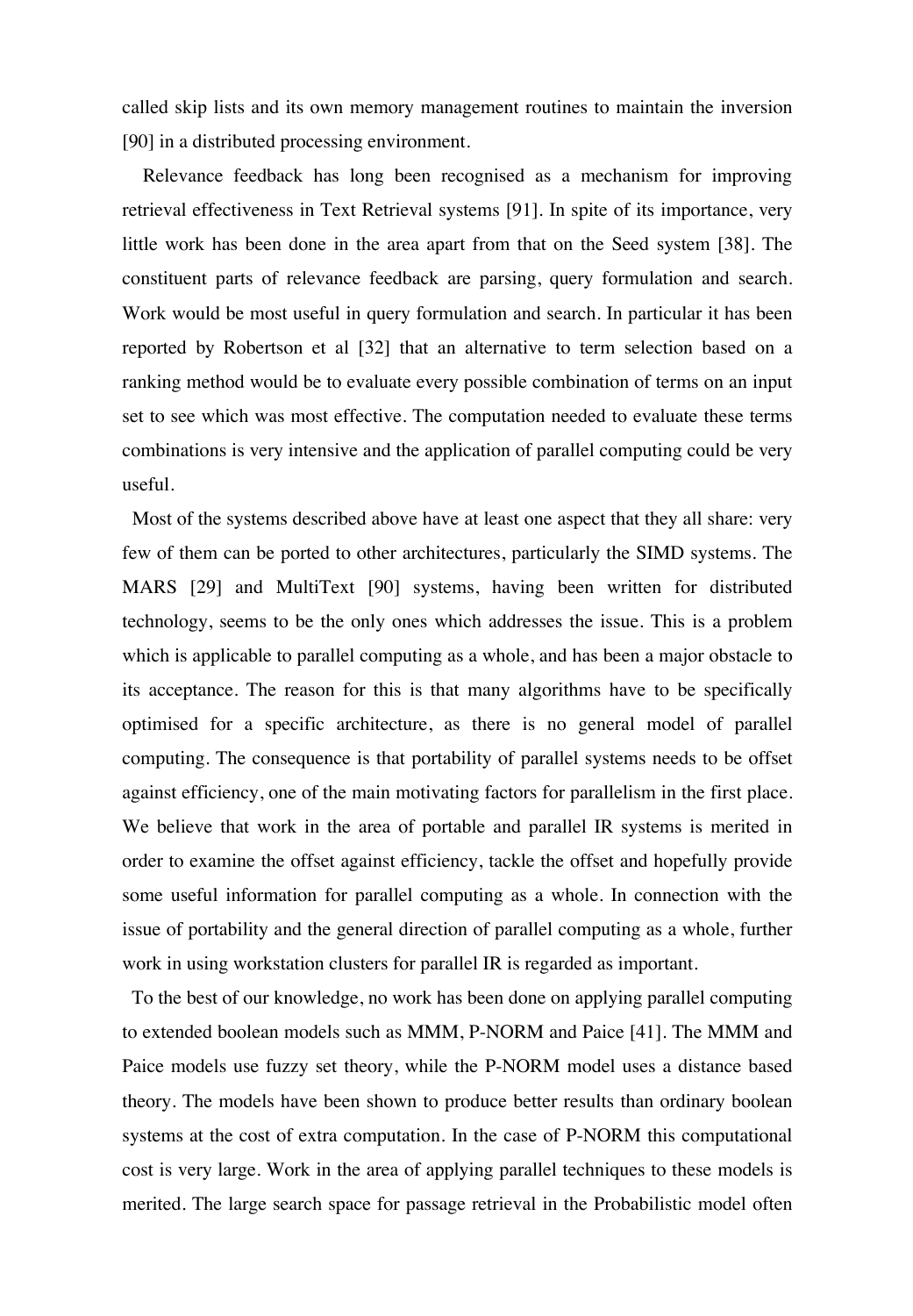called skip lists and its own memory management routines to maintain the inversion [90] in a distributed processing environment.

Relevance feedback has long been recognised as a mechanism for improving retrieval effectiveness in Text Retrieval systems [91]. In spite of its importance, very little work has been done in the area apart from that on the Seed system [38]. The constituent parts of relevance feedback are parsing, query formulation and search. Work would be most useful in query formulation and search. In particular it has been reported by Robertson et al [32] that an alternative to term selection based on a ranking method would be to evaluate every possible combination of terms on an input set to see which was most effective. The computation needed to evaluate these terms combinations is very intensive and the application of parallel computing could be very useful.

Most of the systems described above have at least one aspect that they all share: very few of them can be ported to other architectures, particularly the SIMD systems. The MARS [29] and MultiText [90] systems, having been written for distributed technology, seems to be the only ones which addresses the issue. This is a problem which is applicable to parallel computing as a whole, and has been a major obstacle to its acceptance. The reason for this is that many algorithms have to be specifically optimised for a specific architecture, as there is no general model of parallel computing. The consequence is that portability of parallel systems needs to be offset against efficiency, one of the main motivating factors for parallelism in the first place. We believe that work in the area of portable and parallel IR systems is merited in order to examine the offset against efficiency, tackle the offset and hopefully provide some useful information for parallel computing as a whole. In connection with the issue of portability and the general direction of parallel computing as a whole, further work in using workstation clusters for parallel IR is regarded as important.

To the best of our knowledge, no work has been done on applying parallel computing to extended boolean models such as MMM, P-NORM and Paice [41]. The MMM and Paice models use fuzzy set theory, while the P-NORM model uses a distance based theory. The models have been shown to produce better results than ordinary boolean systems at the cost of extra computation. In the case of P-NORM this computational cost is very large. Work in the area of applying parallel techniques to these models is merited. The large search space for passage retrieval in the Probabilistic model often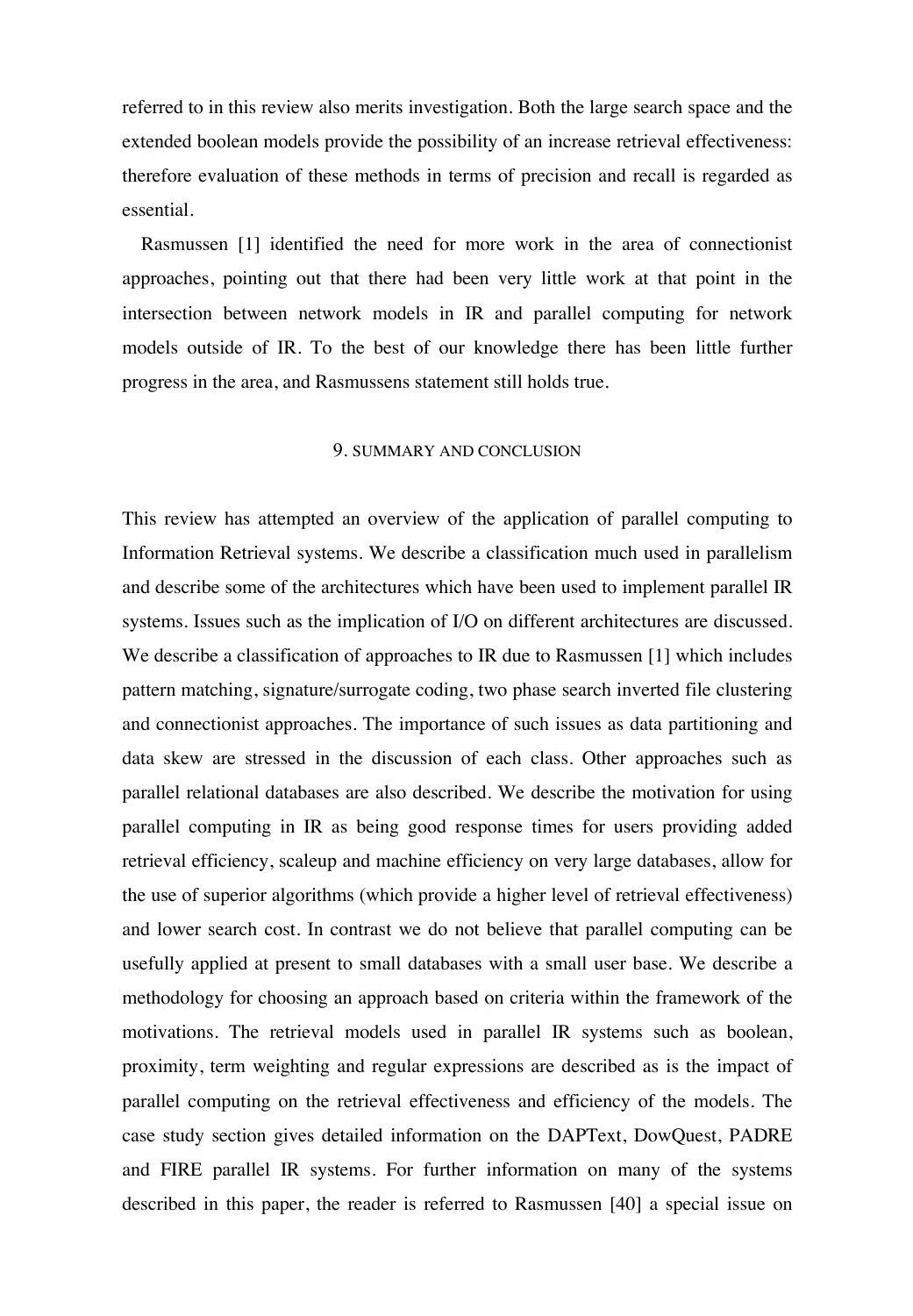referred to in this review also merits investigation. Both the large search space and the extended boolean models provide the possibility of an increase retrieval effectiveness: therefore evaluation of these methods in terms of precision and recall is regarded as essential.

Rasmussen [1] identified the need for more work in the area of connectionist approaches, pointing out that there had been very little work at that point in the intersection between network models in IR and parallel computing for network models outside of IR. To the best of our knowledge there has been little further progress in the area, and Rasmussens statement still holds true.

## 9. SUMMARY AND CONCLUSION

This review has attempted an overview of the application of parallel computing to Information Retrieval systems. We describe a classification much used in parallelism and describe some of the architectures which have been used to implement parallel IR systems. Issues such as the implication of I/O on different architectures are discussed. We describe a classification of approaches to IR due to Rasmussen [1] which includes pattern matching, signature/surrogate coding, two phase search inverted file clustering and connectionist approaches. The importance of such issues as data partitioning and data skew are stressed in the discussion of each class. Other approaches such as parallel relational databases are also described. We describe the motivation for using parallel computing in IR as being good response times for users providing added retrieval efficiency, scaleup and machine efficiency on very large databases, allow for the use of superior algorithms (which provide a higher level of retrieval effectiveness) and lower search cost. In contrast we do not believe that parallel computing can be usefully applied at present to small databases with a small user base. We describe a methodology for choosing an approach based on criteria within the framework of the motivations. The retrieval models used in parallel IR systems such as boolean, proximity, term weighting and regular expressions are described as is the impact of parallel computing on the retrieval effectiveness and efficiency of the models. The case study section gives detailed information on the DAPText, DowQuest, PADRE and FIRE parallel IR systems. For further information on many of the systems described in this paper, the reader is referred to Rasmussen [40] a special issue on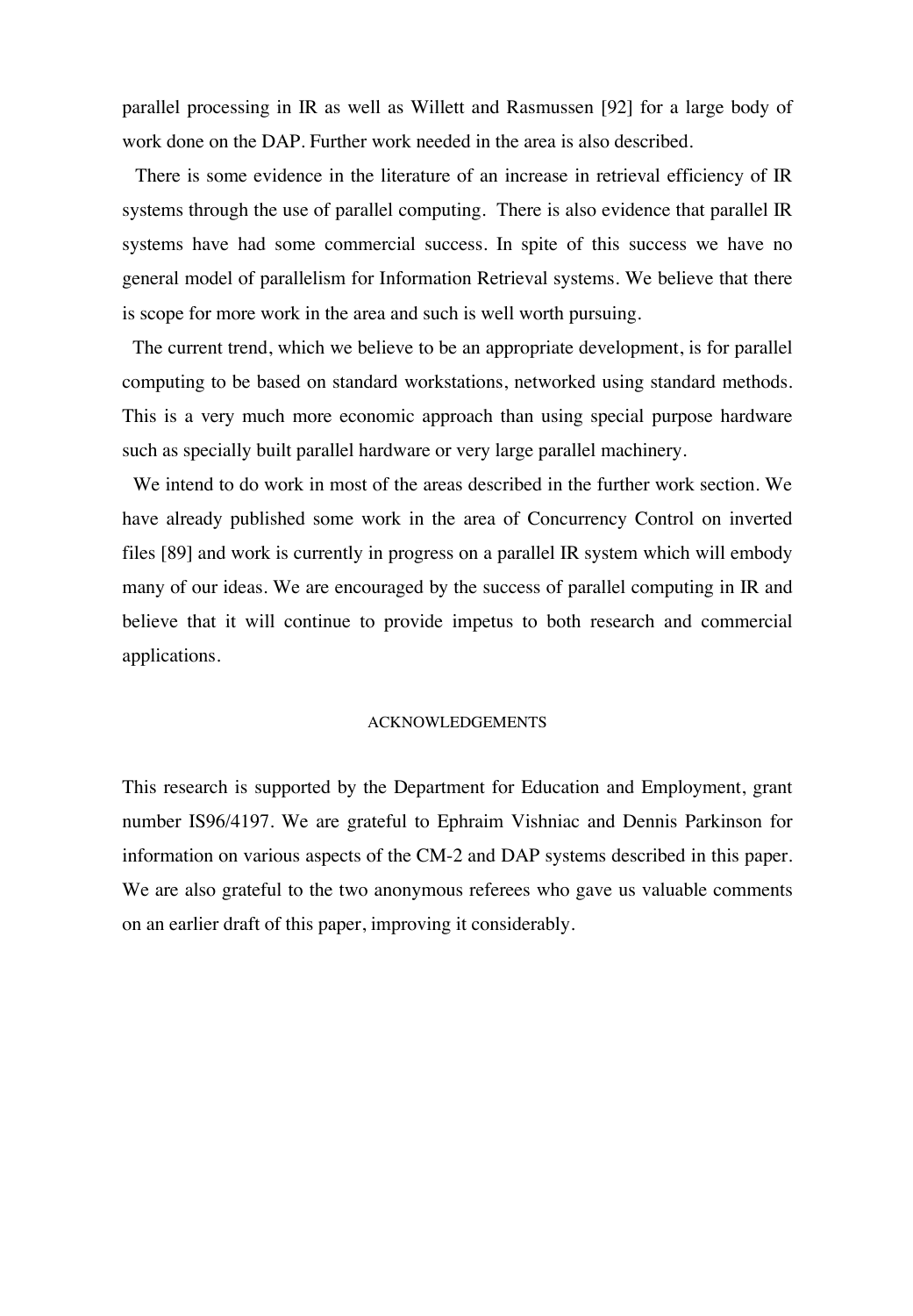parallel processing in IR as well as Willett and Rasmussen [92] for a large body of work done on the DAP. Further work needed in the area is also described.

There is some evidence in the literature of an increase in retrieval efficiency of IR systems through the use of parallel computing. There is also evidence that parallel IR systems have had some commercial success. In spite of this success we have no general model of parallelism for Information Retrieval systems. We believe that there is scope for more work in the area and such is well worth pursuing.

The current trend, which we believe to be an appropriate development, is for parallel computing to be based on standard workstations, networked using standard methods. This is a very much more economic approach than using special purpose hardware such as specially built parallel hardware or very large parallel machinery.

We intend to do work in most of the areas described in the further work section. We have already published some work in the area of Concurrency Control on inverted files [89] and work is currently in progress on a parallel IR system which will embody many of our ideas. We are encouraged by the success of parallel computing in IR and believe that it will continue to provide impetus to both research and commercial applications.

## ACKNOWLEDGEMENTS

This research is supported by the Department for Education and Employment, grant number IS96/4197. We are grateful to Ephraim Vishniac and Dennis Parkinson for information on various aspects of the CM-2 and DAP systems described in this paper. We are also grateful to the two anonymous referees who gave us valuable comments on an earlier draft of this paper, improving it considerably.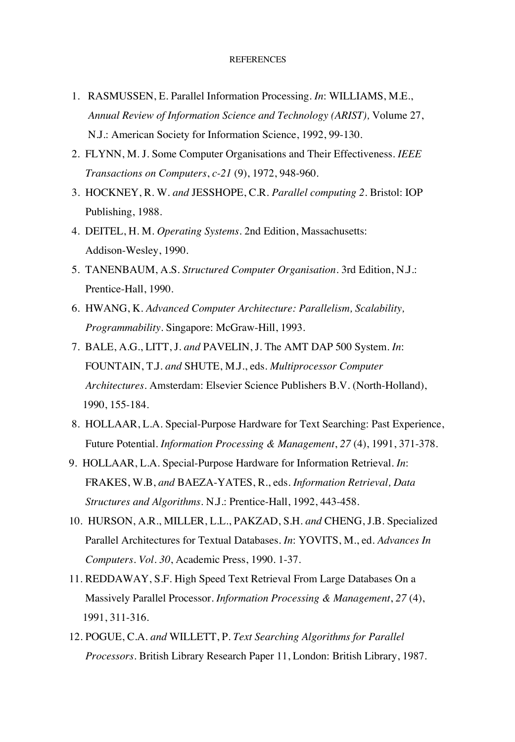# REFERENCES

1. RASMUSSEN, E. Parallel Information Processing. *In*: WILLIAMS, M.E., *Annual Review of Information Science and Technology (ARIST),* Volume 27, N.J.: American Society for Information Science, 1992, 99-130.
2. FLYNN, M. J. Some Computer Organisations and Their Effectiveness. *IEEE Transactions on Computers*, *c-21* (9), 1972, 948-960.
3. HOCKNEY, R. W. *and* JESSHOPE, C.R. *Parallel computing 2*. Bristol: IOP Publishing, 1988.
4. DEITEL, H. M. *Operating Systems*. 2nd Edition, Massachusetts: Addison-Wesley, 1990.
5. TANENBAUM, A.S. *Structured Computer Organisation*. 3rd Edition, N.J.: Prentice-Hall, 1990.
6. HWANG, K. *Advanced Computer Architecture: Parallelism, Scalability, Programmability*. Singapore: McGraw-Hill, 1993.
7. BALE, A.G., LITT, J. *and* PAVELIN, J. The AMT DAP 500 System. *In*: FOUNTAIN, T.J. *and* SHUTE, M.J., eds. *Multiprocessor Computer Architectures*. Amsterdam: Elsevier Science Publishers B.V. (North-Holland), 1990, 155-184.
8. HOLLAAR, L.A. Special-Purpose Hardware for Text Searching: Past Experience, Future Potential. *Information Processing & Management*, *27* (4), 1991, 371-378.
9. HOLLAAR, L.A. Special-Purpose Hardware for Information Retrieval. *In*: FRAKES, W.B, *and* BAEZA-YATES, R., eds. *Information Retrieval, Data Structures and Algorithms*. N.J.: Prentice-Hall, 1992, 443-458.
10. HURSON, A.R., MILLER, L.L., PAKZAD, S.H. *and* CHENG, J.B. Specialized Parallel Architectures for Textual Databases. *In*: YOVITS, M., ed. *Advances In Computers*. *Vol. 30*, Academic Press, 1990. 1-37.
11. REDDAWAY, S.F. High Speed Text Retrieval From Large Databases On a Massively Parallel Processor. *Information Processing & Management*, *27* (4), 1991, 311-316.
12. POGUE, C.A. *and* WILLETT, P. *Text Searching Algorithms for Parallel Processors*. British Library Research Paper 11, London: British Library, 1987.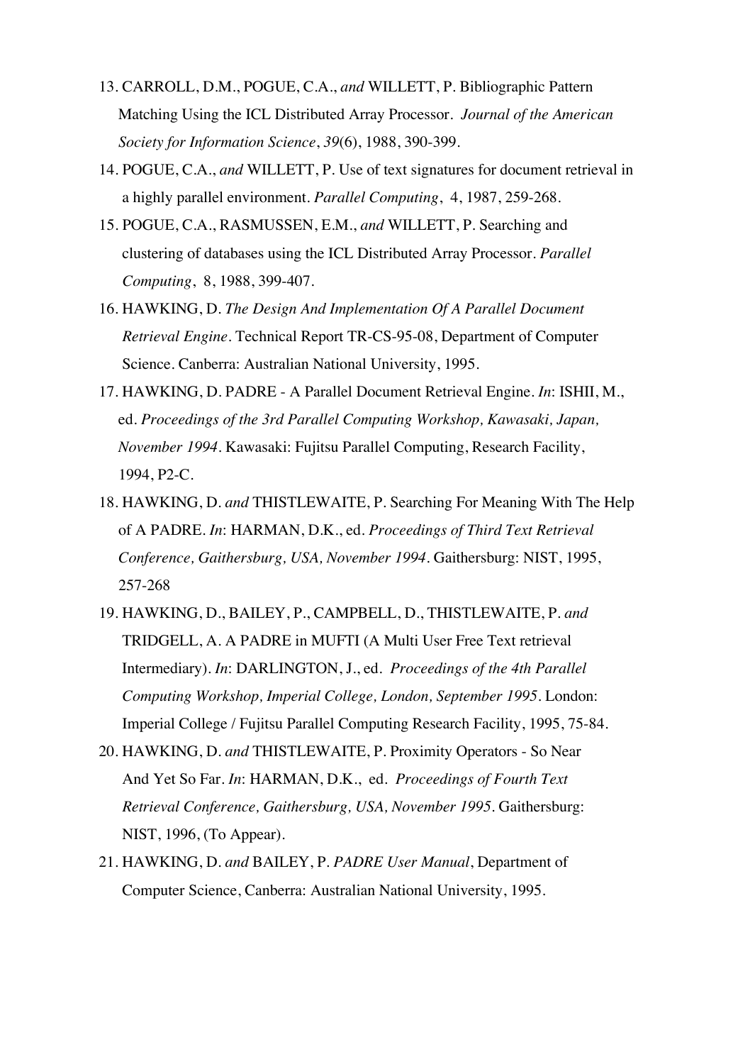13. CARROLL, D.M., POGUE, C.A., *and* WILLETT, P. Bibliographic Pattern Matching Using the ICL Distributed Array Processor. *Journal of the American Society for Information Science*, *39*(6), 1988, 390-399.
14. POGUE, C.A., *and* WILLETT, P. Use of text signatures for document retrieval in a highly parallel environment. *Parallel Computing*, 4, 1987, 259-268.
15. POGUE, C.A., RASMUSSEN, E.M., *and* WILLETT, P. Searching and clustering of databases using the ICL Distributed Array Processor. *Parallel Computing*, 8, 1988, 399-407.
16. HAWKING, D. *The Design And Implementation Of A Parallel Document Retrieval Engine*. Technical Report TR-CS-95-08, Department of Computer Science. Canberra: Australian National University, 1995.
17. HAWKING, D. PADRE - A Parallel Document Retrieval Engine. *In*: ISHII, M., ed. *Proceedings of the 3rd Parallel Computing Workshop, Kawasaki, Japan, November 1994*. Kawasaki: Fujitsu Parallel Computing, Research Facility, 1994, P2-C.
18. HAWKING, D. *and* THISTLEWAITE, P. Searching For Meaning With The Help of A PADRE. *In*: HARMAN, D.K., ed. *Proceedings of Third Text Retrieval Conference, Gaithersburg, USA, November 1994*. Gaithersburg: NIST, 1995, 257-268
19. HAWKING, D., BAILEY, P., CAMPBELL, D., THISTLEWAITE, P. *and* TRIDGELL, A. A PADRE in MUFTI (A Multi User Free Text retrieval Intermediary). *In*: DARLINGTON, J., ed. *Proceedings of the 4th Parallel Computing Workshop, Imperial College, London, September 1995*. London: Imperial College / Fujitsu Parallel Computing Research Facility, 1995, 75-84.
20. HAWKING, D. *and* THISTLEWAITE, P. Proximity Operators - So Near And Yet So Far. *In*: HARMAN, D.K., ed. *Proceedings of Fourth Text Retrieval Conference, Gaithersburg, USA, November 1995*. Gaithersburg: NIST, 1996, (To Appear).
21. HAWKING, D. *and* BAILEY, P. *PADRE User Manual*, Department of Computer Science, Canberra: Australian National University, 1995.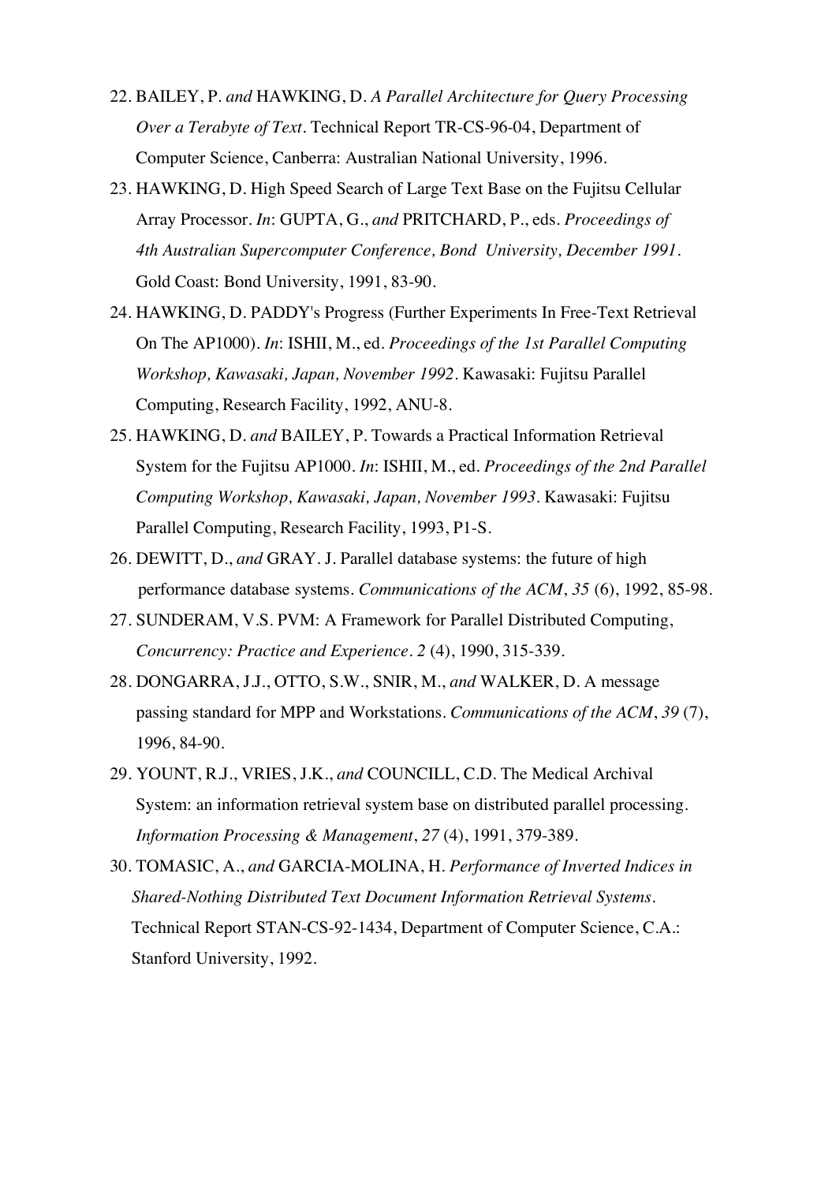22. BAILEY, P. *and* HAWKING, D. *A Parallel Architecture for Query Processing Over a Terabyte of Text*. Technical Report TR-CS-96-04, Department of Computer Science, Canberra: Australian National University, 1996.
23. HAWKING, D. High Speed Search of Large Text Base on the Fujitsu Cellular Array Processor. *In*: GUPTA, G., *and* PRITCHARD, P., eds. *Proceedings of 4th Australian Supercomputer Conference, Bond University, December 1991*. Gold Coast: Bond University, 1991, 83-90.
24. HAWKING, D. PADDY's Progress (Further Experiments In Free-Text Retrieval On The AP1000). *In*: ISHII, M., ed. *Proceedings of the 1st Parallel Computing Workshop, Kawasaki, Japan, November 1992*. Kawasaki: Fujitsu Parallel Computing, Research Facility, 1992, ANU-8.
25. HAWKING, D. *and* BAILEY, P. Towards a Practical Information Retrieval System for the Fujitsu AP1000. *In*: ISHII, M., ed. *Proceedings of the 2nd Parallel Computing Workshop, Kawasaki, Japan, November 1993*. Kawasaki: Fujitsu Parallel Computing, Research Facility, 1993, P1-S.
26. DEWITT, D., *and* GRAY. J. Parallel database systems: the future of high performance database systems. *Communications of the ACM*, *35* (6), 1992, 85-98.
27. SUNDERAM, V.S. PVM: A Framework for Parallel Distributed Computing, *Concurrency: Practice and Experience*. *2* (4), 1990, 315-339.
28. DONGARRA, J.J., OTTO, S.W., SNIR, M., *and* WALKER, D. A message passing standard for MPP and Workstations. *Communications of the ACM*, *39* (7), 1996, 84-90.
29. YOUNT, R.J., VRIES, J.K., *and* COUNCILL, C.D. The Medical Archival System: an information retrieval system base on distributed parallel processing. *Information Processing & Management*, *27* (4), 1991, 379-389.
30. TOMASIC, A., *and* GARCIA-MOLINA, H. *Performance of Inverted Indices in Shared-Nothing Distributed Text Document Information Retrieval Systems*. Technical Report STAN-CS-92-1434, Department of Computer Science, C.A.: Stanford University, 1992.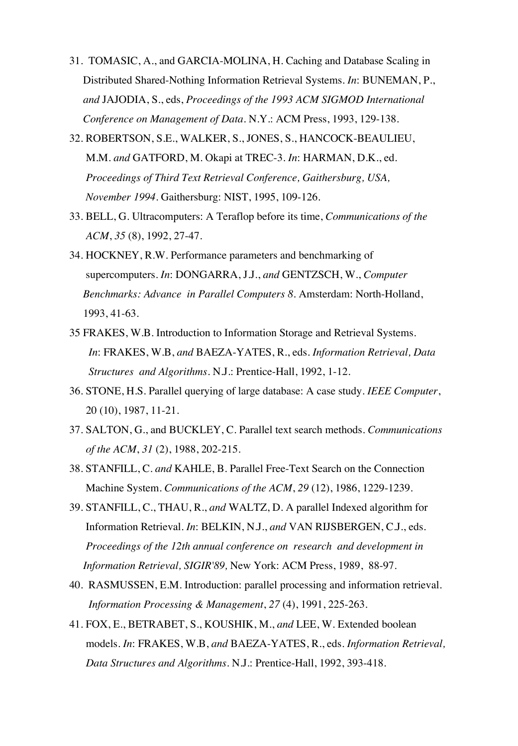31. TOMASIC, A., and GARCIA-MOLINA, H. Caching and Database Scaling in Distributed Shared-Nothing Information Retrieval Systems. *In*: BUNEMAN, P., *and* JAJODIA, S., eds, *Proceedings of the 1993 ACM SIGMOD International Conference on Management of Data*. N.Y.: ACM Press, 1993, 129-138.
32. ROBERTSON, S.E., WALKER, S., JONES, S., HANCOCK-BEAULIEU, M.M. *and* GATFORD, M. Okapi at TREC-3. *In*: HARMAN, D.K., ed. *Proceedings of Third Text Retrieval Conference, Gaithersburg, USA, November 1994*. Gaithersburg: NIST, 1995, 109-126.
33. BELL, G. Ultracomputers: A Teraflop before its time, *Communications of the ACM*, *35* (8), 1992, 27-47.
34. HOCKNEY, R.W. Performance parameters and benchmarking of supercomputers. *In*: DONGARRA, J.J., *and* GENTZSCH, W., *Computer Benchmarks: Advance in Parallel Computers 8*. Amsterdam: North-Holland, 1993, 41-63.
35 FRAKES, W.B. Introduction to Information Storage and Retrieval Systems. *In*: FRAKES, W.B, *and* BAEZA-YATES, R., eds. *Information Retrieval, Data Structures and Algorithms*. N.J.: Prentice-Hall, 1992, 1-12.
36. STONE, H.S. Parallel querying of large database: A case study. *IEEE Computer*, 20 (10), 1987, 11-21.
37. SALTON, G., and BUCKLEY, C. Parallel text search methods. *Communications of the ACM*, *31* (2), 1988, 202-215.
38. STANFILL, C. *and* KAHLE, B. Parallel Free-Text Search on the Connection Machine System. *Communications of the ACM*, *29* (12), 1986, 1229-1239.
39. STANFILL, C., THAU, R., *and* WALTZ, D. A parallel Indexed algorithm for Information Retrieval. *In*: BELKIN, N.J., *and* VAN RIJSBERGEN, C.J., eds. *Proceedings of the 12th annual conference on research and development in Information Retrieval, SIGIR'89,* New York: ACM Press, 1989, 88-97.
40. RASMUSSEN, E.M. Introduction: parallel processing and information retrieval. *Information Processing & Management*, *27* (4), 1991, 225-263.
41. FOX, E., BETRABET, S., KOUSHIK, M., *and* LEE, W. Extended boolean models. *In*: FRAKES, W.B, *and* BAEZA-YATES, R., eds. *Information Retrieval, Data Structures and Algorithms*. N.J.: Prentice-Hall, 1992, 393-418.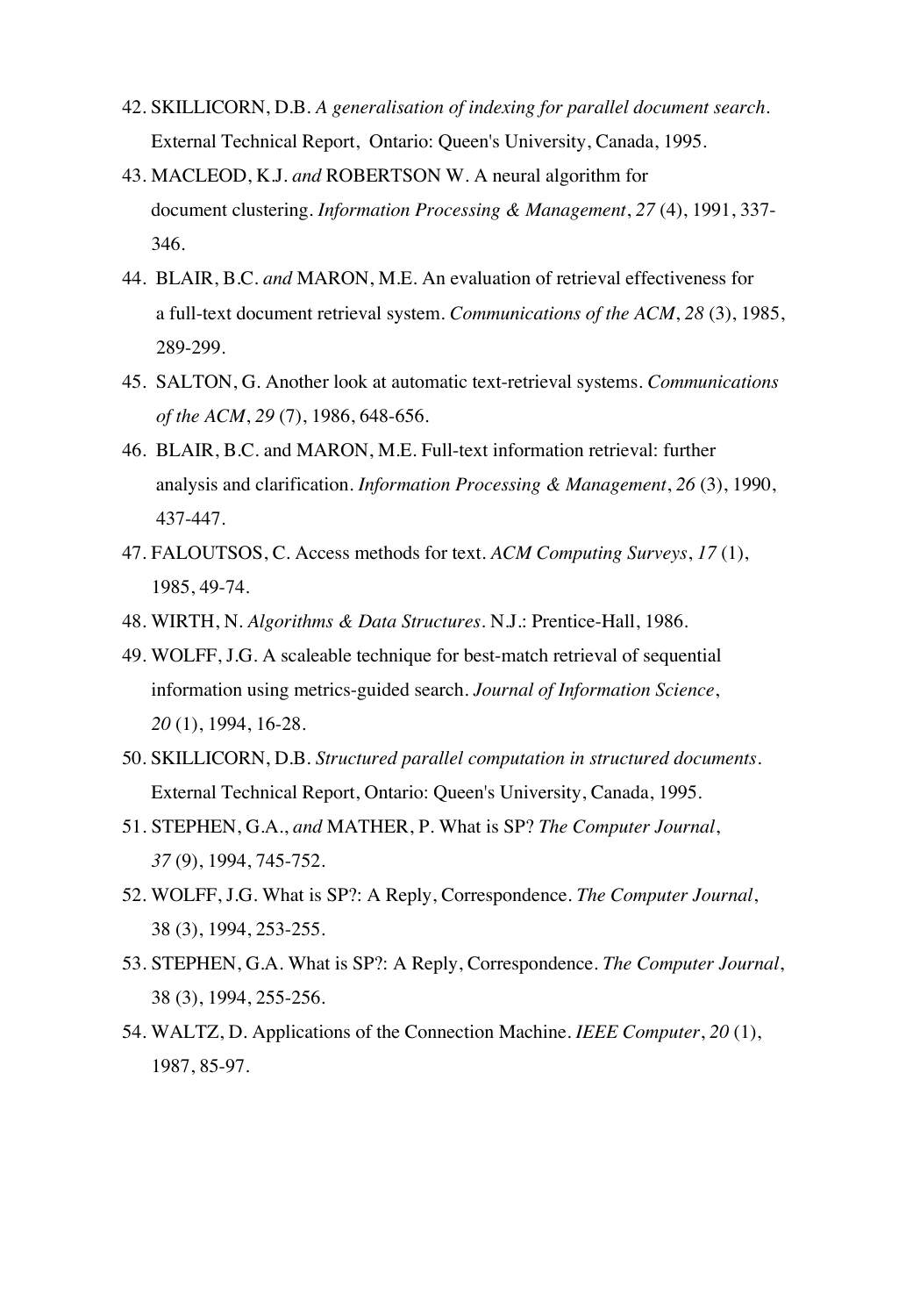42. SKILLICORN, D.B. *A generalisation of indexing for parallel document search*. External Technical Report, Ontario: Queen's University, Canada, 1995.
43. MACLEOD, K.J. *and* ROBERTSON W. A neural algorithm for document clustering. *Information Processing & Management*, *27* (4), 1991, 337-346.
44. BLAIR, B.C. *and* MARON, M.E. An evaluation of retrieval effectiveness for a full-text document retrieval system. *Communications of the ACM*, *28* (3), 1985, 289-299.
45. SALTON, G. Another look at automatic text-retrieval systems. *Communications of the ACM*, *29* (7), 1986, 648-656.
46. BLAIR, B.C. and MARON, M.E. Full-text information retrieval: further analysis and clarification. *Information Processing & Management*, *26* (3), 1990, 437-447.
47. FALOUTSOS, C. Access methods for text. *ACM Computing Surveys*, *17* (1), 1985, 49-74.
48. WIRTH, N. *Algorithms & Data Structures*. N.J.: Prentice-Hall, 1986.
49. WOLFF, J.G. A scaleable technique for best-match retrieval of sequential information using metrics-guided search. *Journal of Information Science*, *20* (1), 1994, 16-28.
50. SKILLICORN, D.B. *Structured parallel computation in structured documents*. External Technical Report, Ontario: Queen's University, Canada, 1995.
51. STEPHEN, G.A., *and* MATHER, P. What is SP? *The Computer Journal*, *37* (9), 1994, 745-752.
52. WOLFF, J.G. What is SP?: A Reply, Correspondence. *The Computer Journal*, 38 (3), 1994, 253-255.
53. STEPHEN, G.A. What is SP?: A Reply, Correspondence. *The Computer Journal*, 38 (3), 1994, 255-256.
54. WALTZ, D. Applications of the Connection Machine. *IEEE Computer*, *20* (1), 1987, 85-97.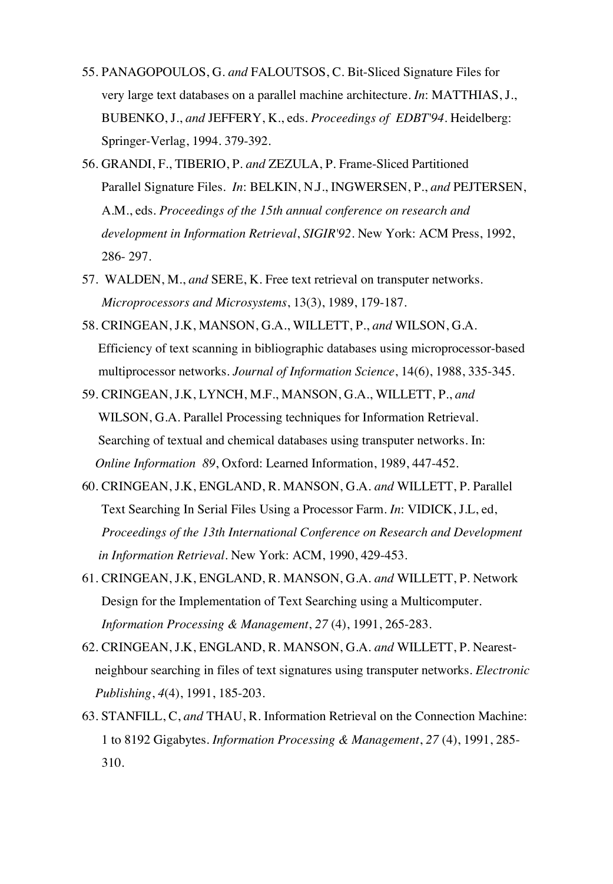55. PANAGOPOULOS, G. *and* FALOUTSOS, C. Bit-Sliced Signature Files for very large text databases on a parallel machine architecture. *In*: MATTHIAS, J., BUBENKO, J., *and* JEFFERY, K., eds. *Proceedings of EDBT'94*. Heidelberg: Springer-Verlag, 1994. 379-392.

56. GRANDI, F., TIBERIO, P. *and* ZEZULA, P. Frame-Sliced Partitioned Parallel Signature Files. *In*: BELKIN, N.J., INGWERSEN, P., *and* PEJTERSEN, A.M., eds. *Proceedings of the 15th annual conference on research and development in Information Retrieval*, *SIGIR'92*. New York: ACM Press, 1992, 286- 297.

57. WALDEN, M., *and* SERE, K. Free text retrieval on transputer networks. *Microprocessors and Microsystems*, 13(3), 1989, 179-187.

58. CRINGEAN, J.K, MANSON, G.A., WILLETT, P., *and* WILSON, G.A. Efficiency of text scanning in bibliographic databases using microprocessor-based multiprocessor networks. *Journal of Information Science*, 14(6), 1988, 335-345.

59. CRINGEAN, J.K, LYNCH, M.F., MANSON, G.A., WILLETT, P., *and* WILSON, G.A. Parallel Processing techniques for Information Retrieval. Searching of textual and chemical databases using transputer networks. In: *Online Information 89*, Oxford: Learned Information, 1989, 447-452.

60. CRINGEAN, J.K, ENGLAND, R. MANSON, G.A. *and* WILLETT, P. Parallel Text Searching In Serial Files Using a Processor Farm. *In*: VIDICK, J.L, ed, *Proceedings of the 13th International Conference on Research and Development in Information Retrieval*. New York: ACM, 1990, 429-453.

61. CRINGEAN, J.K, ENGLAND, R. MANSON, G.A. *and* WILLETT, P. Network Design for the Implementation of Text Searching using a Multicomputer. *Information Processing & Management*, *27* (4), 1991, 265-283.

62. CRINGEAN, J.K, ENGLAND, R. MANSON, G.A. *and* WILLETT, P. Nearest-neighbour searching in files of text signatures using transputer networks. *Electronic Publishing*, *4*(4), 1991, 185-203.

63. STANFILL, C, *and* THAU, R. Information Retrieval on the Connection Machine: 1 to 8192 Gigabytes. *Information Processing & Management*, *27* (4), 1991, 285-310.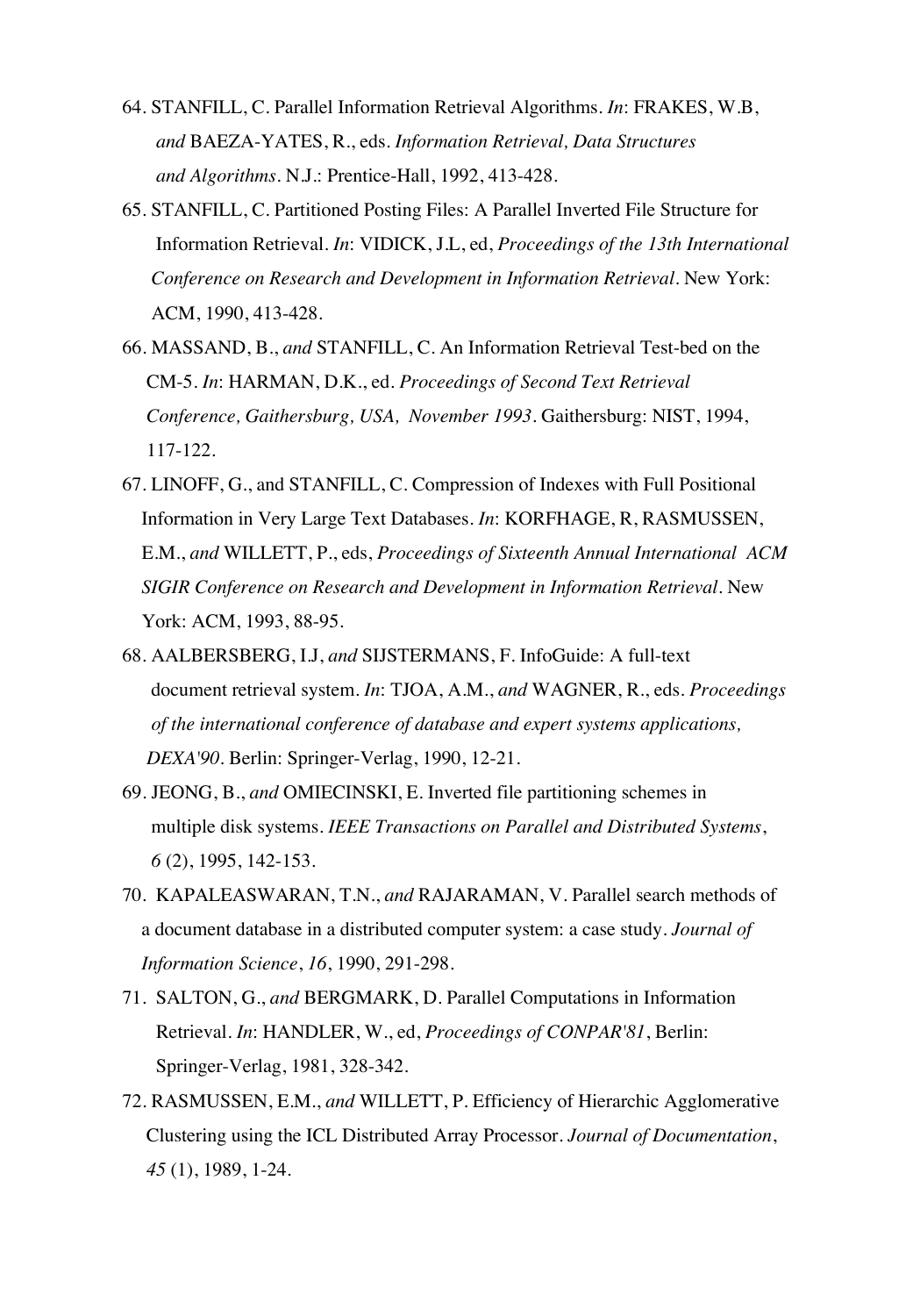64. STANFILL, C. Parallel Information Retrieval Algorithms. *In*: FRAKES, W.B, *and* BAEZA-YATES, R., eds. *Information Retrieval, Data Structures and Algorithms*. N.J.: Prentice-Hall, 1992, 413-428.

65. STANFILL, C. Partitioned Posting Files: A Parallel Inverted File Structure for Information Retrieval. *In*: VIDICK, J.L, ed, *Proceedings of the 13th International Conference on Research and Development in Information Retrieval*. New York: ACM, 1990, 413-428.

66. MASSAND, B., *and* STANFILL, C. An Information Retrieval Test-bed on the CM-5. *In*: HARMAN, D.K., ed. *Proceedings of Second Text Retrieval Conference, Gaithersburg, USA, November 1993*. Gaithersburg: NIST, 1994, 117-122.

67. LINOFF, G., and STANFILL, C. Compression of Indexes with Full Positional Information in Very Large Text Databases. *In*: KORFHAGE, R, RASMUSSEN, E.M., *and* WILLETT, P., eds, *Proceedings of Sixteenth Annual International ACM SIGIR Conference on Research and Development in Information Retrieval*. New York: ACM, 1993, 88-95.

68. AALBERSBERG, I.J, *and* SIJSTERMANS, F. InfoGuide: A full-text document retrieval system. *In*: TJOA, A.M., *and* WAGNER, R., eds. *Proceedings of the international conference of database and expert systems applications, DEXA'90*. Berlin: Springer-Verlag, 1990, 12-21.

69. JEONG, B., *and* OMIECINSKI, E. Inverted file partitioning schemes in multiple disk systems. *IEEE Transactions on Parallel and Distributed Systems*, *6* (2), 1995, 142-153.

70. KAPALEASWARAN, T.N., *and* RAJARAMAN, V. Parallel search methods of a document database in a distributed computer system: a case study. *Journal of Information Science*, *16*, 1990, 291-298.

71. SALTON, G., *and* BERGMARK, D. Parallel Computations in Information Retrieval. *In*: HANDLER, W., ed, *Proceedings of CONPAR'81*, Berlin: Springer-Verlag, 1981, 328-342.

72. RASMUSSEN, E.M., *and* WILLETT, P. Efficiency of Hierarchic Agglomerative Clustering using the ICL Distributed Array Processor. *Journal of Documentation*, *45* (1), 1989, 1-24.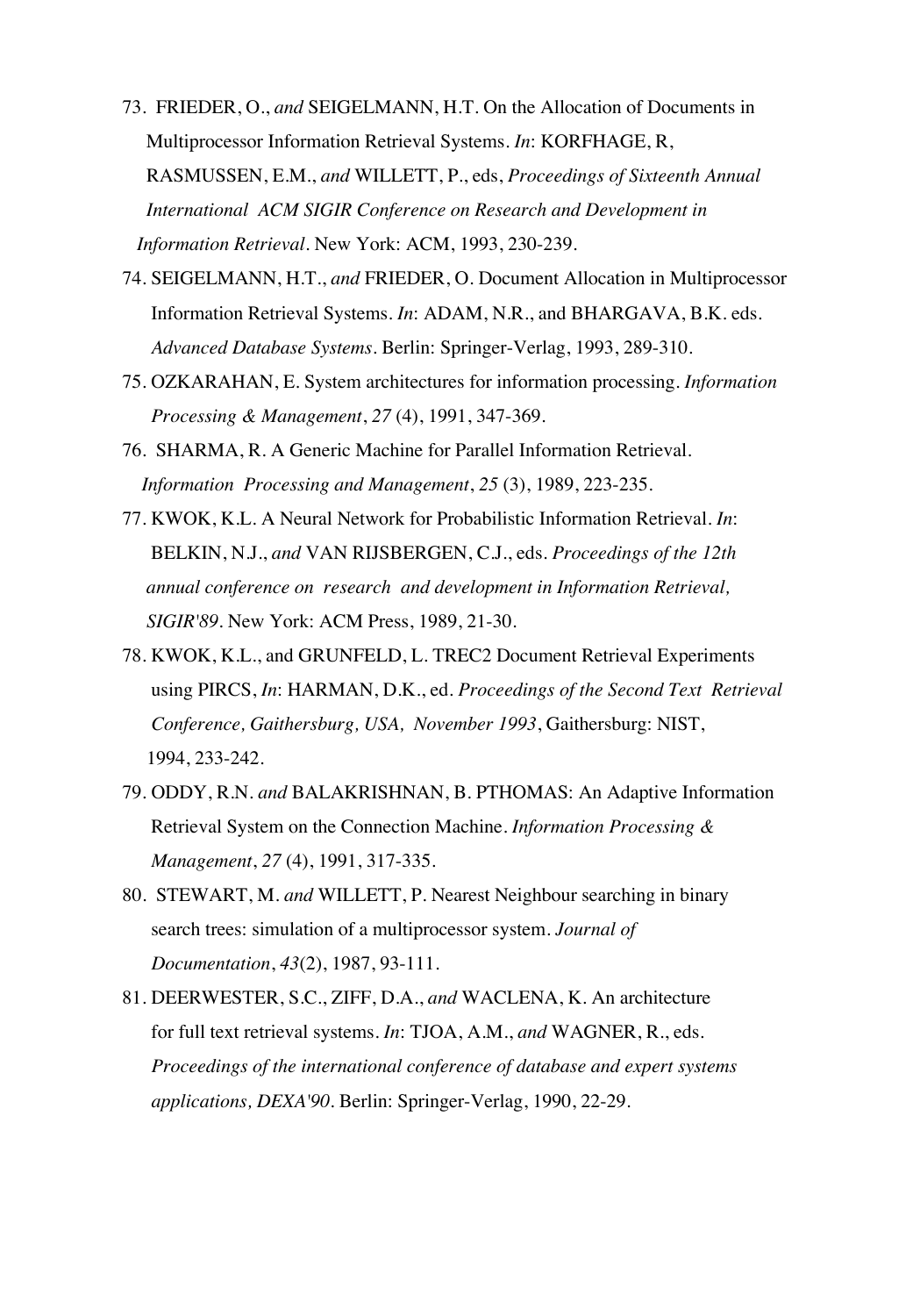73. FRIEDER, O., *and* SEIGELMANN, H.T. On the Allocation of Documents in Multiprocessor Information Retrieval Systems. *In*: KORFHAGE, R, RASMUSSEN, E.M., *and* WILLETT, P., eds, *Proceedings of Sixteenth Annual International ACM SIGIR Conference on Research and Development in Information Retrieval*. New York: ACM, 1993, 230-239.

74. SEIGELMANN, H.T., *and* FRIEDER, O. Document Allocation in Multiprocessor Information Retrieval Systems. *In*: ADAM, N.R., and BHARGAVA, B.K. eds. *Advanced Database Systems*. Berlin: Springer-Verlag, 1993, 289-310.

75. OZKARAHAN, E. System architectures for information processing. *Information Processing & Management*, *27* (4), 1991, 347-369.

76. SHARMA, R. A Generic Machine for Parallel Information Retrieval. *Information Processing and Management*, *25* (3), 1989, 223-235.

77. KWOK, K.L. A Neural Network for Probabilistic Information Retrieval. *In*: BELKIN, N.J., *and* VAN RIJSBERGEN, C.J., eds. *Proceedings of the 12th annual conference on research and development in Information Retrieval, SIGIR'89*. New York: ACM Press, 1989, 21-30.

78. KWOK, K.L., and GRUNFELD, L. TREC2 Document Retrieval Experiments using PIRCS, *In*: HARMAN, D.K., ed. *Proceedings of the Second Text Retrieval Conference, Gaithersburg, USA, November 1993*, Gaithersburg: NIST, 1994, 233-242.

79. ODDY, R.N. *and* BALAKRISHNAN, B. PTHOMAS: An Adaptive Information Retrieval System on the Connection Machine. *Information Processing & Management*, *27* (4), 1991, 317-335.

80. STEWART, M. *and* WILLETT, P. Nearest Neighbour searching in binary search trees: simulation of a multiprocessor system. *Journal of Documentation*, *43*(2), 1987, 93-111.

81. DEERWESTER, S.C., ZIFF, D.A., *and* WACLENA, K. An architecture for full text retrieval systems. *In*: TJOA, A.M., *and* WAGNER, R., eds. *Proceedings of the international conference of database and expert systems applications, DEXA'90*. Berlin: Springer-Verlag, 1990, 22-29.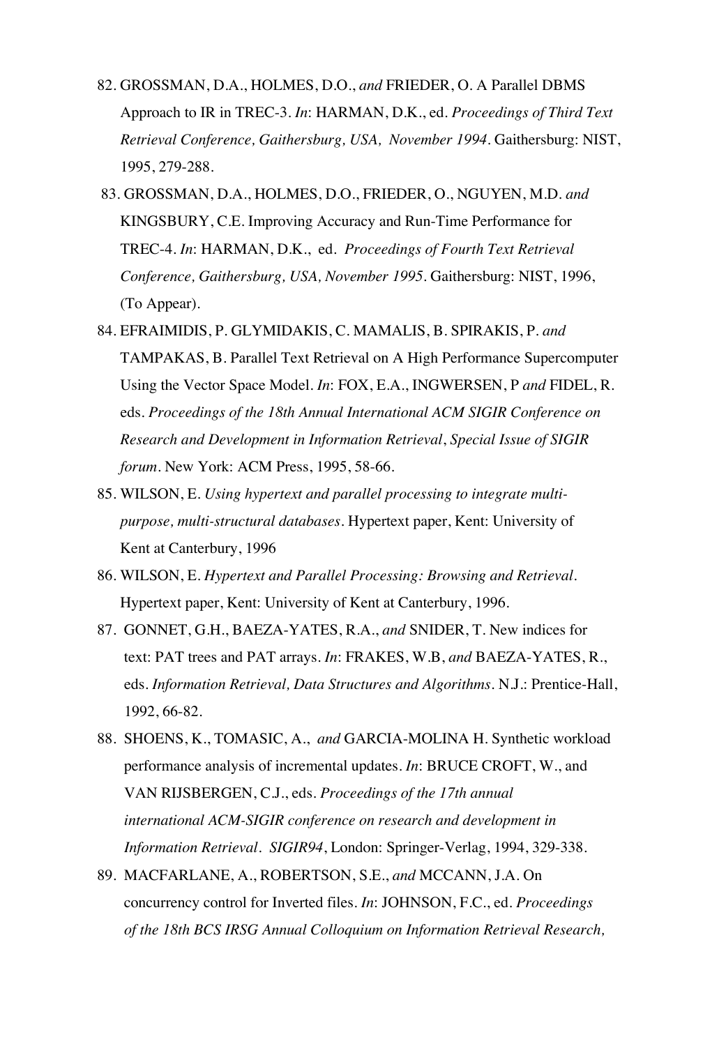82. GROSSMAN, D.A., HOLMES, D.O., *and* FRIEDER, O. A Parallel DBMS Approach to IR in TREC-3. *In*: HARMAN, D.K., ed. *Proceedings of Third Text Retrieval Conference, Gaithersburg, USA, November 1994*. Gaithersburg: NIST, 1995, 279-288.
83. GROSSMAN, D.A., HOLMES, D.O., FRIEDER, O., NGUYEN, M.D. *and* KINGSBURY, C.E. Improving Accuracy and Run-Time Performance for TREC-4. *In*: HARMAN, D.K., ed. *Proceedings of Fourth Text Retrieval Conference, Gaithersburg, USA, November 1995*. Gaithersburg: NIST, 1996, (To Appear).
84. EFRAIMIDIS, P. GLYMIDAKIS, C. MAMALIS, B. SPIRAKIS, P. *and* TAMPAKAS, B. Parallel Text Retrieval on A High Performance Supercomputer Using the Vector Space Model. *In*: FOX, E.A., INGWERSEN, P *and* FIDEL, R. eds. *Proceedings of the 18th Annual International ACM SIGIR Conference on Research and Development in Information Retrieval*, *Special Issue of SIGIR forum*. New York: ACM Press, 1995, 58-66.
85. WILSON, E. *Using hypertext and parallel processing to integrate multi-purpose, multi-structural databases*. Hypertext paper, Kent: University of Kent at Canterbury, 1996
86. WILSON, E. *Hypertext and Parallel Processing: Browsing and Retrieval*. Hypertext paper, Kent: University of Kent at Canterbury, 1996.
87. GONNET, G.H., BAEZA-YATES, R.A., *and* SNIDER, T. New indices for text: PAT trees and PAT arrays. *In*: FRAKES, W.B, *and* BAEZA-YATES, R., eds. *Information Retrieval, Data Structures and Algorithms*. N.J.: Prentice-Hall, 1992, 66-82.
88. SHOENS, K., TOMASIC, A., *and* GARCIA-MOLINA H. Synthetic workload performance analysis of incremental updates. *In*: BRUCE CROFT, W., and VAN RIJSBERGEN, C.J., eds. *Proceedings of the 17th annual international ACM-SIGIR conference on research and development in Information Retrieval*. *SIGIR94*, London: Springer-Verlag, 1994, 329-338.
89. MACFARLANE, A., ROBERTSON, S.E., *and* MCCANN, J.A. On concurrency control for Inverted files. *In*: JOHNSON, F.C., ed. *Proceedings of the 18th BCS IRSG Annual Colloquium on Information Retrieval Research,*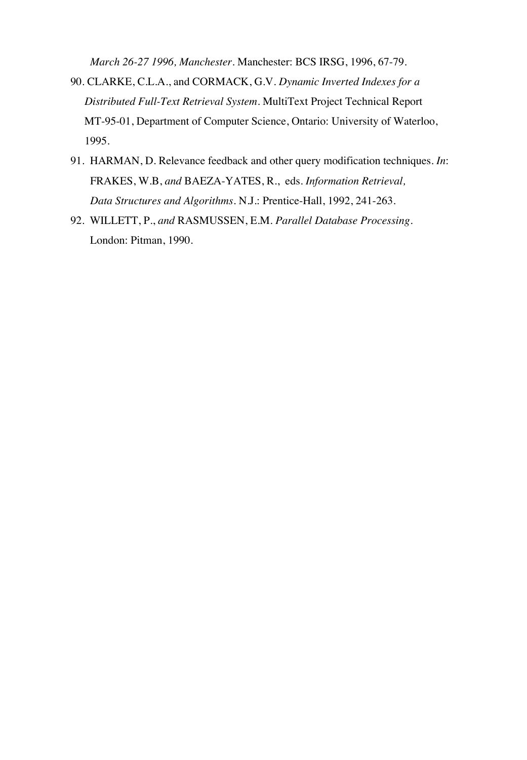*March 26-27 1996, Manchester*. Manchester: BCS IRSG, 1996, 67-79.

90. CLARKE, C.L.A., and CORMACK, G.V. *Dynamic Inverted Indexes for a Distributed Full-Text Retrieval System*. MultiText Project Technical Report MT-95-01, Department of Computer Science, Ontario: University of Waterloo, 1995.

91. HARMAN, D. Relevance feedback and other query modification techniques. *In*: FRAKES, W.B, *and* BAEZA-YATES, R., eds. *Information Retrieval, Data Structures and Algorithms*. N.J.: Prentice-Hall, 1992, 241-263.

92. WILLETT, P., *and* RASMUSSEN, E.M. *Parallel Database Processing*. London: Pitman, 1990.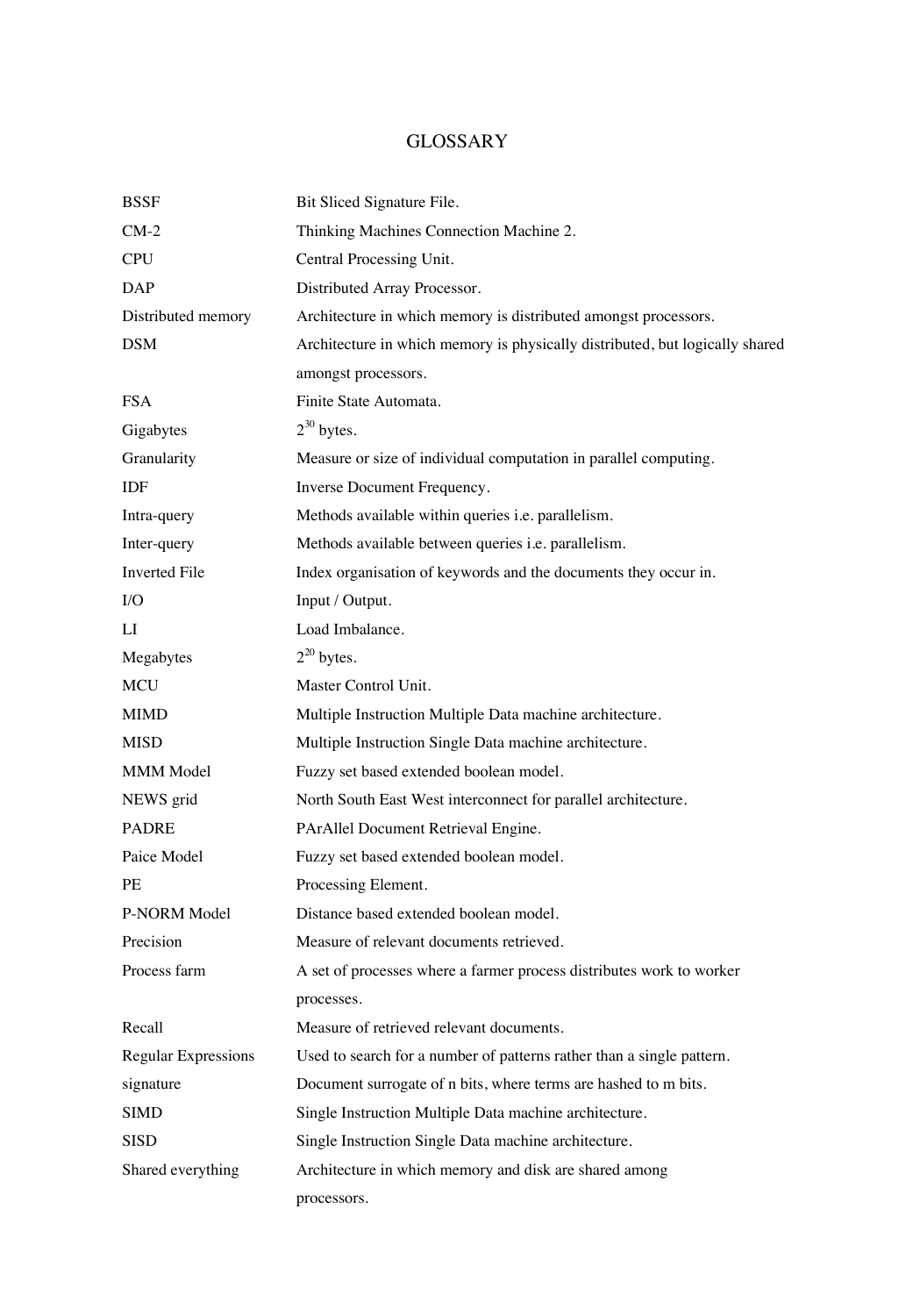# GLOSSARY

| | |
|---|---|
| BSSF | Bit Sliced Signature File. |
| CM-2 | Thinking Machines Connection Machine 2. |
| CPU | Central Processing Unit. |
| DAP | Distributed Array Processor. |
| Distributed memory | Architecture in which memory is distributed amongst processors. |
| DSM | Architecture in which memory is physically distributed, but logically shared amongst processors. |
| FSA | Finite State Automata. |
| Gigabytes | $2^{30}$ bytes. |
| Granularity | Measure or size of individual computation in parallel computing. |
| IDF | Inverse Document Frequency. |
| Intra-query | Methods available within queries i.e. parallelism. |
| Inter-query | Methods available between queries i.e. parallelism. |
| Inverted File | Index organisation of keywords and the documents they occur in. |
| I/O | Input / Output. |
| LI | Load Imbalance. |
| Megabytes | $2^{20}$ bytes. |
| MCU | Master Control Unit. |
| MIMD | Multiple Instruction Multiple Data machine architecture. |
| MISD | Multiple Instruction Single Data machine architecture. |
| MMM Model | Fuzzy set based extended boolean model. |
| NEWS grid | North South East West interconnect for parallel architecture. |
| PADRE | PArAllel Document Retrieval Engine. |
| Paice Model | Fuzzy set based extended boolean model. |
| PE | Processing Element. |
| P-NORM Model | Distance based extended boolean model. |
| Precision | Measure of relevant documents retrieved. |
| Process farm | A set of processes where a farmer process distributes work to worker processes. |
| Recall | Measure of retrieved relevant documents. |
| Regular Expressions | Used to search for a number of patterns rather than a single pattern. |
| signature | Document surrogate of n bits, where terms are hashed to m bits. |
| SIMD | Single Instruction Multiple Data machine architecture. |
| SISD | Single Instruction Single Data machine architecture. |
| Shared everything | Architecture in which memory and disk are shared among processors. |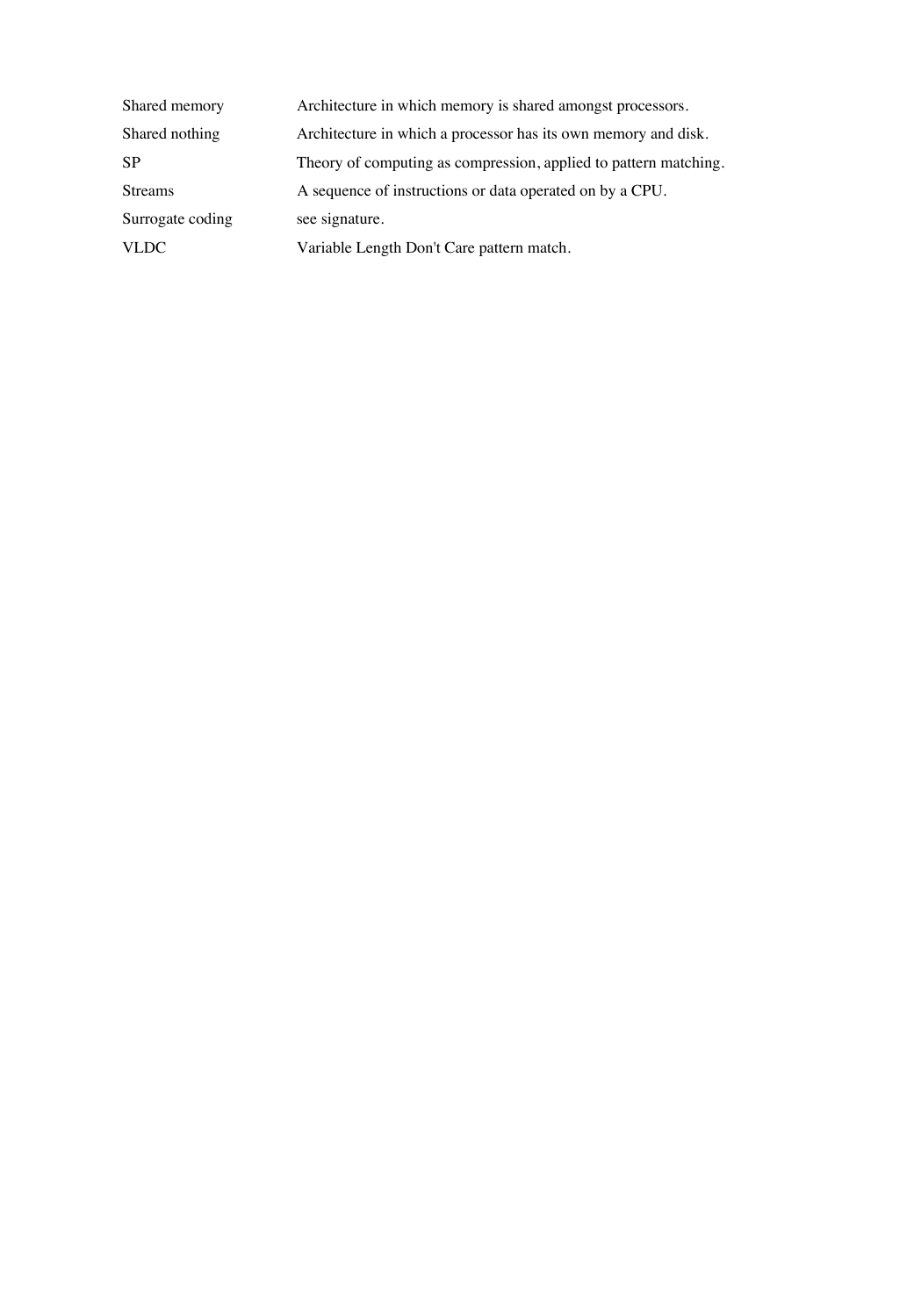| | |
|---|---|
| Shared memory | Architecture in which memory is shared amongst processors. |
| Shared nothing | Architecture in which a processor has its own memory and disk. |
| SP | Theory of computing as compression, applied to pattern matching. |
| Streams | A sequence of instructions or data operated on by a CPU. |
| Surrogate coding | see signature. |
| VLDC | Variable Length Don't Care pattern match. |